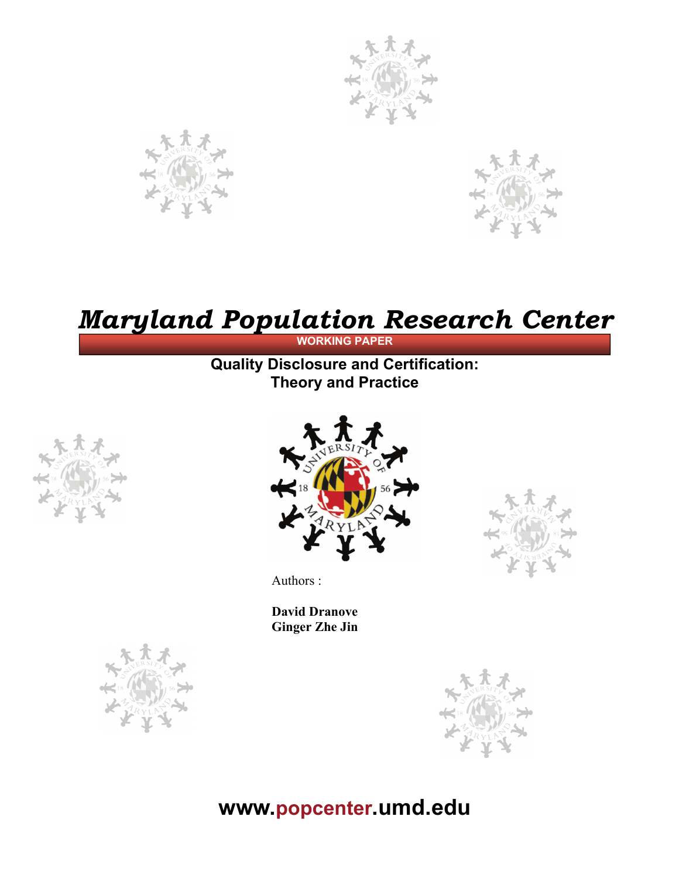# *Maryland Population Research Center*

**WORKING PAPER**

**Quality Disclosure and Certification: Theory and Practice**

Authors :

**David Dranove**
**Ginger Zhe Jin**

**www.popcenter.umd.edu**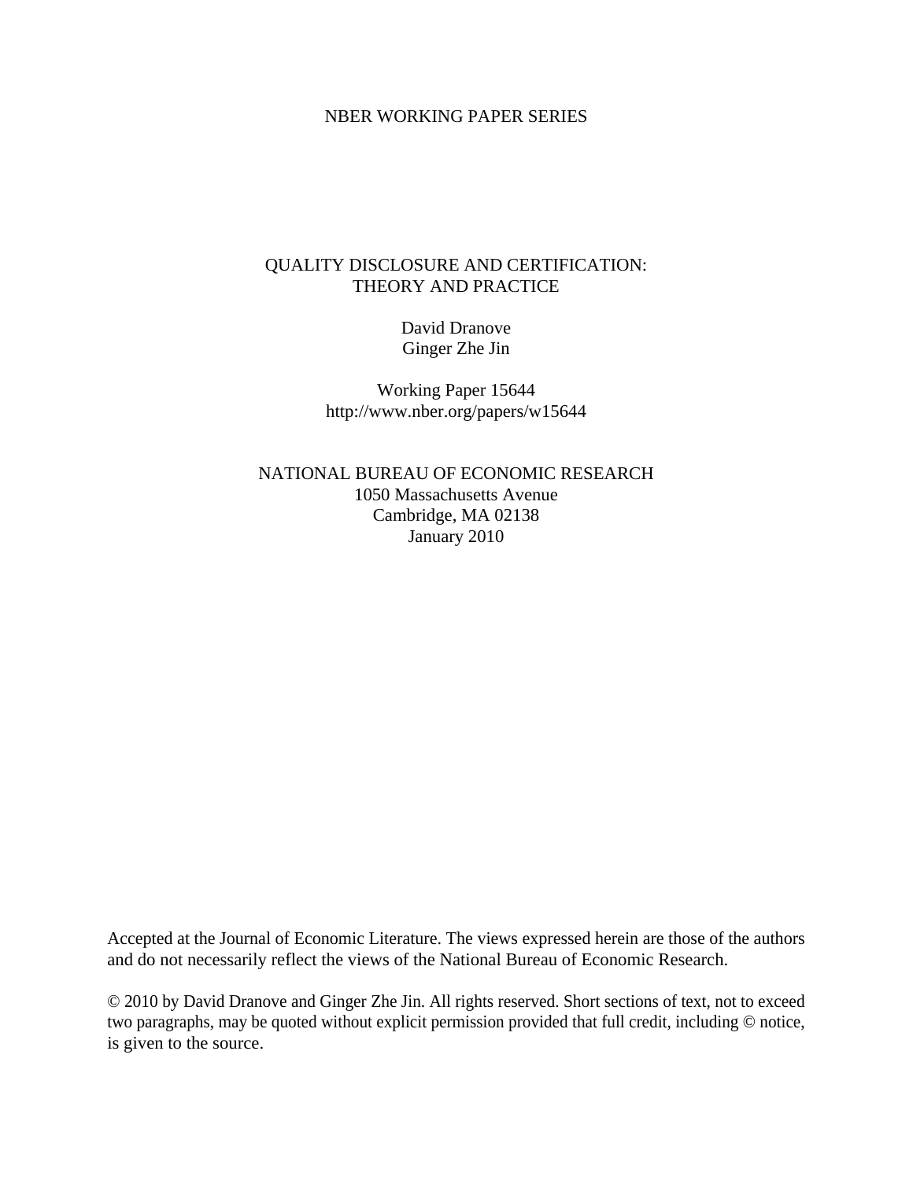NBER WORKING PAPER SERIES

# QUALITY DISCLOSURE AND CERTIFICATION: THEORY AND PRACTICE

David Dranove
Ginger Zhe Jin

Working Paper 15644
http://www.nber.org/papers/w15644

NATIONAL BUREAU OF ECONOMIC RESEARCH
1050 Massachusetts Avenue
Cambridge, MA 02138
January 2010

Accepted at the Journal of Economic Literature. The views expressed herein are those of the authors and do not necessarily reflect the views of the National Bureau of Economic Research.

© 2010 by David Dranove and Ginger Zhe Jin. All rights reserved. Short sections of text, not to exceed two paragraphs, may be quoted without explicit permission provided that full credit, including © notice, is given to the source.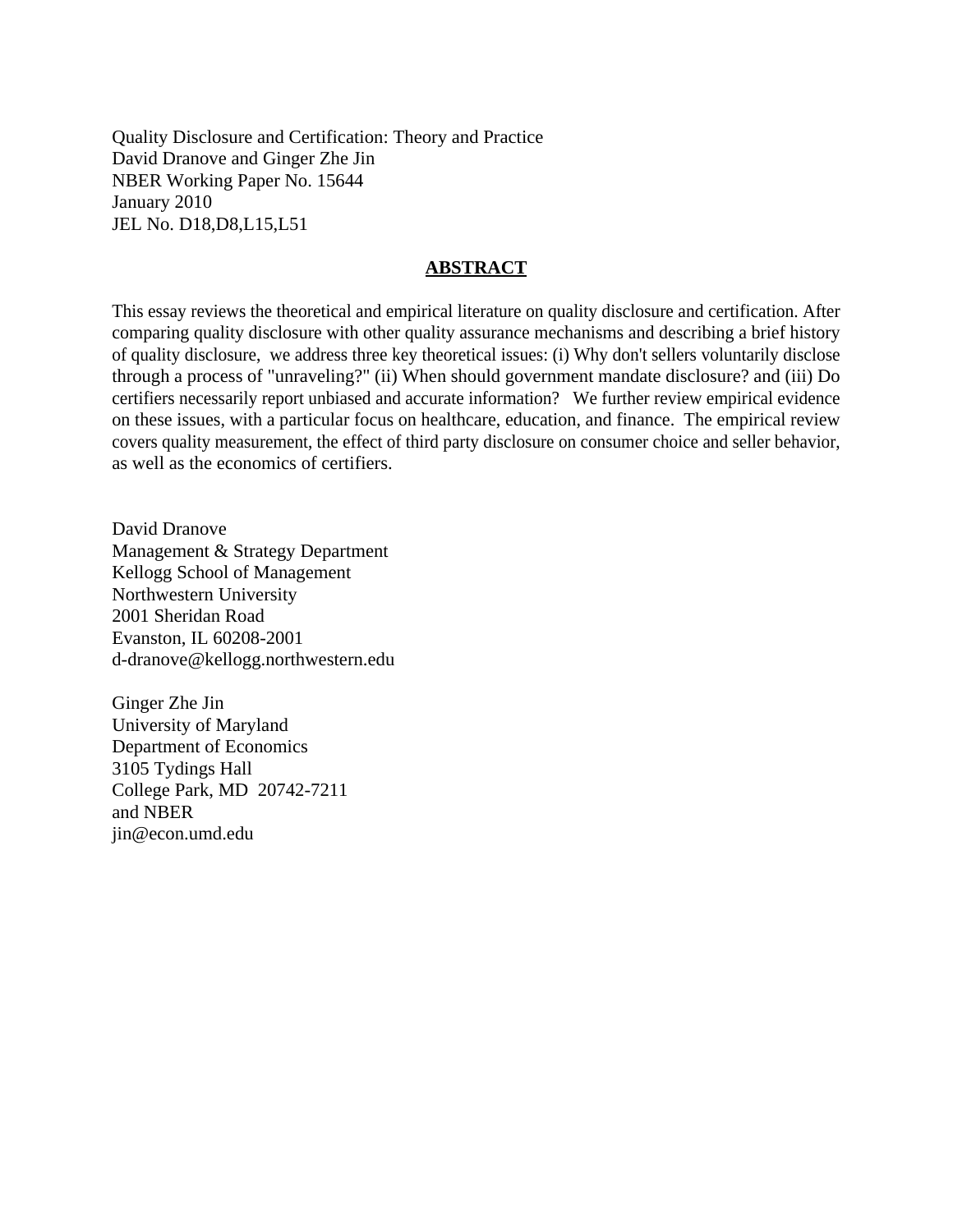Quality Disclosure and Certification: Theory and Practice
David Dranove and Ginger Zhe Jin
NBER Working Paper No. 15644
January 2010
JEL No. D18,D8,L15,L51

## ABSTRACT

This essay reviews the theoretical and empirical literature on quality disclosure and certification. After comparing quality disclosure with other quality assurance mechanisms and describing a brief history of quality disclosure, we address three key theoretical issues: (i) Why don't sellers voluntarily disclose through a process of "unraveling?" (ii) When should government mandate disclosure? and (iii) Do certifiers necessarily report unbiased and accurate information? We further review empirical evidence on these issues, with a particular focus on healthcare, education, and finance. The empirical review covers quality measurement, the effect of third party disclosure on consumer choice and seller behavior, as well as the economics of certifiers.

David Dranove
Management & Strategy Department
Kellogg School of Management
Northwestern University
2001 Sheridan Road
Evanston, IL 60208-2001
d-dranove@kellogg.northwestern.edu

Ginger Zhe Jin
University of Maryland
Department of Economics
3105 Tydings Hall
College Park, MD 20742-7211
and NBER
jin@econ.umd.edu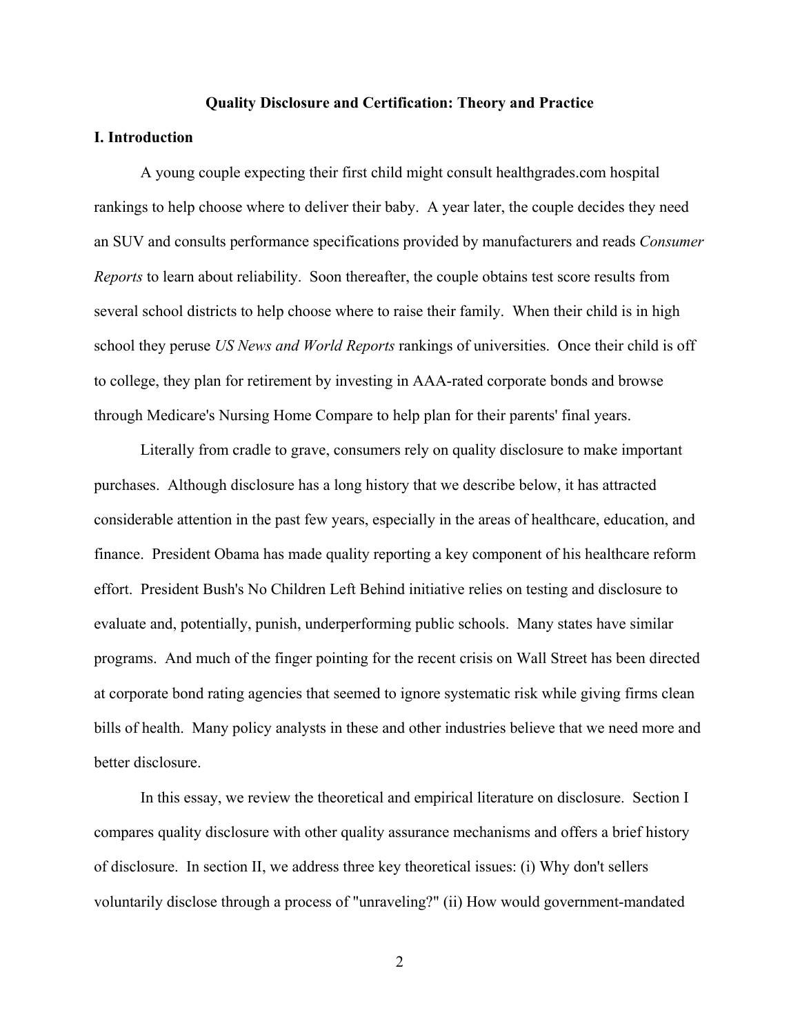**Quality Disclosure and Certification: Theory and Practice**

## I. Introduction

A young couple expecting their first child might consult healthgrades.com hospital rankings to help choose where to deliver their baby. A year later, the couple decides they need an SUV and consults performance specifications provided by manufacturers and reads *Consumer Reports* to learn about reliability. Soon thereafter, the couple obtains test score results from several school districts to help choose where to raise their family. When their child is in high school they peruse *US News and World Reports* rankings of universities. Once their child is off to college, they plan for retirement by investing in AAA-rated corporate bonds and browse through Medicare's Nursing Home Compare to help plan for their parents' final years.

Literally from cradle to grave, consumers rely on quality disclosure to make important purchases. Although disclosure has a long history that we describe below, it has attracted considerable attention in the past few years, especially in the areas of healthcare, education, and finance. President Obama has made quality reporting a key component of his healthcare reform effort. President Bush's No Children Left Behind initiative relies on testing and disclosure to evaluate and, potentially, punish, underperforming public schools. Many states have similar programs. And much of the finger pointing for the recent crisis on Wall Street has been directed at corporate bond rating agencies that seemed to ignore systematic risk while giving firms clean bills of health. Many policy analysts in these and other industries believe that we need more and better disclosure.

In this essay, we review the theoretical and empirical literature on disclosure. Section I compares quality disclosure with other quality assurance mechanisms and offers a brief history of disclosure. In section II, we address three key theoretical issues: (i) Why don't sellers voluntarily disclose through a process of "unraveling?" (ii) How would government-mandated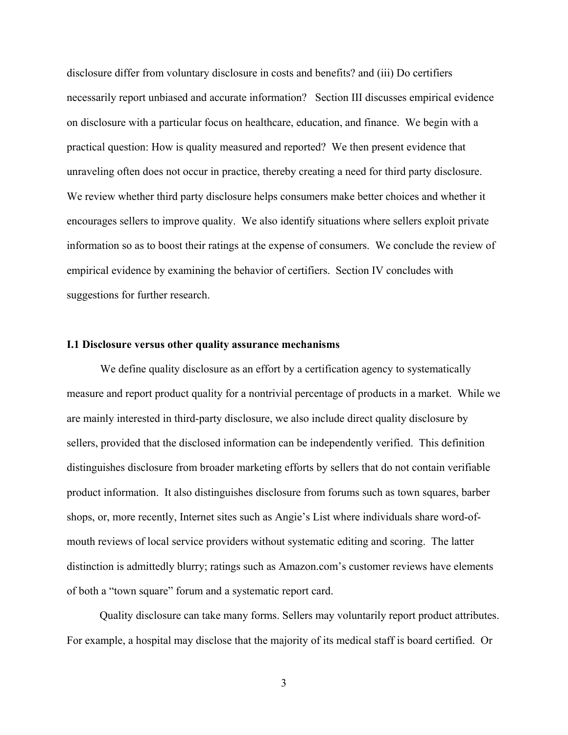disclosure differ from voluntary disclosure in costs and benefits? and (iii) Do certifiers necessarily report unbiased and accurate information? Section III discusses empirical evidence on disclosure with a particular focus on healthcare, education, and finance. We begin with a practical question: How is quality measured and reported? We then present evidence that unraveling often does not occur in practice, thereby creating a need for third party disclosure. We review whether third party disclosure helps consumers make better choices and whether it encourages sellers to improve quality. We also identify situations where sellers exploit private information so as to boost their ratings at the expense of consumers. We conclude the review of empirical evidence by examining the behavior of certifiers. Section IV concludes with suggestions for further research.

### I.1 Disclosure versus other quality assurance mechanisms

We define quality disclosure as an effort by a certification agency to systematically measure and report product quality for a nontrivial percentage of products in a market. While we are mainly interested in third-party disclosure, we also include direct quality disclosure by sellers, provided that the disclosed information can be independently verified. This definition distinguishes disclosure from broader marketing efforts by sellers that do not contain verifiable product information. It also distinguishes disclosure from forums such as town squares, barber shops, or, more recently, Internet sites such as Angie's List where individuals share word-of-mouth reviews of local service providers without systematic editing and scoring. The latter distinction is admittedly blurry; ratings such as Amazon.com's customer reviews have elements of both a "town square" forum and a systematic report card.

Quality disclosure can take many forms. Sellers may voluntarily report product attributes. For example, a hospital may disclose that the majority of its medical staff is board certified. Or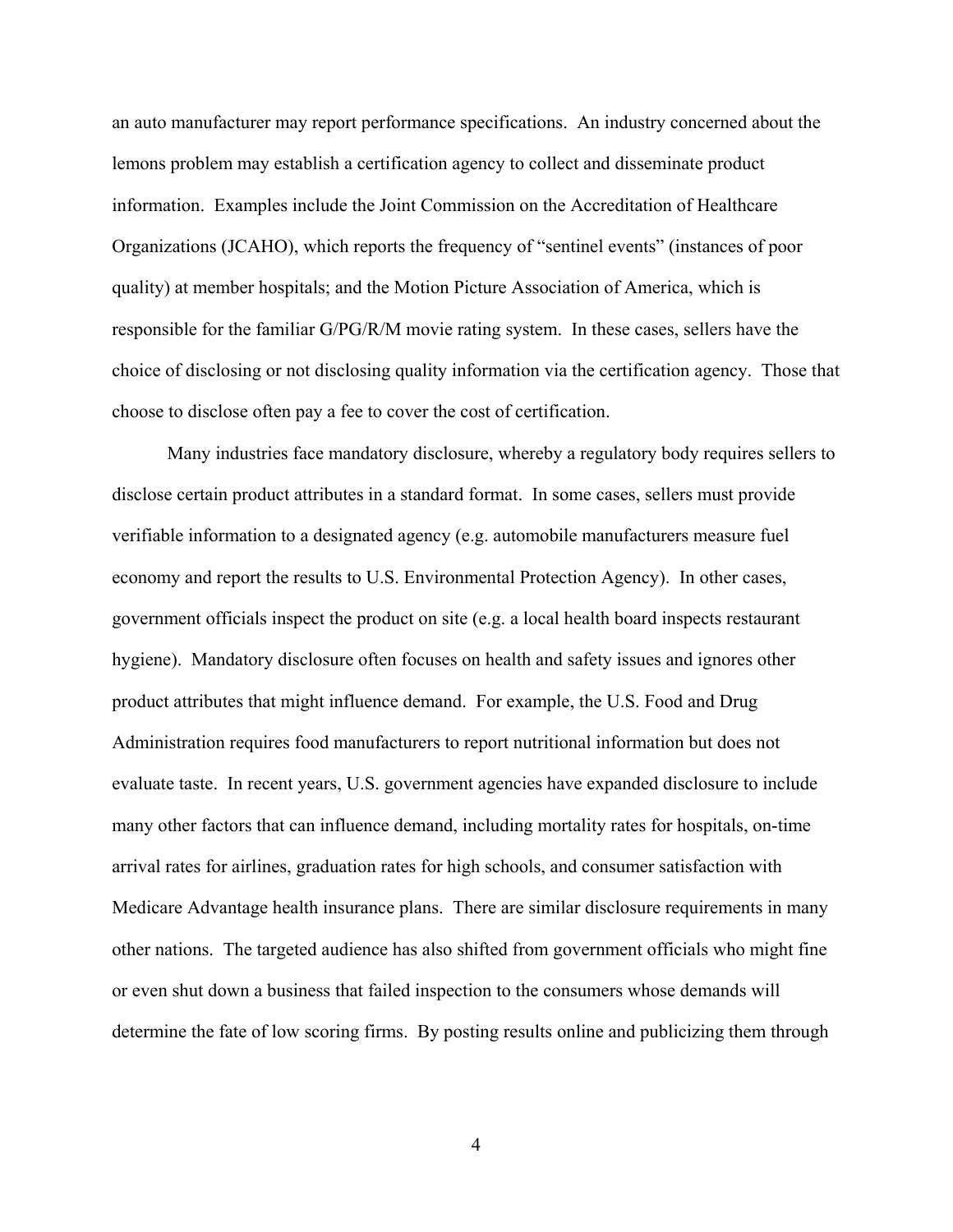an auto manufacturer may report performance specifications. An industry concerned about the lemons problem may establish a certification agency to collect and disseminate product information. Examples include the Joint Commission on the Accreditation of Healthcare Organizations (JCAHO), which reports the frequency of "sentinel events" (instances of poor quality) at member hospitals; and the Motion Picture Association of America, which is responsible for the familiar G/PG/R/M movie rating system. In these cases, sellers have the choice of disclosing or not disclosing quality information via the certification agency. Those that choose to disclose often pay a fee to cover the cost of certification.

Many industries face mandatory disclosure, whereby a regulatory body requires sellers to disclose certain product attributes in a standard format. In some cases, sellers must provide verifiable information to a designated agency (e.g. automobile manufacturers measure fuel economy and report the results to U.S. Environmental Protection Agency). In other cases, government officials inspect the product on site (e.g. a local health board inspects restaurant hygiene). Mandatory disclosure often focuses on health and safety issues and ignores other product attributes that might influence demand. For example, the U.S. Food and Drug Administration requires food manufacturers to report nutritional information but does not evaluate taste. In recent years, U.S. government agencies have expanded disclosure to include many other factors that can influence demand, including mortality rates for hospitals, on-time arrival rates for airlines, graduation rates for high schools, and consumer satisfaction with Medicare Advantage health insurance plans. There are similar disclosure requirements in many other nations. The targeted audience has also shifted from government officials who might fine or even shut down a business that failed inspection to the consumers whose demands will determine the fate of low scoring firms. By posting results online and publicizing them through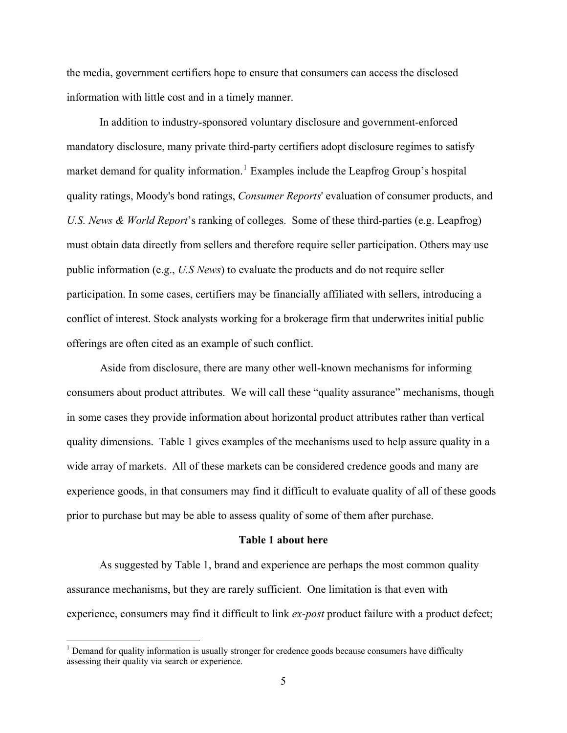the media, government certifiers hope to ensure that consumers can access the disclosed information with little cost and in a timely manner.

In addition to industry-sponsored voluntary disclosure and government-enforced mandatory disclosure, many private third-party certifiers adopt disclosure regimes to satisfy market demand for quality information.[1] Examples include the Leapfrog Group's hospital quality ratings, Moody's bond ratings, *Consumer Reports*' evaluation of consumer products, and *U.S. News & World Report*'s ranking of colleges. Some of these third-parties (e.g. Leapfrog) must obtain data directly from sellers and therefore require seller participation. Others may use public information (e.g., *U.S News*) to evaluate the products and do not require seller participation. In some cases, certifiers may be financially affiliated with sellers, introducing a conflict of interest. Stock analysts working for a brokerage firm that underwrites initial public offerings are often cited as an example of such conflict.

Aside from disclosure, there are many other well-known mechanisms for informing consumers about product attributes. We will call these "quality assurance" mechanisms, though in some cases they provide information about horizontal product attributes rather than vertical quality dimensions. Table 1 gives examples of the mechanisms used to help assure quality in a wide array of markets. All of these markets can be considered credence goods and many are experience goods, in that consumers may find it difficult to evaluate quality of all of these goods prior to purchase but may be able to assess quality of some of them after purchase.

**Table 1 about here**

As suggested by Table 1, brand and experience are perhaps the most common quality assurance mechanisms, but they are rarely sufficient. One limitation is that even with experience, consumers may find it difficult to link *ex-post* product failure with a product defect;

[1] Demand for quality information is usually stronger for credence goods because consumers have difficulty assessing their quality via search or experience.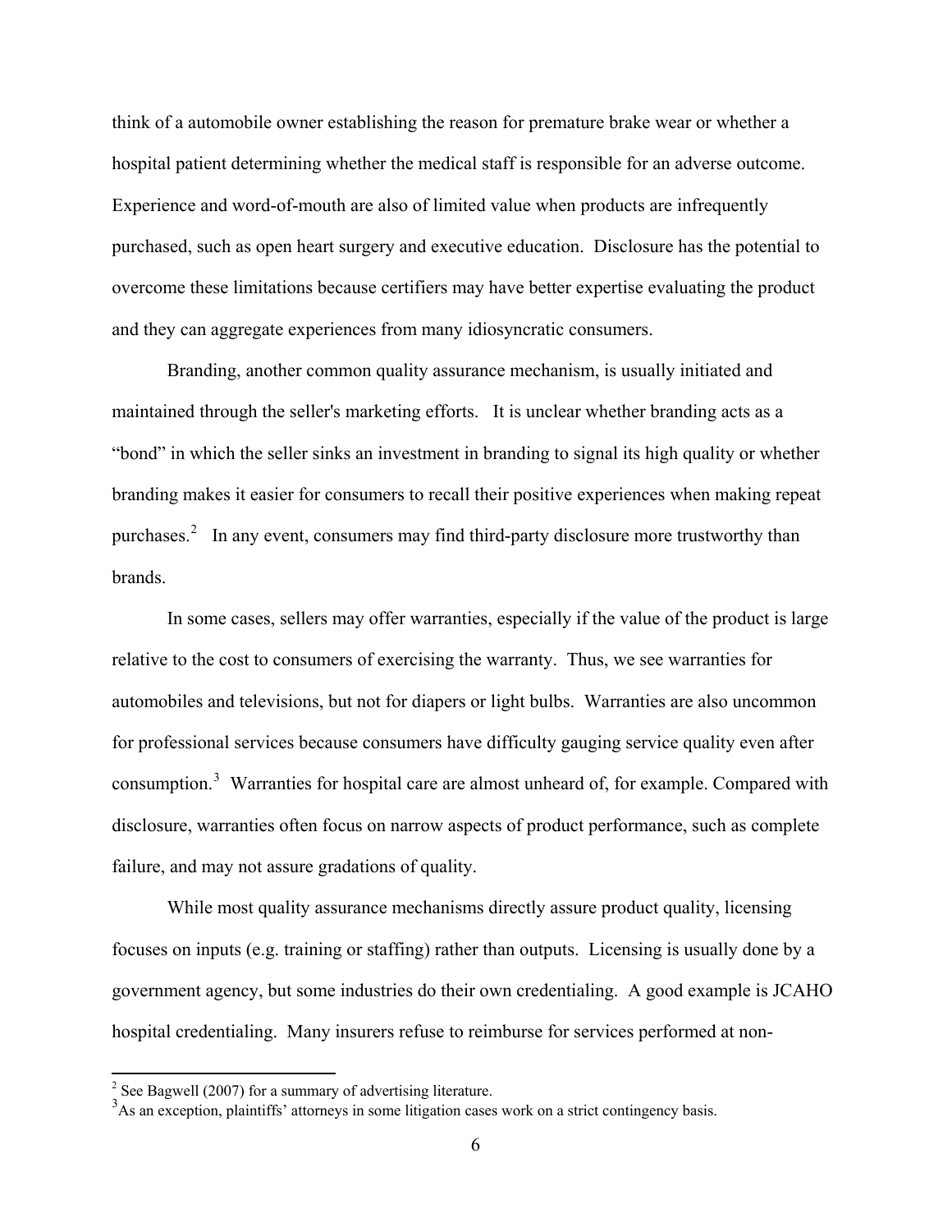think of a automobile owner establishing the reason for premature brake wear or whether a hospital patient determining whether the medical staff is responsible for an adverse outcome. Experience and word-of-mouth are also of limited value when products are infrequently purchased, such as open heart surgery and executive education. Disclosure has the potential to overcome these limitations because certifiers may have better expertise evaluating the product and they can aggregate experiences from many idiosyncratic consumers.

Branding, another common quality assurance mechanism, is usually initiated and maintained through the seller's marketing efforts. It is unclear whether branding acts as a "bond" in which the seller sinks an investment in branding to signal its high quality or whether branding makes it easier for consumers to recall their positive experiences when making repeat purchases.[2] In any event, consumers may find third-party disclosure more trustworthy than brands.

In some cases, sellers may offer warranties, especially if the value of the product is large relative to the cost to consumers of exercising the warranty. Thus, we see warranties for automobiles and televisions, but not for diapers or light bulbs. Warranties are also uncommon for professional services because consumers have difficulty gauging service quality even after consumption.[3] Warranties for hospital care are almost unheard of, for example. Compared with disclosure, warranties often focus on narrow aspects of product performance, such as complete failure, and may not assure gradations of quality.

While most quality assurance mechanisms directly assure product quality, licensing focuses on inputs (e.g. training or staffing) rather than outputs. Licensing is usually done by a government agency, but some industries do their own credentialing. A good example is JCAHO hospital credentialing. Many insurers refuse to reimburse for services performed at non-

[2] See Bagwell (2007) for a summary of advertising literature.

[3] As an exception, plaintiffs' attorneys in some litigation cases work on a strict contingency basis.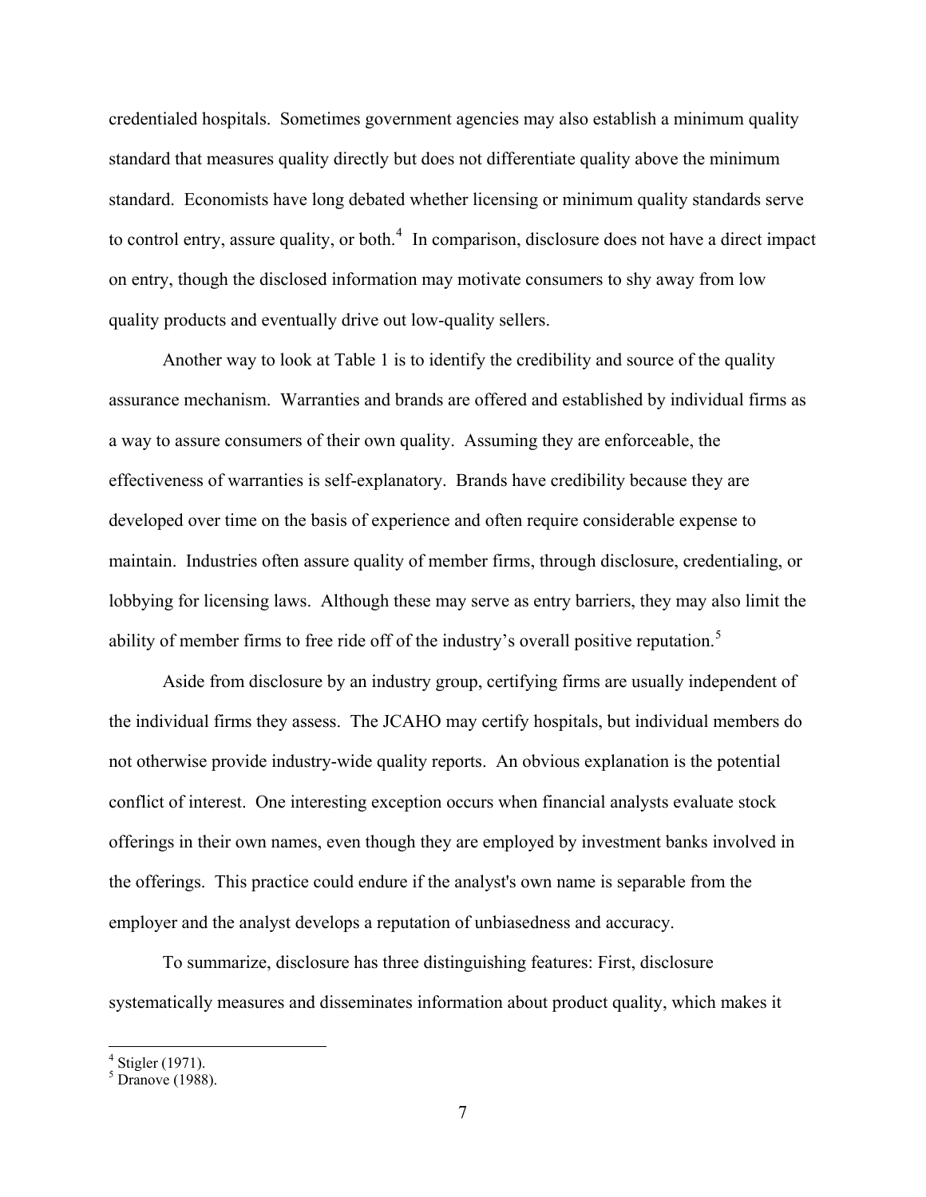credentialed hospitals. Sometimes government agencies may also establish a minimum quality standard that measures quality directly but does not differentiate quality above the minimum standard. Economists have long debated whether licensing or minimum quality standards serve to control entry, assure quality, or both.[4] In comparison, disclosure does not have a direct impact on entry, though the disclosed information may motivate consumers to shy away from low quality products and eventually drive out low-quality sellers.

Another way to look at Table 1 is to identify the credibility and source of the quality assurance mechanism. Warranties and brands are offered and established by individual firms as a way to assure consumers of their own quality. Assuming they are enforceable, the effectiveness of warranties is self-explanatory. Brands have credibility because they are developed over time on the basis of experience and often require considerable expense to maintain. Industries often assure quality of member firms, through disclosure, credentialing, or lobbying for licensing laws. Although these may serve as entry barriers, they may also limit the ability of member firms to free ride off of the industry's overall positive reputation.[5]

Aside from disclosure by an industry group, certifying firms are usually independent of the individual firms they assess. The JCAHO may certify hospitals, but individual members do not otherwise provide industry-wide quality reports. An obvious explanation is the potential conflict of interest. One interesting exception occurs when financial analysts evaluate stock offerings in their own names, even though they are employed by investment banks involved in the offerings. This practice could endure if the analyst's own name is separable from the employer and the analyst develops a reputation of unbiasedness and accuracy.

To summarize, disclosure has three distinguishing features: First, disclosure systematically measures and disseminates information about product quality, which makes it

[4] Stigler (1971).

[5] Dranove (1988).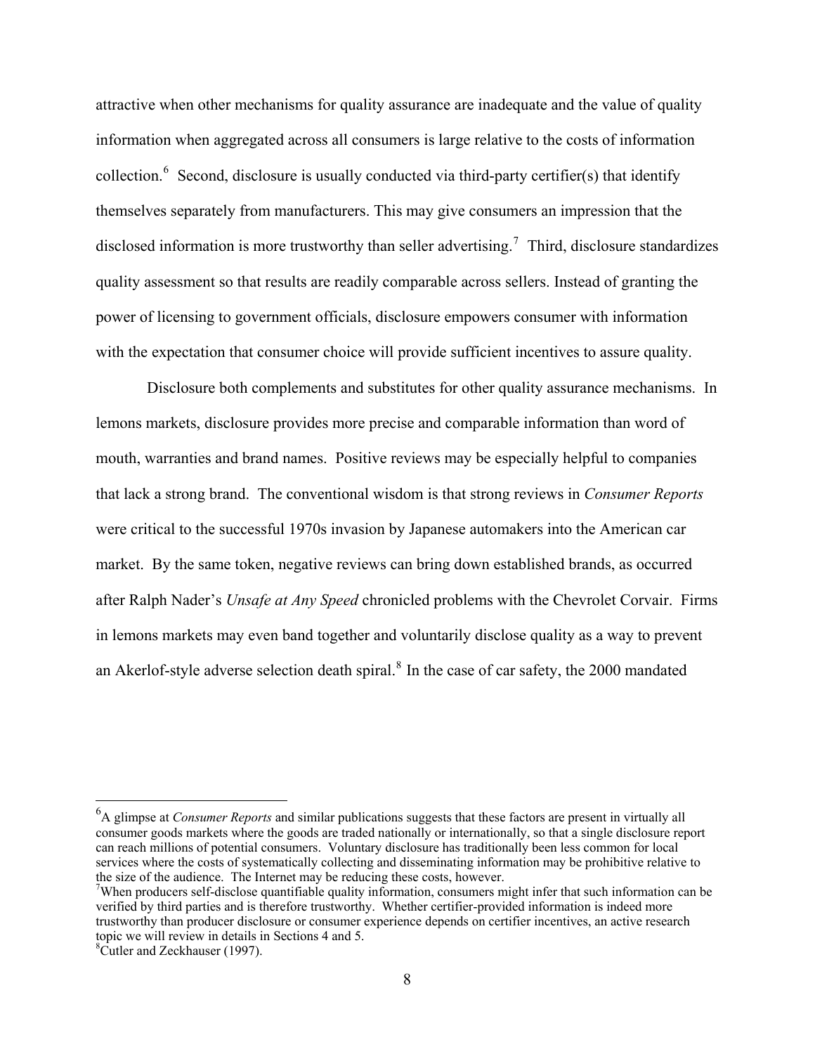attractive when other mechanisms for quality assurance are inadequate and the value of quality information when aggregated across all consumers is large relative to the costs of information collection.[6] Second, disclosure is usually conducted via third-party certifier(s) that identify themselves separately from manufacturers. This may give consumers an impression that the disclosed information is more trustworthy than seller advertising.[7] Third, disclosure standardizes quality assessment so that results are readily comparable across sellers. Instead of granting the power of licensing to government officials, disclosure empowers consumer with information with the expectation that consumer choice will provide sufficient incentives to assure quality.

Disclosure both complements and substitutes for other quality assurance mechanisms. In lemons markets, disclosure provides more precise and comparable information than word of mouth, warranties and brand names. Positive reviews may be especially helpful to companies that lack a strong brand. The conventional wisdom is that strong reviews in *Consumer Reports* were critical to the successful 1970s invasion by Japanese automakers into the American car market. By the same token, negative reviews can bring down established brands, as occurred after Ralph Nader's *Unsafe at Any Speed* chronicled problems with the Chevrolet Corvair. Firms in lemons markets may even band together and voluntarily disclose quality as a way to prevent an Akerlof-style adverse selection death spiral.[8] In the case of car safety, the 2000 mandated

---

[6] A glimpse at *Consumer Reports* and similar publications suggests that these factors are present in virtually all consumer goods markets where the goods are traded nationally or internationally, so that a single disclosure report can reach millions of potential consumers. Voluntary disclosure has traditionally been less common for local services where the costs of systematically collecting and disseminating information may be prohibitive relative to the size of the audience. The Internet may be reducing these costs, however.

[7] When producers self-disclose quantifiable quality information, consumers might infer that such information can be verified by third parties and is therefore trustworthy. Whether certifier-provided information is indeed more trustworthy than producer disclosure or consumer experience depends on certifier incentives, an active research topic we will review in details in Sections 4 and 5.

[8] Cutler and Zeckhauser (1997).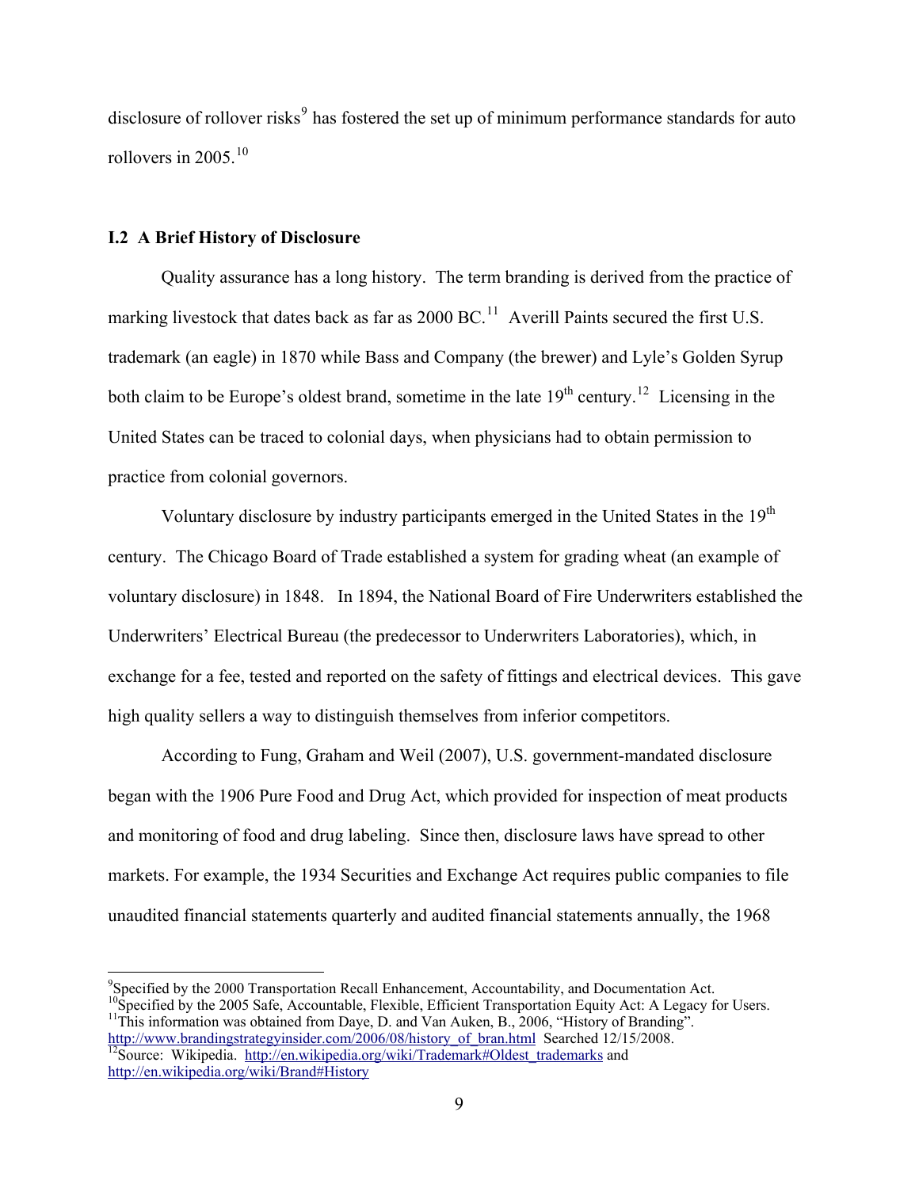disclosure of rollover risks[9] has fostered the set up of minimum performance standards for auto rollovers in 2005.[10]

### I.2 A Brief History of Disclosure

Quality assurance has a long history. The term branding is derived from the practice of marking livestock that dates back as far as 2000 BC.[11] Averill Paints secured the first U.S. trademark (an eagle) in 1870 while Bass and Company (the brewer) and Lyle's Golden Syrup both claim to be Europe's oldest brand, sometime in the late 19th century.[12] Licensing in the United States can be traced to colonial days, when physicians had to obtain permission to practice from colonial governors.

Voluntary disclosure by industry participants emerged in the United States in the 19th century. The Chicago Board of Trade established a system for grading wheat (an example of voluntary disclosure) in 1848. In 1894, the National Board of Fire Underwriters established the Underwriters' Electrical Bureau (the predecessor to Underwriters Laboratories), which, in exchange for a fee, tested and reported on the safety of fittings and electrical devices. This gave high quality sellers a way to distinguish themselves from inferior competitors.

According to Fung, Graham and Weil (2007), U.S. government-mandated disclosure began with the 1906 Pure Food and Drug Act, which provided for inspection of meat products and monitoring of food and drug labeling. Since then, disclosure laws have spread to other markets. For example, the 1934 Securities and Exchange Act requires public companies to file unaudited financial statements quarterly and audited financial statements annually, the 1968

---

[9] Specified by the 2000 Transportation Recall Enhancement, Accountability, and Documentation Act.

[10] Specified by the 2005 Safe, Accountable, Flexible, Efficient Transportation Equity Act: A Legacy for Users.

[11] This information was obtained from Daye, D. and Van Auken, B., 2006, "History of Branding". http://www.brandingstrategyinsider.com/2006/08/history_of_bran.html Searched 12/15/2008.

[12] Source: Wikipedia. http://en.wikipedia.org/wiki/Trademark#Oldest_trademarks and http://en.wikipedia.org/wiki/Brand#History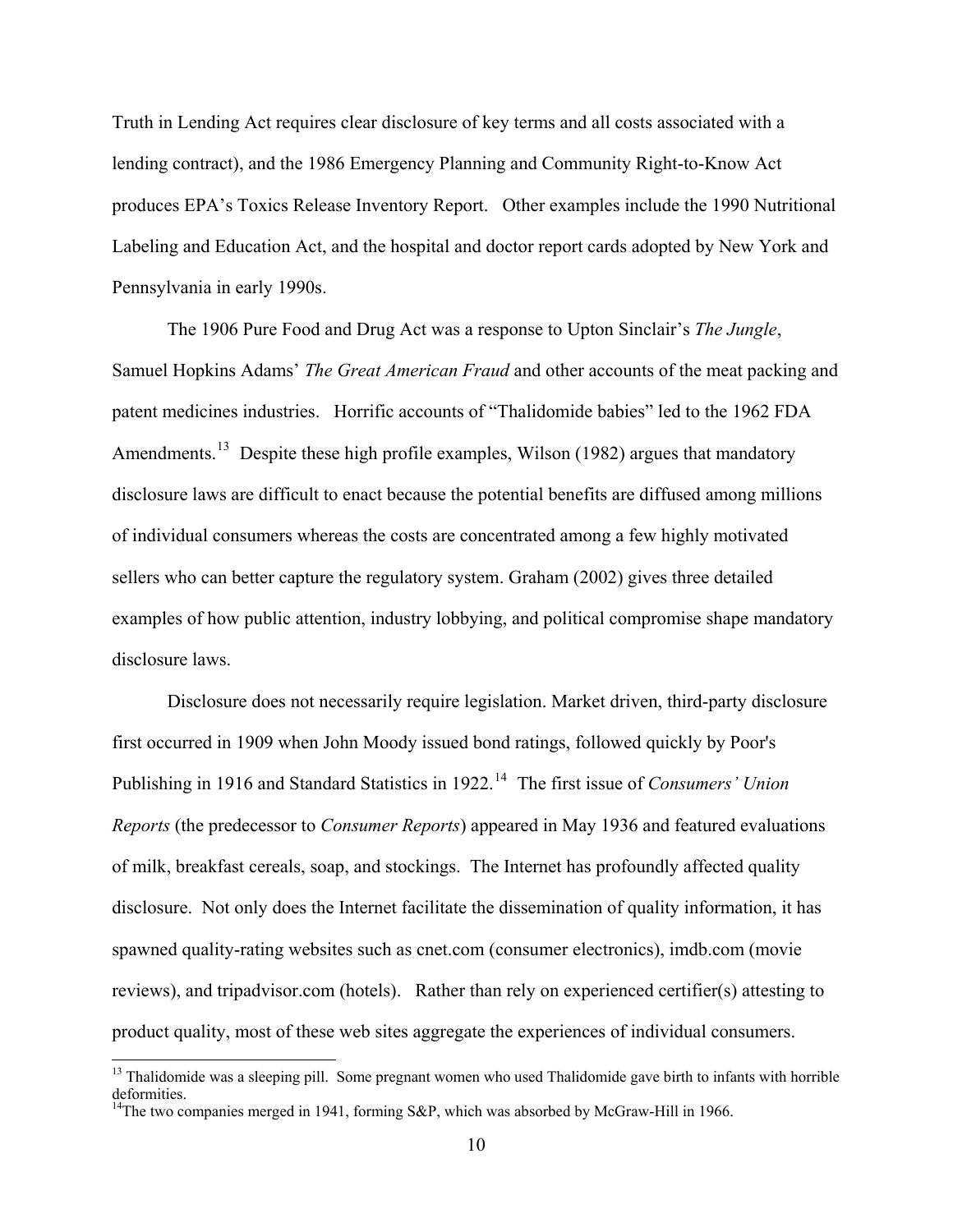Truth in Lending Act requires clear disclosure of key terms and all costs associated with a lending contract), and the 1986 Emergency Planning and Community Right-to-Know Act produces EPA's Toxics Release Inventory Report. Other examples include the 1990 Nutritional Labeling and Education Act, and the hospital and doctor report cards adopted by New York and Pennsylvania in early 1990s.

The 1906 Pure Food and Drug Act was a response to Upton Sinclair's *The Jungle*, Samuel Hopkins Adams' *The Great American Fraud* and other accounts of the meat packing and patent medicines industries. Horrific accounts of "Thalidomide babies" led to the 1962 FDA Amendments.[13] Despite these high profile examples, Wilson (1982) argues that mandatory disclosure laws are difficult to enact because the potential benefits are diffused among millions of individual consumers whereas the costs are concentrated among a few highly motivated sellers who can better capture the regulatory system. Graham (2002) gives three detailed examples of how public attention, industry lobbying, and political compromise shape mandatory disclosure laws.

Disclosure does not necessarily require legislation. Market driven, third-party disclosure first occurred in 1909 when John Moody issued bond ratings, followed quickly by Poor's Publishing in 1916 and Standard Statistics in 1922.[14] The first issue of *Consumers' Union Reports* (the predecessor to *Consumer Reports*) appeared in May 1936 and featured evaluations of milk, breakfast cereals, soap, and stockings. The Internet has profoundly affected quality disclosure. Not only does the Internet facilitate the dissemination of quality information, it has spawned quality-rating websites such as cnet.com (consumer electronics), imdb.com (movie reviews), and tripadvisor.com (hotels). Rather than rely on experienced certifier(s) attesting to product quality, most of these web sites aggregate the experiences of individual consumers.

[13] Thalidomide was a sleeping pill. Some pregnant women who used Thalidomide gave birth to infants with horrible deformities.

[14] The two companies merged in 1941, forming S&P, which was absorbed by McGraw-Hill in 1966.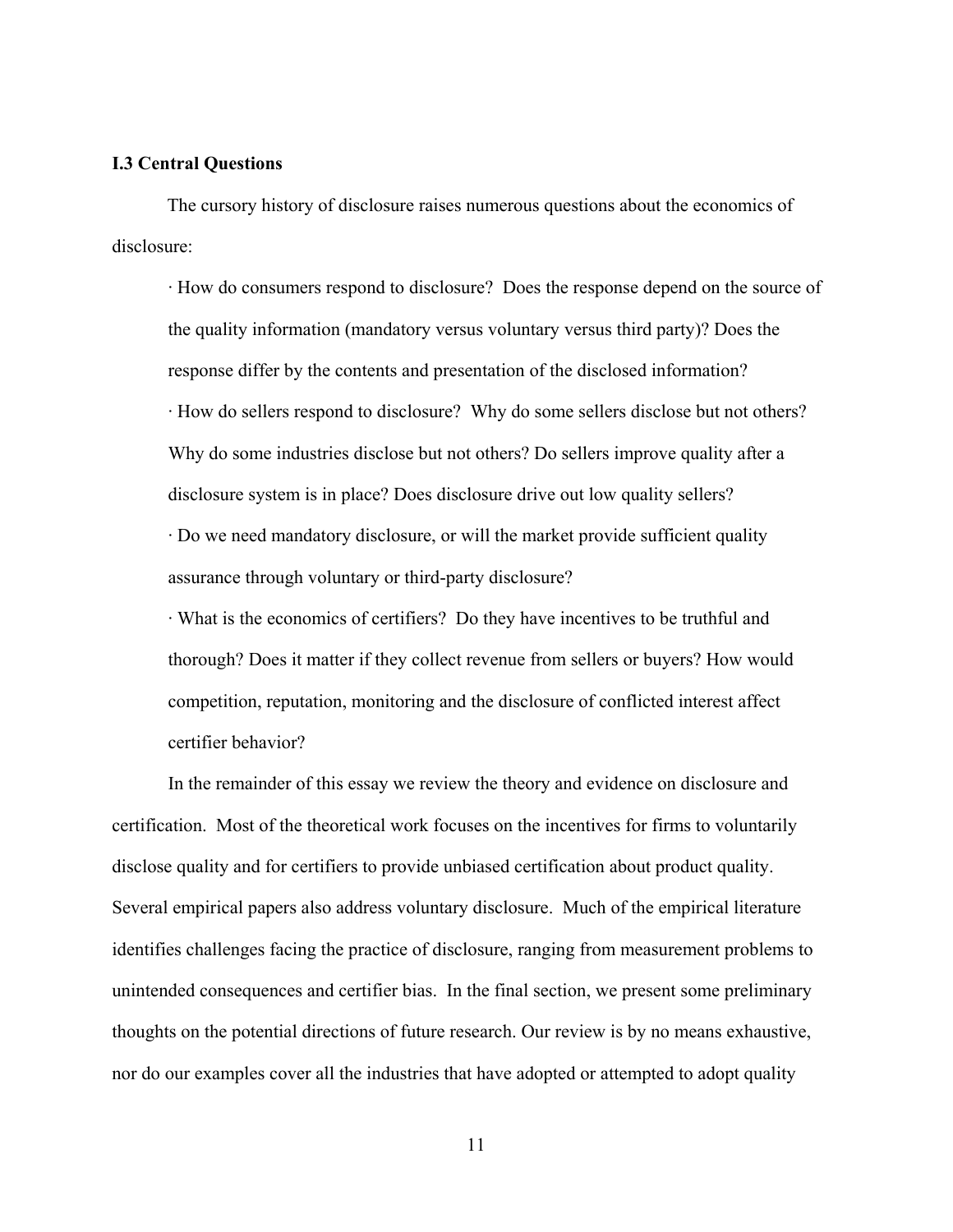### I.3 Central Questions

The cursory history of disclosure raises numerous questions about the economics of disclosure:

- How do consumers respond to disclosure? Does the response depend on the source of the quality information (mandatory versus voluntary versus third party)? Does the response differ by the contents and presentation of the disclosed information?
- How do sellers respond to disclosure? Why do some sellers disclose but not others? Why do some industries disclose but not others? Do sellers improve quality after a disclosure system is in place? Does disclosure drive out low quality sellers?
- Do we need mandatory disclosure, or will the market provide sufficient quality assurance through voluntary or third-party disclosure?
- What is the economics of certifiers? Do they have incentives to be truthful and thorough? Does it matter if they collect revenue from sellers or buyers? How would competition, reputation, monitoring and the disclosure of conflicted interest affect certifier behavior?

In the remainder of this essay we review the theory and evidence on disclosure and certification. Most of the theoretical work focuses on the incentives for firms to voluntarily disclose quality and for certifiers to provide unbiased certification about product quality. Several empirical papers also address voluntary disclosure. Much of the empirical literature identifies challenges facing the practice of disclosure, ranging from measurement problems to unintended consequences and certifier bias. In the final section, we present some preliminary thoughts on the potential directions of future research. Our review is by no means exhaustive, nor do our examples cover all the industries that have adopted or attempted to adopt quality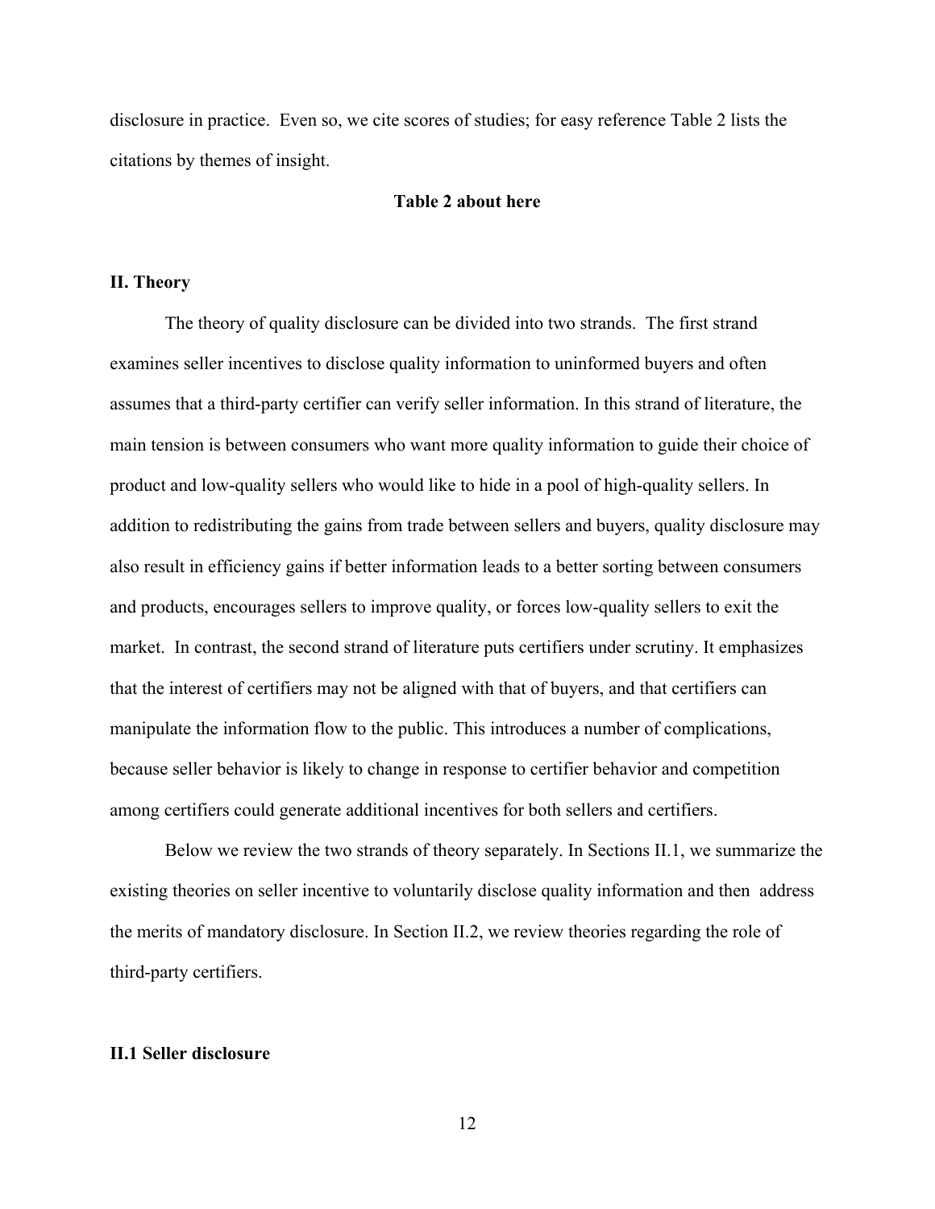disclosure in practice. Even so, we cite scores of studies; for easy reference Table 2 lists the citations by themes of insight.

**Table 2 about here**

## II. Theory

The theory of quality disclosure can be divided into two strands. The first strand examines seller incentives to disclose quality information to uninformed buyers and often assumes that a third-party certifier can verify seller information. In this strand of literature, the main tension is between consumers who want more quality information to guide their choice of product and low-quality sellers who would like to hide in a pool of high-quality sellers. In addition to redistributing the gains from trade between sellers and buyers, quality disclosure may also result in efficiency gains if better information leads to a better sorting between consumers and products, encourages sellers to improve quality, or forces low-quality sellers to exit the market. In contrast, the second strand of literature puts certifiers under scrutiny. It emphasizes that the interest of certifiers may not be aligned with that of buyers, and that certifiers can manipulate the information flow to the public. This introduces a number of complications, because seller behavior is likely to change in response to certifier behavior and competition among certifiers could generate additional incentives for both sellers and certifiers.

Below we review the two strands of theory separately. In Sections II.1, we summarize the existing theories on seller incentive to voluntarily disclose quality information and then address the merits of mandatory disclosure. In Section II.2, we review theories regarding the role of third-party certifiers.

### II.1 Seller disclosure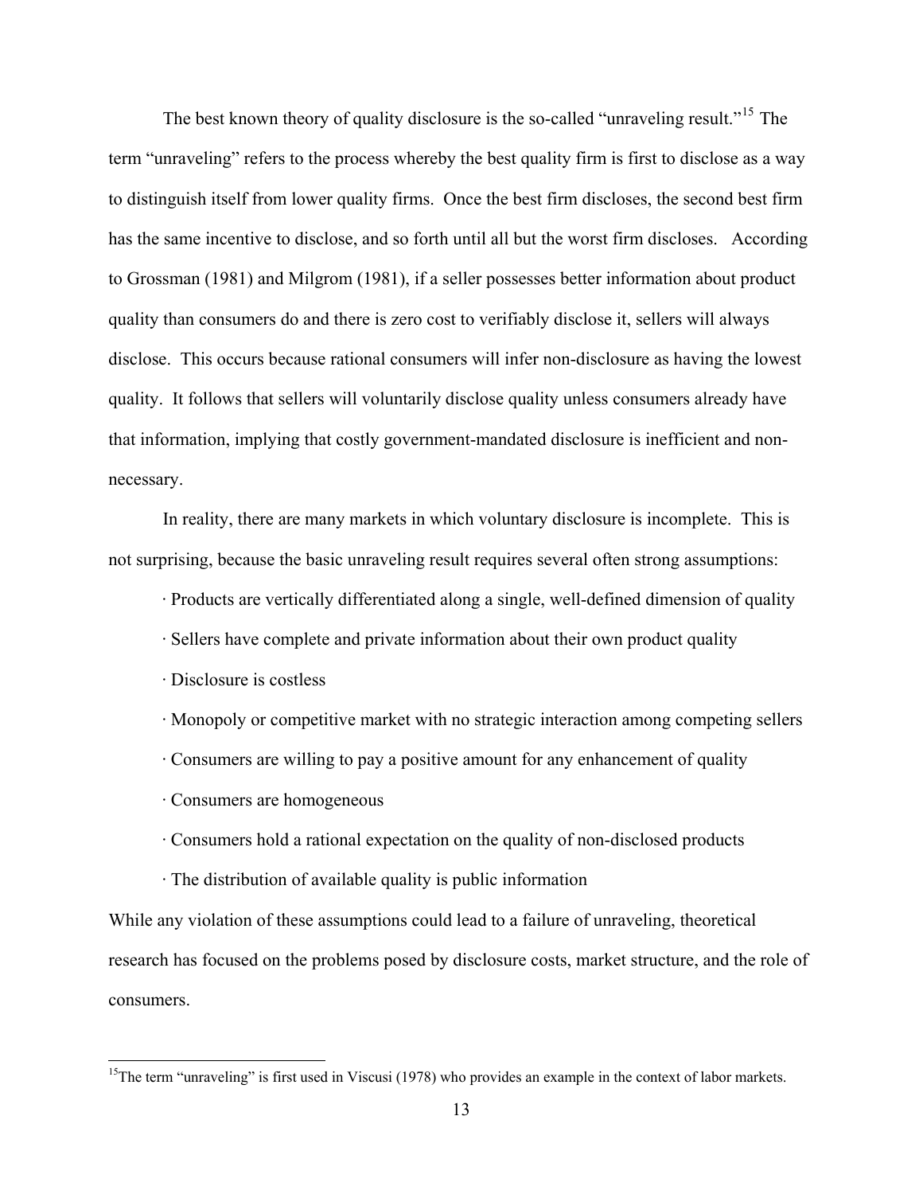The best known theory of quality disclosure is the so-called "unraveling result."[15] The term "unraveling" refers to the process whereby the best quality firm is first to disclose as a way to distinguish itself from lower quality firms. Once the best firm discloses, the second best firm has the same incentive to disclose, and so forth until all but the worst firm discloses. According to Grossman (1981) and Milgrom (1981), if a seller possesses better information about product quality than consumers do and there is zero cost to verifiably disclose it, sellers will always disclose. This occurs because rational consumers will infer non-disclosure as having the lowest quality. It follows that sellers will voluntarily disclose quality unless consumers already have that information, implying that costly government-mandated disclosure is inefficient and non-necessary.

In reality, there are many markets in which voluntary disclosure is incomplete. This is not surprising, because the basic unraveling result requires several often strong assumptions:

- Products are vertically differentiated along a single, well-defined dimension of quality
- Sellers have complete and private information about their own product quality
- Disclosure is costless
- Monopoly or competitive market with no strategic interaction among competing sellers
- Consumers are willing to pay a positive amount for any enhancement of quality
- Consumers are homogeneous
- Consumers hold a rational expectation on the quality of non-disclosed products
- The distribution of available quality is public information

While any violation of these assumptions could lead to a failure of unraveling, theoretical research has focused on the problems posed by disclosure costs, market structure, and the role of consumers.

[15]The term "unraveling" is first used in Viscusi (1978) who provides an example in the context of labor markets.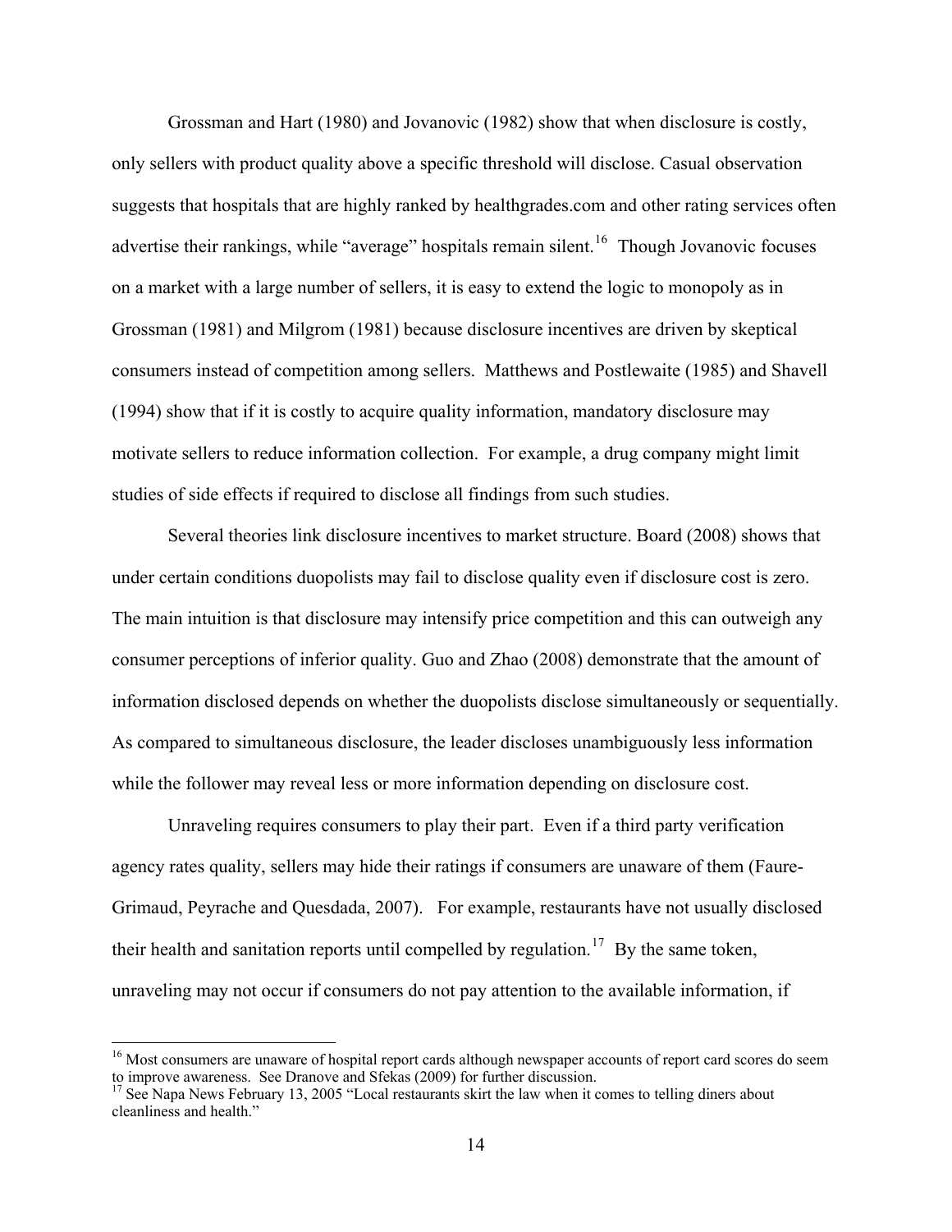Grossman and Hart (1980) and Jovanovic (1982) show that when disclosure is costly, only sellers with product quality above a specific threshold will disclose. Casual observation suggests that hospitals that are highly ranked by healthgrades.com and other rating services often advertise their rankings, while "average" hospitals remain silent.[16] Though Jovanovic focuses on a market with a large number of sellers, it is easy to extend the logic to monopoly as in Grossman (1981) and Milgrom (1981) because disclosure incentives are driven by skeptical consumers instead of competition among sellers. Matthews and Postlewaite (1985) and Shavell (1994) show that if it is costly to acquire quality information, mandatory disclosure may motivate sellers to reduce information collection. For example, a drug company might limit studies of side effects if required to disclose all findings from such studies.

Several theories link disclosure incentives to market structure. Board (2008) shows that under certain conditions duopolists may fail to disclose quality even if disclosure cost is zero. The main intuition is that disclosure may intensify price competition and this can outweigh any consumer perceptions of inferior quality. Guo and Zhao (2008) demonstrate that the amount of information disclosed depends on whether the duopolists disclose simultaneously or sequentially. As compared to simultaneous disclosure, the leader discloses unambiguously less information while the follower may reveal less or more information depending on disclosure cost.

Unraveling requires consumers to play their part. Even if a third party verification agency rates quality, sellers may hide their ratings if consumers are unaware of them (Faure-Grimaud, Peyrache and Quesdada, 2007). For example, restaurants have not usually disclosed their health and sanitation reports until compelled by regulation.[17] By the same token, unraveling may not occur if consumers do not pay attention to the available information, if

---

[16] Most consumers are unaware of hospital report cards although newspaper accounts of report card scores do seem to improve awareness. See Dranove and Sfekas (2009) for further discussion.

[17] See Napa News February 13, 2005 "Local restaurants skirt the law when it comes to telling diners about cleanliness and health."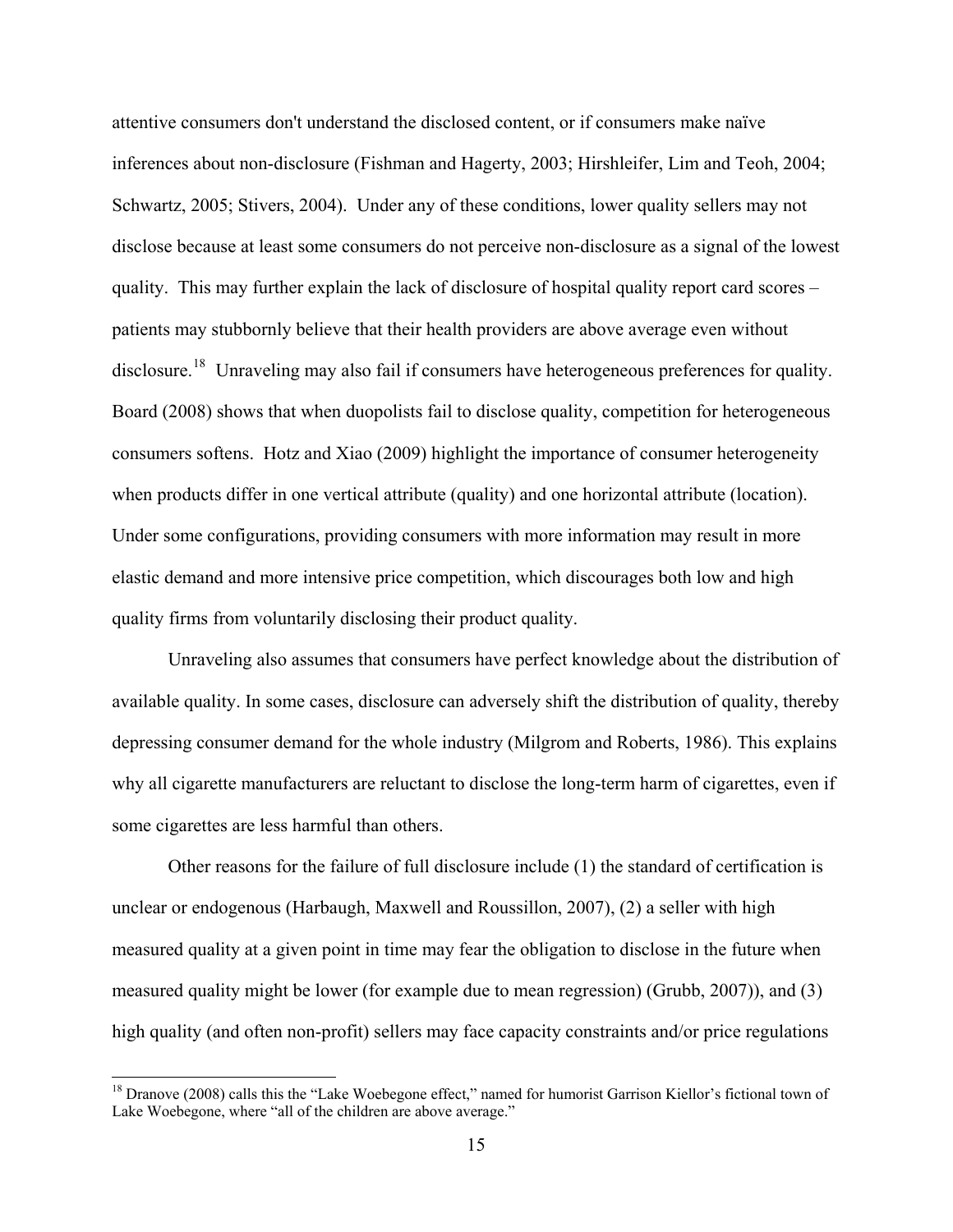attentive consumers don't understand the disclosed content, or if consumers make naïve inferences about non-disclosure (Fishman and Hagerty, 2003; Hirshleifer, Lim and Teoh, 2004; Schwartz, 2005; Stivers, 2004). Under any of these conditions, lower quality sellers may not disclose because at least some consumers do not perceive non-disclosure as a signal of the lowest quality. This may further explain the lack of disclosure of hospital quality report card scores – patients may stubbornly believe that their health providers are above average even without disclosure.[18] Unraveling may also fail if consumers have heterogeneous preferences for quality. Board (2008) shows that when duopolists fail to disclose quality, competition for heterogeneous consumers softens. Hotz and Xiao (2009) highlight the importance of consumer heterogeneity when products differ in one vertical attribute (quality) and one horizontal attribute (location). Under some configurations, providing consumers with more information may result in more elastic demand and more intensive price competition, which discourages both low and high quality firms from voluntarily disclosing their product quality.

Unraveling also assumes that consumers have perfect knowledge about the distribution of available quality. In some cases, disclosure can adversely shift the distribution of quality, thereby depressing consumer demand for the whole industry (Milgrom and Roberts, 1986). This explains why all cigarette manufacturers are reluctant to disclose the long-term harm of cigarettes, even if some cigarettes are less harmful than others.

Other reasons for the failure of full disclosure include (1) the standard of certification is unclear or endogenous (Harbaugh, Maxwell and Roussillon, 2007), (2) a seller with high measured quality at a given point in time may fear the obligation to disclose in the future when measured quality might be lower (for example due to mean regression) (Grubb, 2007)), and (3) high quality (and often non-profit) sellers may face capacity constraints and/or price regulations

[18] Dranove (2008) calls this the "Lake Woebegone effect," named for humorist Garrison Kiellor's fictional town of Lake Woebegone, where "all of the children are above average."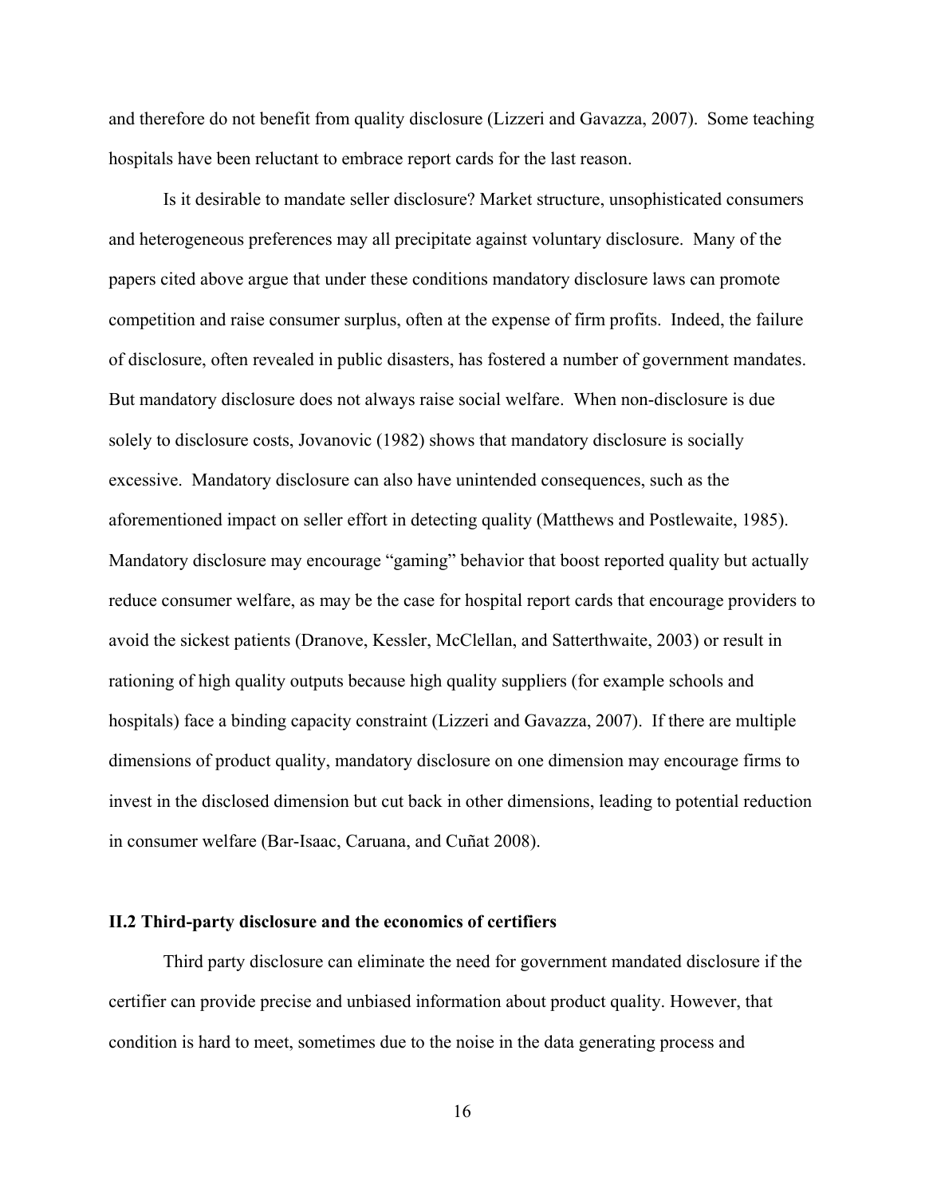and therefore do not benefit from quality disclosure (Lizzeri and Gavazza, 2007). Some teaching hospitals have been reluctant to embrace report cards for the last reason.

Is it desirable to mandate seller disclosure? Market structure, unsophisticated consumers and heterogeneous preferences may all precipitate against voluntary disclosure. Many of the papers cited above argue that under these conditions mandatory disclosure laws can promote competition and raise consumer surplus, often at the expense of firm profits. Indeed, the failure of disclosure, often revealed in public disasters, has fostered a number of government mandates. But mandatory disclosure does not always raise social welfare. When non-disclosure is due solely to disclosure costs, Jovanovic (1982) shows that mandatory disclosure is socially excessive. Mandatory disclosure can also have unintended consequences, such as the aforementioned impact on seller effort in detecting quality (Matthews and Postlewaite, 1985). Mandatory disclosure may encourage "gaming" behavior that boost reported quality but actually reduce consumer welfare, as may be the case for hospital report cards that encourage providers to avoid the sickest patients (Dranove, Kessler, McClellan, and Satterthwaite, 2003) or result in rationing of high quality outputs because high quality suppliers (for example schools and hospitals) face a binding capacity constraint (Lizzeri and Gavazza, 2007). If there are multiple dimensions of product quality, mandatory disclosure on one dimension may encourage firms to invest in the disclosed dimension but cut back in other dimensions, leading to potential reduction in consumer welfare (Bar-Isaac, Caruana, and Cuñat 2008).

### II.2 Third-party disclosure and the economics of certifiers

Third party disclosure can eliminate the need for government mandated disclosure if the certifier can provide precise and unbiased information about product quality. However, that condition is hard to meet, sometimes due to the noise in the data generating process and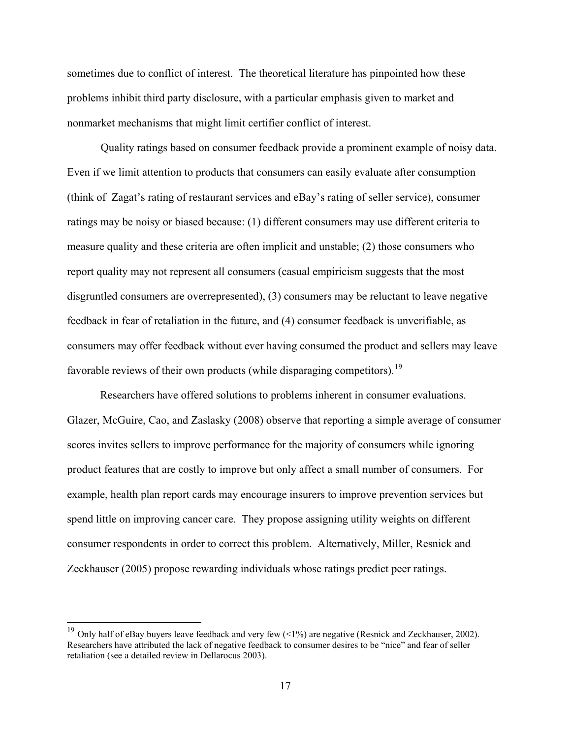sometimes due to conflict of interest. The theoretical literature has pinpointed how these problems inhibit third party disclosure, with a particular emphasis given to market and nonmarket mechanisms that might limit certifier conflict of interest.

Quality ratings based on consumer feedback provide a prominent example of noisy data. Even if we limit attention to products that consumers can easily evaluate after consumption (think of Zagat's rating of restaurant services and eBay's rating of seller service), consumer ratings may be noisy or biased because: (1) different consumers may use different criteria to measure quality and these criteria are often implicit and unstable; (2) those consumers who report quality may not represent all consumers (casual empiricism suggests that the most disgruntled consumers are overrepresented), (3) consumers may be reluctant to leave negative feedback in fear of retaliation in the future, and (4) consumer feedback is unverifiable, as consumers may offer feedback without ever having consumed the product and sellers may leave favorable reviews of their own products (while disparaging competitors).[19]

Researchers have offered solutions to problems inherent in consumer evaluations. Glazer, McGuire, Cao, and Zaslasky (2008) observe that reporting a simple average of consumer scores invites sellers to improve performance for the majority of consumers while ignoring product features that are costly to improve but only affect a small number of consumers. For example, health plan report cards may encourage insurers to improve prevention services but spend little on improving cancer care. They propose assigning utility weights on different consumer respondents in order to correct this problem. Alternatively, Miller, Resnick and Zeckhauser (2005) propose rewarding individuals whose ratings predict peer ratings.

---

[19] Only half of eBay buyers leave feedback and very few (<1%) are negative (Resnick and Zeckhauser, 2002). Researchers have attributed the lack of negative feedback to consumer desires to be "nice" and fear of seller retaliation (see a detailed review in Dellarocus 2003).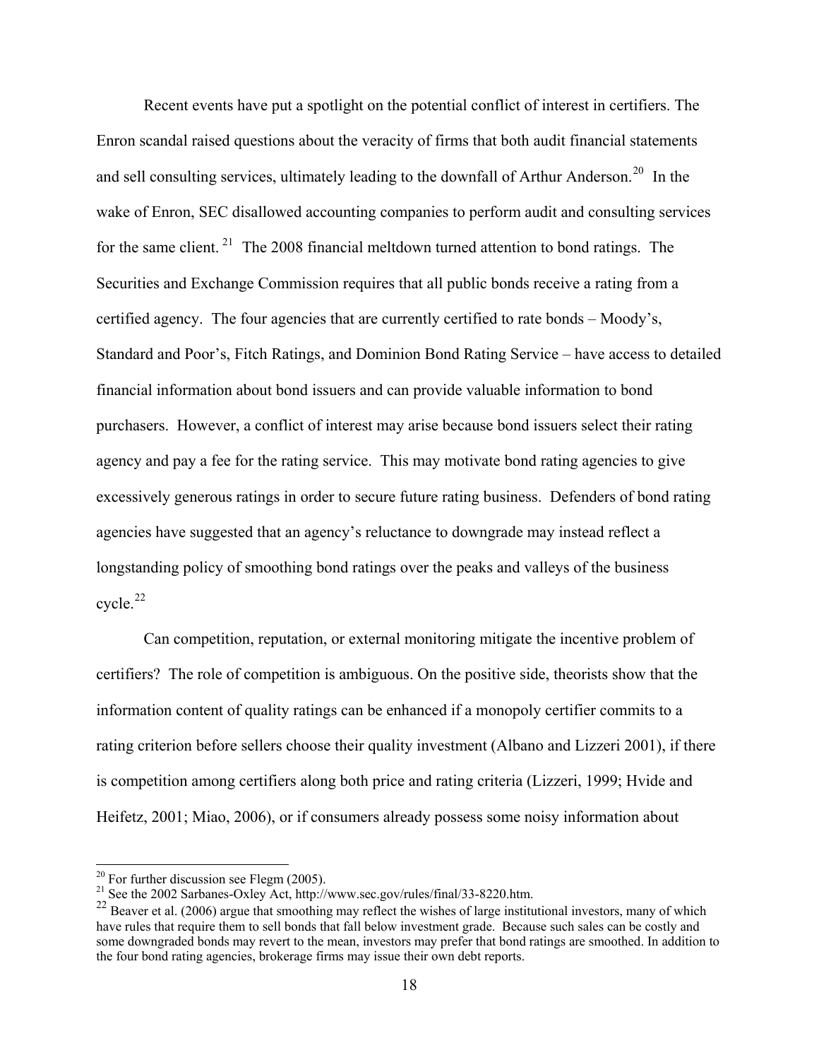Recent events have put a spotlight on the potential conflict of interest in certifiers. The Enron scandal raised questions about the veracity of firms that both audit financial statements and sell consulting services, ultimately leading to the downfall of Arthur Anderson.[20] In the wake of Enron, SEC disallowed accounting companies to perform audit and consulting services for the same client.[21] The 2008 financial meltdown turned attention to bond ratings. The Securities and Exchange Commission requires that all public bonds receive a rating from a certified agency. The four agencies that are currently certified to rate bonds – Moody's, Standard and Poor's, Fitch Ratings, and Dominion Bond Rating Service – have access to detailed financial information about bond issuers and can provide valuable information to bond purchasers. However, a conflict of interest may arise because bond issuers select their rating agency and pay a fee for the rating service. This may motivate bond rating agencies to give excessively generous ratings in order to secure future rating business. Defenders of bond rating agencies have suggested that an agency's reluctance to downgrade may instead reflect a longstanding policy of smoothing bond ratings over the peaks and valleys of the business cycle.[22]

Can competition, reputation, or external monitoring mitigate the incentive problem of certifiers? The role of competition is ambiguous. On the positive side, theorists show that the information content of quality ratings can be enhanced if a monopoly certifier commits to a rating criterion before sellers choose their quality investment (Albano and Lizzeri 2001), if there is competition among certifiers along both price and rating criteria (Lizzeri, 1999; Hvide and Heifetz, 2001; Miao, 2006), or if consumers already possess some noisy information about

---

[20] For further discussion see Flegm (2005).

[21] See the 2002 Sarbanes-Oxley Act, http://www.sec.gov/rules/final/33-8220.htm.

[22] Beaver et al. (2006) argue that smoothing may reflect the wishes of large institutional investors, many of which have rules that require them to sell bonds that fall below investment grade. Because such sales can be costly and some downgraded bonds may revert to the mean, investors may prefer that bond ratings are smoothed. In addition to the four bond rating agencies, brokerage firms may issue their own debt reports.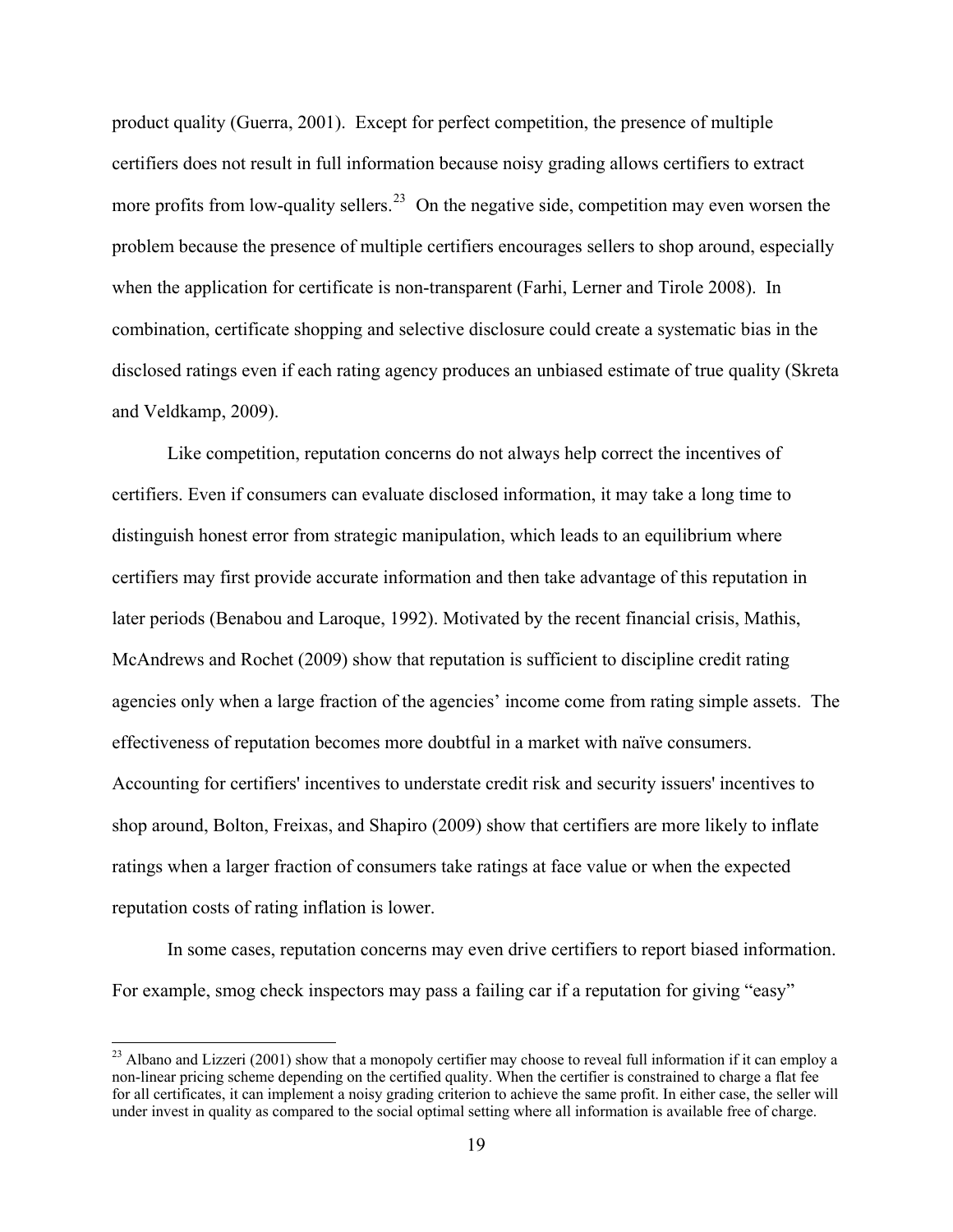product quality (Guerra, 2001). Except for perfect competition, the presence of multiple certifiers does not result in full information because noisy grading allows certifiers to extract more profits from low-quality sellers.[23] On the negative side, competition may even worsen the problem because the presence of multiple certifiers encourages sellers to shop around, especially when the application for certificate is non-transparent (Farhi, Lerner and Tirole 2008). In combination, certificate shopping and selective disclosure could create a systematic bias in the disclosed ratings even if each rating agency produces an unbiased estimate of true quality (Skreta and Veldkamp, 2009).

Like competition, reputation concerns do not always help correct the incentives of certifiers. Even if consumers can evaluate disclosed information, it may take a long time to distinguish honest error from strategic manipulation, which leads to an equilibrium where certifiers may first provide accurate information and then take advantage of this reputation in later periods (Benabou and Laroque, 1992). Motivated by the recent financial crisis, Mathis, McAndrews and Rochet (2009) show that reputation is sufficient to discipline credit rating agencies only when a large fraction of the agencies' income come from rating simple assets. The effectiveness of reputation becomes more doubtful in a market with naïve consumers. Accounting for certifiers' incentives to understate credit risk and security issuers' incentives to shop around, Bolton, Freixas, and Shapiro (2009) show that certifiers are more likely to inflate ratings when a larger fraction of consumers take ratings at face value or when the expected reputation costs of rating inflation is lower.

In some cases, reputation concerns may even drive certifiers to report biased information. For example, smog check inspectors may pass a failing car if a reputation for giving "easy"

[23] Albano and Lizzeri (2001) show that a monopoly certifier may choose to reveal full information if it can employ a non-linear pricing scheme depending on the certified quality. When the certifier is constrained to charge a flat fee for all certificates, it can implement a noisy grading criterion to achieve the same profit. In either case, the seller will under invest in quality as compared to the social optimal setting where all information is available free of charge.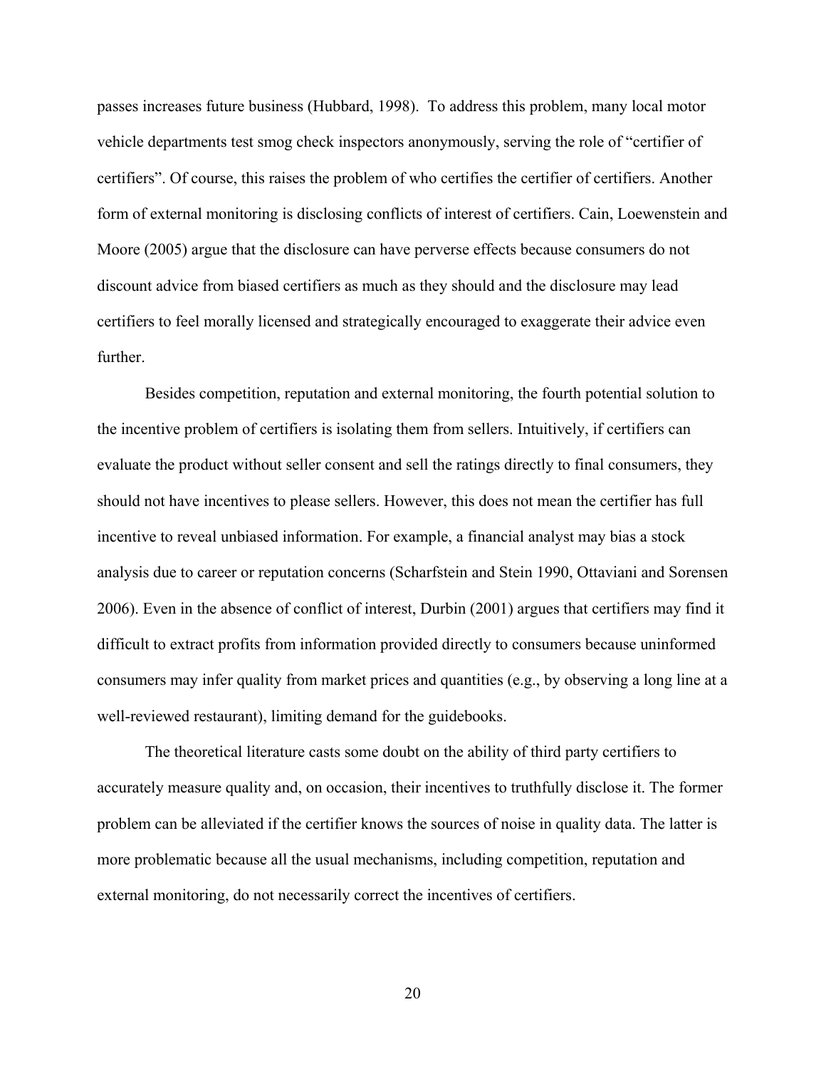passes increases future business (Hubbard, 1998). To address this problem, many local motor vehicle departments test smog check inspectors anonymously, serving the role of "certifier of certifiers". Of course, this raises the problem of who certifies the certifier of certifiers. Another form of external monitoring is disclosing conflicts of interest of certifiers. Cain, Loewenstein and Moore (2005) argue that the disclosure can have perverse effects because consumers do not discount advice from biased certifiers as much as they should and the disclosure may lead certifiers to feel morally licensed and strategically encouraged to exaggerate their advice even further.

Besides competition, reputation and external monitoring, the fourth potential solution to the incentive problem of certifiers is isolating them from sellers. Intuitively, if certifiers can evaluate the product without seller consent and sell the ratings directly to final consumers, they should not have incentives to please sellers. However, this does not mean the certifier has full incentive to reveal unbiased information. For example, a financial analyst may bias a stock analysis due to career or reputation concerns (Scharfstein and Stein 1990, Ottaviani and Sorensen 2006). Even in the absence of conflict of interest, Durbin (2001) argues that certifiers may find it difficult to extract profits from information provided directly to consumers because uninformed consumers may infer quality from market prices and quantities (e.g., by observing a long line at a well-reviewed restaurant), limiting demand for the guidebooks.

The theoretical literature casts some doubt on the ability of third party certifiers to accurately measure quality and, on occasion, their incentives to truthfully disclose it. The former problem can be alleviated if the certifier knows the sources of noise in quality data. The latter is more problematic because all the usual mechanisms, including competition, reputation and external monitoring, do not necessarily correct the incentives of certifiers.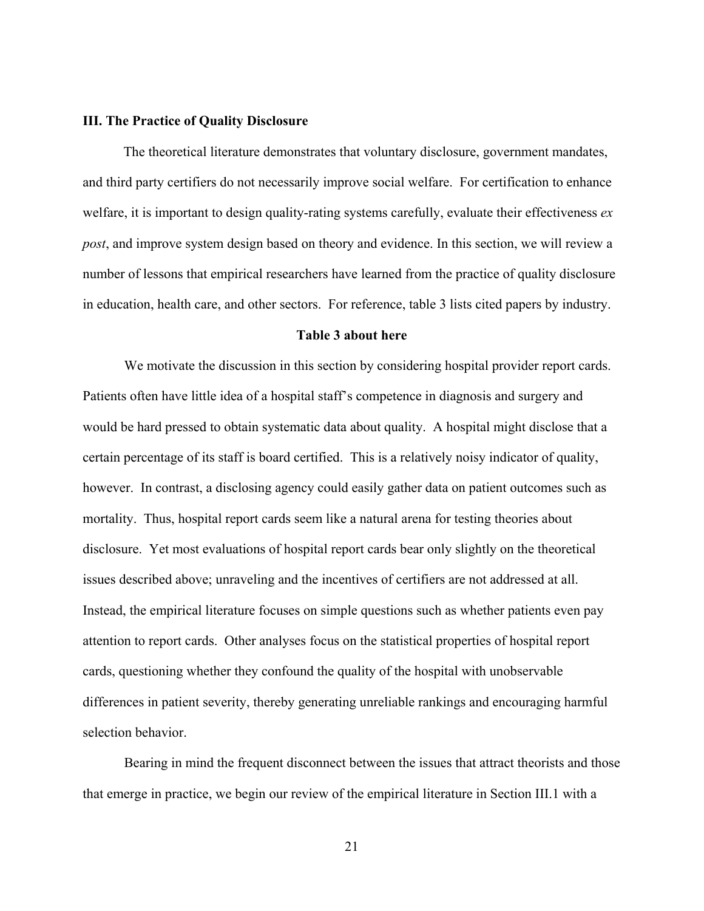### III. The Practice of Quality Disclosure

The theoretical literature demonstrates that voluntary disclosure, government mandates, and third party certifiers do not necessarily improve social welfare. For certification to enhance welfare, it is important to design quality-rating systems carefully, evaluate their effectiveness *ex post*, and improve system design based on theory and evidence. In this section, we will review a number of lessons that empirical researchers have learned from the practice of quality disclosure in education, health care, and other sectors. For reference, table 3 lists cited papers by industry.

**Table 3 about here**

We motivate the discussion in this section by considering hospital provider report cards. Patients often have little idea of a hospital staff's competence in diagnosis and surgery and would be hard pressed to obtain systematic data about quality. A hospital might disclose that a certain percentage of its staff is board certified. This is a relatively noisy indicator of quality, however. In contrast, a disclosing agency could easily gather data on patient outcomes such as mortality. Thus, hospital report cards seem like a natural arena for testing theories about disclosure. Yet most evaluations of hospital report cards bear only slightly on the theoretical issues described above; unraveling and the incentives of certifiers are not addressed at all. Instead, the empirical literature focuses on simple questions such as whether patients even pay attention to report cards. Other analyses focus on the statistical properties of hospital report cards, questioning whether they confound the quality of the hospital with unobservable differences in patient severity, thereby generating unreliable rankings and encouraging harmful selection behavior.

Bearing in mind the frequent disconnect between the issues that attract theorists and those that emerge in practice, we begin our review of the empirical literature in Section III.1 with a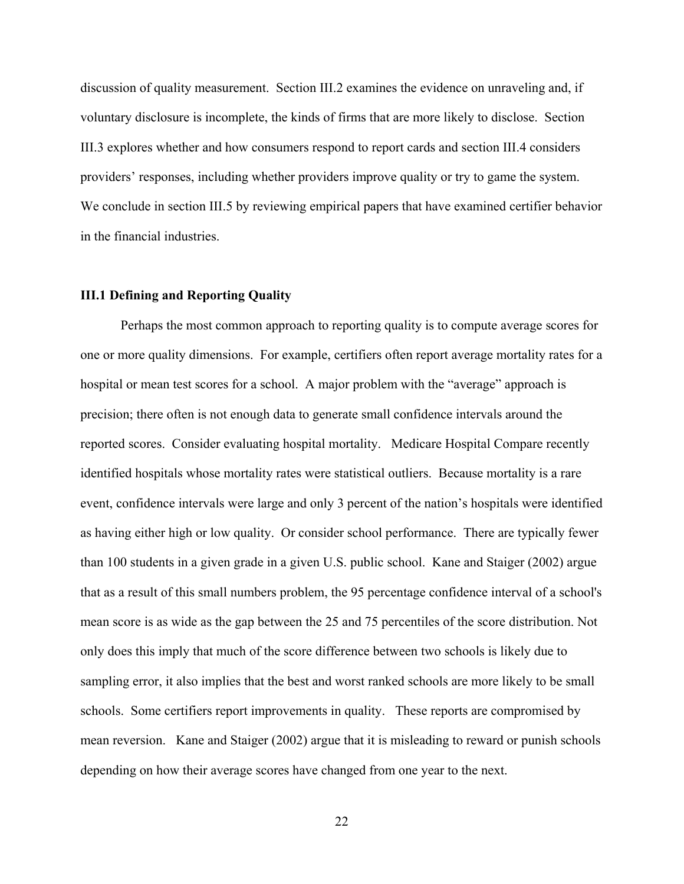discussion of quality measurement. Section III.2 examines the evidence on unraveling and, if voluntary disclosure is incomplete, the kinds of firms that are more likely to disclose. Section III.3 explores whether and how consumers respond to report cards and section III.4 considers providers' responses, including whether providers improve quality or try to game the system. We conclude in section III.5 by reviewing empirical papers that have examined certifier behavior in the financial industries.

### III.1 Defining and Reporting Quality

Perhaps the most common approach to reporting quality is to compute average scores for one or more quality dimensions. For example, certifiers often report average mortality rates for a hospital or mean test scores for a school. A major problem with the "average" approach is precision; there often is not enough data to generate small confidence intervals around the reported scores. Consider evaluating hospital mortality. Medicare Hospital Compare recently identified hospitals whose mortality rates were statistical outliers. Because mortality is a rare event, confidence intervals were large and only 3 percent of the nation's hospitals were identified as having either high or low quality. Or consider school performance. There are typically fewer than 100 students in a given grade in a given U.S. public school. Kane and Staiger (2002) argue that as a result of this small numbers problem, the 95 percentage confidence interval of a school's mean score is as wide as the gap between the 25 and 75 percentiles of the score distribution. Not only does this imply that much of the score difference between two schools is likely due to sampling error, it also implies that the best and worst ranked schools are more likely to be small schools. Some certifiers report improvements in quality. These reports are compromised by mean reversion. Kane and Staiger (2002) argue that it is misleading to reward or punish schools depending on how their average scores have changed from one year to the next.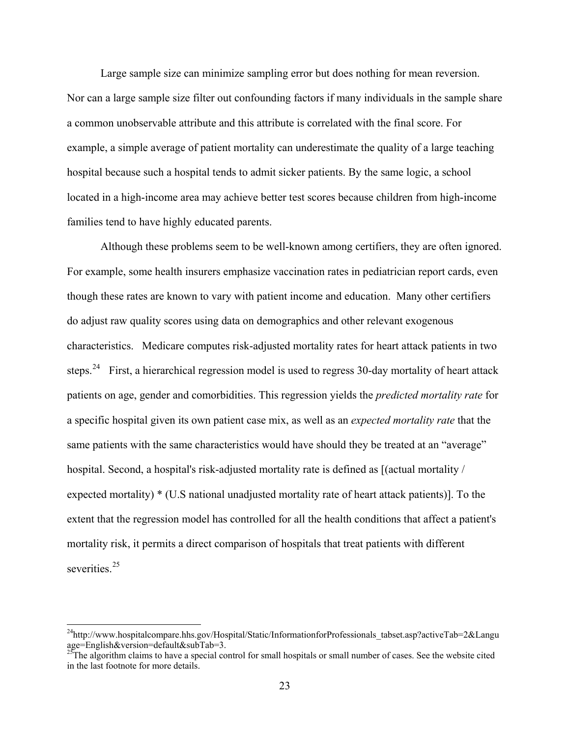Large sample size can minimize sampling error but does nothing for mean reversion. Nor can a large sample size filter out confounding factors if many individuals in the sample share a common unobservable attribute and this attribute is correlated with the final score. For example, a simple average of patient mortality can underestimate the quality of a large teaching hospital because such a hospital tends to admit sicker patients. By the same logic, a school located in a high-income area may achieve better test scores because children from high-income families tend to have highly educated parents.

Although these problems seem to be well-known among certifiers, they are often ignored. For example, some health insurers emphasize vaccination rates in pediatrician report cards, even though these rates are known to vary with patient income and education. Many other certifiers do adjust raw quality scores using data on demographics and other relevant exogenous characteristics. Medicare computes risk-adjusted mortality rates for heart attack patients in two steps.[24] First, a hierarchical regression model is used to regress 30-day mortality of heart attack patients on age, gender and comorbidities. This regression yields the *predicted mortality rate* for a specific hospital given its own patient case mix, as well as an *expected mortality rate* that the same patients with the same characteristics would have should they be treated at an "average" hospital. Second, a hospital's risk-adjusted mortality rate is defined as [(actual mortality / expected mortality) * (U.S national unadjusted mortality rate of heart attack patients)]. To the extent that the regression model has controlled for all the health conditions that affect a patient's mortality risk, it permits a direct comparison of hospitals that treat patients with different severities.[25]

---

[24] http://www.hospitalcompare.hhs.gov/Hospital/Static/InformationforProfessionals_tabset.asp?activeTab=2&Language=English&version=default&subTab=3.

[25] The algorithm claims to have a special control for small hospitals or small number of cases. See the website cited in the last footnote for more details.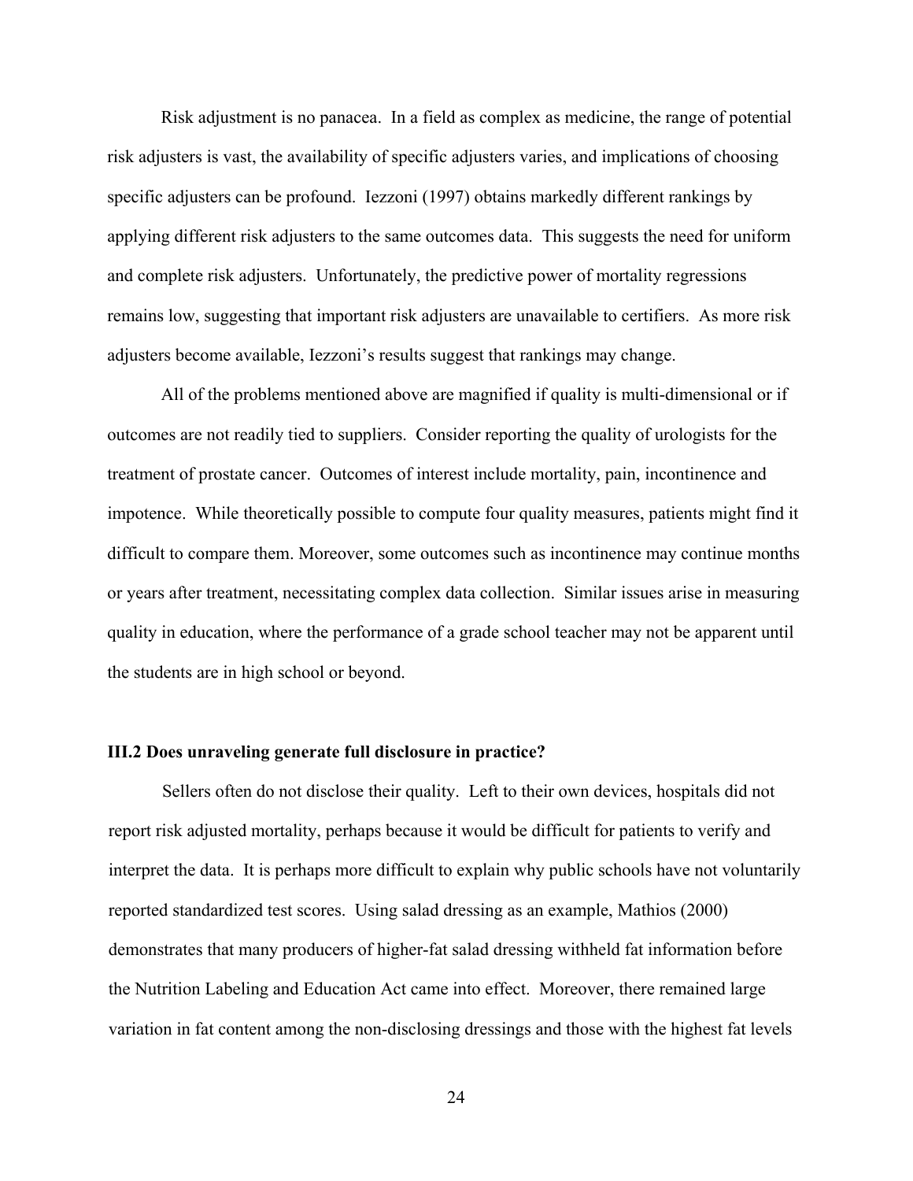Risk adjustment is no panacea. In a field as complex as medicine, the range of potential risk adjusters is vast, the availability of specific adjusters varies, and implications of choosing specific adjusters can be profound. Iezzoni (1997) obtains markedly different rankings by applying different risk adjusters to the same outcomes data. This suggests the need for uniform and complete risk adjusters. Unfortunately, the predictive power of mortality regressions remains low, suggesting that important risk adjusters are unavailable to certifiers. As more risk adjusters become available, Iezzoni's results suggest that rankings may change.

All of the problems mentioned above are magnified if quality is multi-dimensional or if outcomes are not readily tied to suppliers. Consider reporting the quality of urologists for the treatment of prostate cancer. Outcomes of interest include mortality, pain, incontinence and impotence. While theoretically possible to compute four quality measures, patients might find it difficult to compare them. Moreover, some outcomes such as incontinence may continue months or years after treatment, necessitating complex data collection. Similar issues arise in measuring quality in education, where the performance of a grade school teacher may not be apparent until the students are in high school or beyond.

### III.2 Does unraveling generate full disclosure in practice?

Sellers often do not disclose their quality. Left to their own devices, hospitals did not report risk adjusted mortality, perhaps because it would be difficult for patients to verify and interpret the data. It is perhaps more difficult to explain why public schools have not voluntarily reported standardized test scores. Using salad dressing as an example, Mathios (2000) demonstrates that many producers of higher-fat salad dressing withheld fat information before the Nutrition Labeling and Education Act came into effect. Moreover, there remained large variation in fat content among the non-disclosing dressings and those with the highest fat levels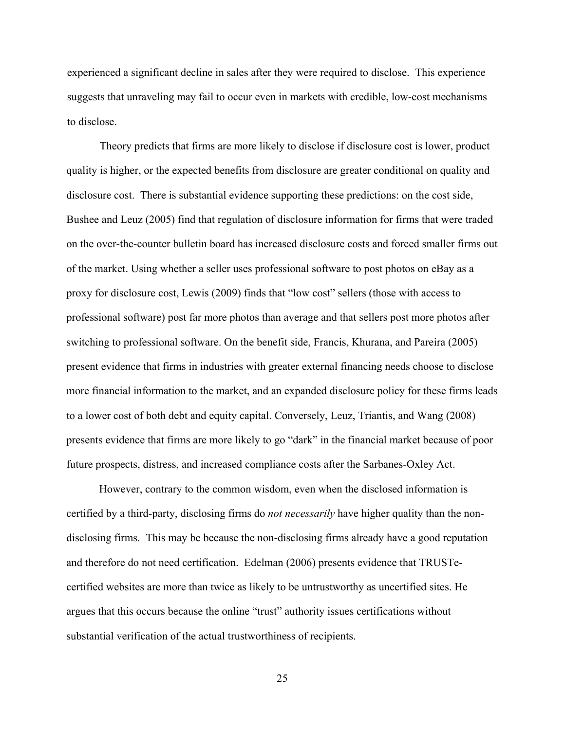experienced a significant decline in sales after they were required to disclose. This experience suggests that unraveling may fail to occur even in markets with credible, low-cost mechanisms to disclose.

Theory predicts that firms are more likely to disclose if disclosure cost is lower, product quality is higher, or the expected benefits from disclosure are greater conditional on quality and disclosure cost. There is substantial evidence supporting these predictions: on the cost side, Bushee and Leuz (2005) find that regulation of disclosure information for firms that were traded on the over-the-counter bulletin board has increased disclosure costs and forced smaller firms out of the market. Using whether a seller uses professional software to post photos on eBay as a proxy for disclosure cost, Lewis (2009) finds that "low cost" sellers (those with access to professional software) post far more photos than average and that sellers post more photos after switching to professional software. On the benefit side, Francis, Khurana, and Pareira (2005) present evidence that firms in industries with greater external financing needs choose to disclose more financial information to the market, and an expanded disclosure policy for these firms leads to a lower cost of both debt and equity capital. Conversely, Leuz, Triantis, and Wang (2008) presents evidence that firms are more likely to go "dark" in the financial market because of poor future prospects, distress, and increased compliance costs after the Sarbanes-Oxley Act.

However, contrary to the common wisdom, even when the disclosed information is certified by a third-party, disclosing firms do *not necessarily* have higher quality than the non-disclosing firms. This may be because the non-disclosing firms already have a good reputation and therefore do not need certification. Edelman (2006) presents evidence that TRUSTe-certified websites are more than twice as likely to be untrustworthy as uncertified sites. He argues that this occurs because the online "trust" authority issues certifications without substantial verification of the actual trustworthiness of recipients.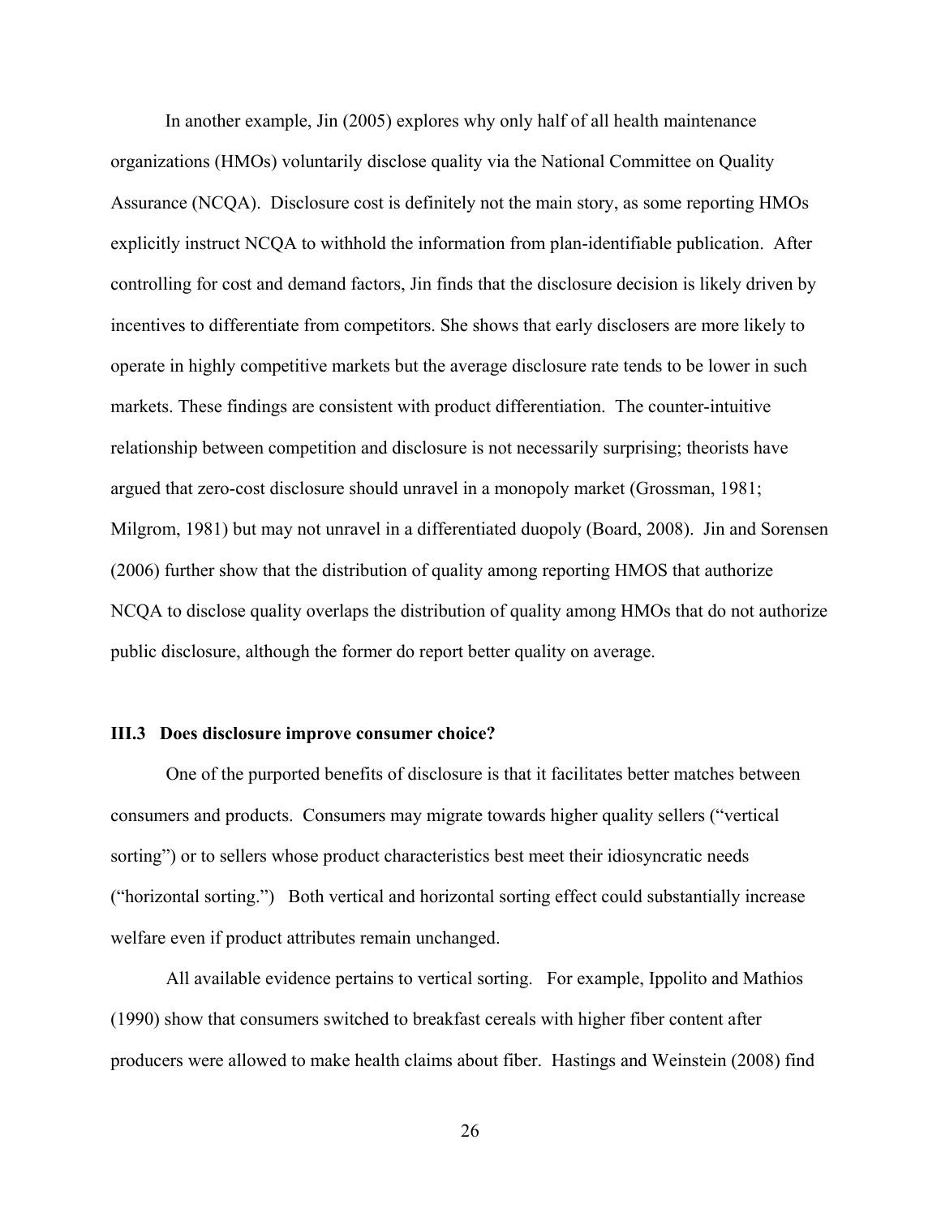In another example, Jin (2005) explores why only half of all health maintenance organizations (HMOs) voluntarily disclose quality via the National Committee on Quality Assurance (NCQA). Disclosure cost is definitely not the main story, as some reporting HMOs explicitly instruct NCQA to withhold the information from plan-identifiable publication. After controlling for cost and demand factors, Jin finds that the disclosure decision is likely driven by incentives to differentiate from competitors. She shows that early disclosers are more likely to operate in highly competitive markets but the average disclosure rate tends to be lower in such markets. These findings are consistent with product differentiation. The counter-intuitive relationship between competition and disclosure is not necessarily surprising; theorists have argued that zero-cost disclosure should unravel in a monopoly market (Grossman, 1981; Milgrom, 1981) but may not unravel in a differentiated duopoly (Board, 2008). Jin and Sorensen (2006) further show that the distribution of quality among reporting HMOS that authorize NCQA to disclose quality overlaps the distribution of quality among HMOs that do not authorize public disclosure, although the former do report better quality on average.

### III.3 Does disclosure improve consumer choice?

One of the purported benefits of disclosure is that it facilitates better matches between consumers and products. Consumers may migrate towards higher quality sellers ("vertical sorting") or to sellers whose product characteristics best meet their idiosyncratic needs ("horizontal sorting.") Both vertical and horizontal sorting effect could substantially increase welfare even if product attributes remain unchanged.

All available evidence pertains to vertical sorting. For example, Ippolito and Mathios (1990) show that consumers switched to breakfast cereals with higher fiber content after producers were allowed to make health claims about fiber. Hastings and Weinstein (2008) find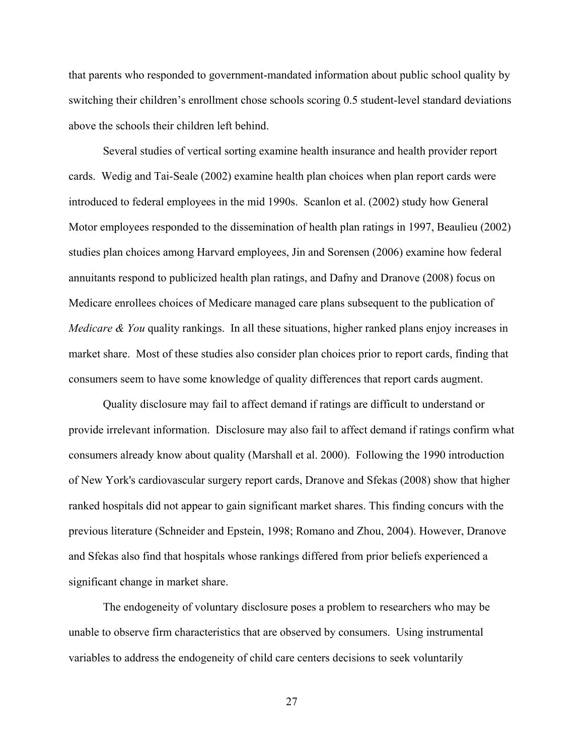that parents who responded to government-mandated information about public school quality by switching their children's enrollment chose schools scoring 0.5 student-level standard deviations above the schools their children left behind.

Several studies of vertical sorting examine health insurance and health provider report cards. Wedig and Tai-Seale (2002) examine health plan choices when plan report cards were introduced to federal employees in the mid 1990s. Scanlon et al. (2002) study how General Motor employees responded to the dissemination of health plan ratings in 1997, Beaulieu (2002) studies plan choices among Harvard employees, Jin and Sorensen (2006) examine how federal annuitants respond to publicized health plan ratings, and Dafny and Dranove (2008) focus on Medicare enrollees choices of Medicare managed care plans subsequent to the publication of *Medicare & You* quality rankings. In all these situations, higher ranked plans enjoy increases in market share. Most of these studies also consider plan choices prior to report cards, finding that consumers seem to have some knowledge of quality differences that report cards augment.

Quality disclosure may fail to affect demand if ratings are difficult to understand or provide irrelevant information. Disclosure may also fail to affect demand if ratings confirm what consumers already know about quality (Marshall et al. 2000). Following the 1990 introduction of New York's cardiovascular surgery report cards, Dranove and Sfekas (2008) show that higher ranked hospitals did not appear to gain significant market shares. This finding concurs with the previous literature (Schneider and Epstein, 1998; Romano and Zhou, 2004). However, Dranove and Sfekas also find that hospitals whose rankings differed from prior beliefs experienced a significant change in market share.

The endogeneity of voluntary disclosure poses a problem to researchers who may be unable to observe firm characteristics that are observed by consumers. Using instrumental variables to address the endogeneity of child care centers decisions to seek voluntarily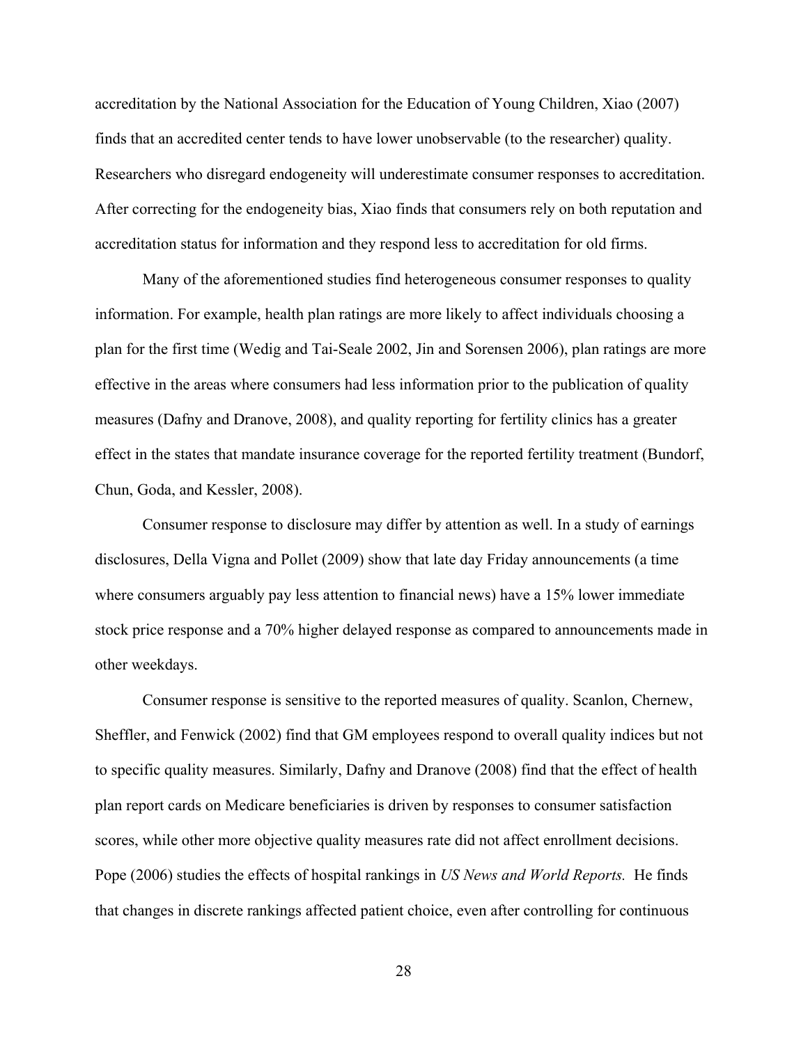accreditation by the National Association for the Education of Young Children, Xiao (2007) finds that an accredited center tends to have lower unobservable (to the researcher) quality. Researchers who disregard endogeneity will underestimate consumer responses to accreditation. After correcting for the endogeneity bias, Xiao finds that consumers rely on both reputation and accreditation status for information and they respond less to accreditation for old firms.

Many of the aforementioned studies find heterogeneous consumer responses to quality information. For example, health plan ratings are more likely to affect individuals choosing a plan for the first time (Wedig and Tai-Seale 2002, Jin and Sorensen 2006), plan ratings are more effective in the areas where consumers had less information prior to the publication of quality measures (Dafny and Dranove, 2008), and quality reporting for fertility clinics has a greater effect in the states that mandate insurance coverage for the reported fertility treatment (Bundorf, Chun, Goda, and Kessler, 2008).

Consumer response to disclosure may differ by attention as well. In a study of earnings disclosures, Della Vigna and Pollet (2009) show that late day Friday announcements (a time where consumers arguably pay less attention to financial news) have a 15% lower immediate stock price response and a 70% higher delayed response as compared to announcements made in other weekdays.

Consumer response is sensitive to the reported measures of quality. Scanlon, Chernew, Sheffler, and Fenwick (2002) find that GM employees respond to overall quality indices but not to specific quality measures. Similarly, Dafny and Dranove (2008) find that the effect of health plan report cards on Medicare beneficiaries is driven by responses to consumer satisfaction scores, while other more objective quality measures rate did not affect enrollment decisions. Pope (2006) studies the effects of hospital rankings in *US News and World Reports.* He finds that changes in discrete rankings affected patient choice, even after controlling for continuous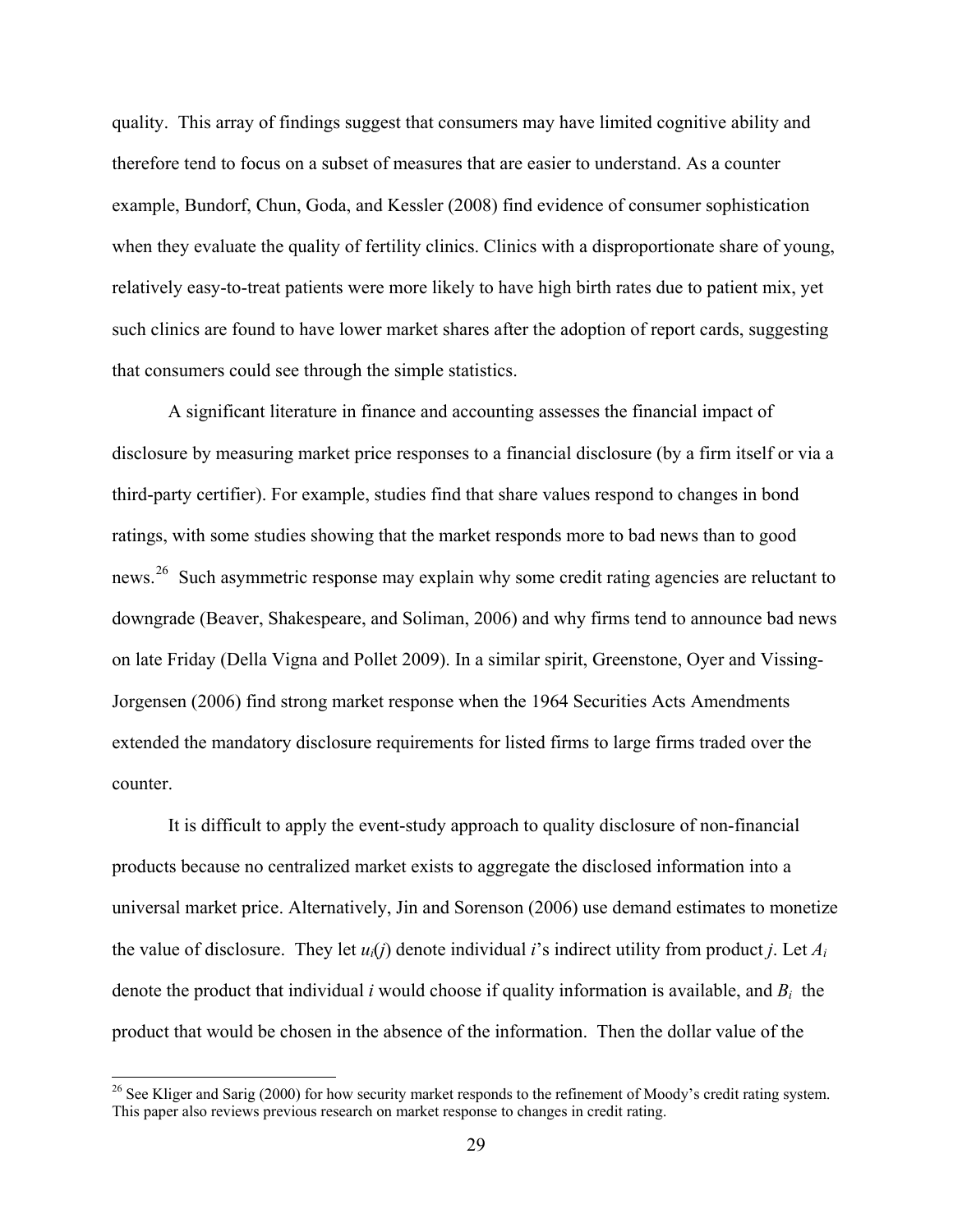quality. This array of findings suggest that consumers may have limited cognitive ability and therefore tend to focus on a subset of measures that are easier to understand. As a counter example, Bundorf, Chun, Goda, and Kessler (2008) find evidence of consumer sophistication when they evaluate the quality of fertility clinics. Clinics with a disproportionate share of young, relatively easy-to-treat patients were more likely to have high birth rates due to patient mix, yet such clinics are found to have lower market shares after the adoption of report cards, suggesting that consumers could see through the simple statistics.

A significant literature in finance and accounting assesses the financial impact of disclosure by measuring market price responses to a financial disclosure (by a firm itself or via a third-party certifier). For example, studies find that share values respond to changes in bond ratings, with some studies showing that the market responds more to bad news than to good news.[26] Such asymmetric response may explain why some credit rating agencies are reluctant to downgrade (Beaver, Shakespeare, and Soliman, 2006) and why firms tend to announce bad news on late Friday (Della Vigna and Pollet 2009). In a similar spirit, Greenstone, Oyer and Vissing-Jorgensen (2006) find strong market response when the 1964 Securities Acts Amendments extended the mandatory disclosure requirements for listed firms to large firms traded over the counter.

It is difficult to apply the event-study approach to quality disclosure of non-financial products because no centralized market exists to aggregate the disclosed information into a universal market price. Alternatively, Jin and Sorenson (2006) use demand estimates to monetize the value of disclosure. They let $u_i(j)$ denote individual $i$'s indirect utility from product $j$. Let $A_i$ denote the product that individual $i$ would choose if quality information is available, and $B_i$ the product that would be chosen in the absence of the information. Then the dollar value of the

---

[26] See Kliger and Sarig (2000) for how security market responds to the refinement of Moody's credit rating system. This paper also reviews previous research on market response to changes in credit rating.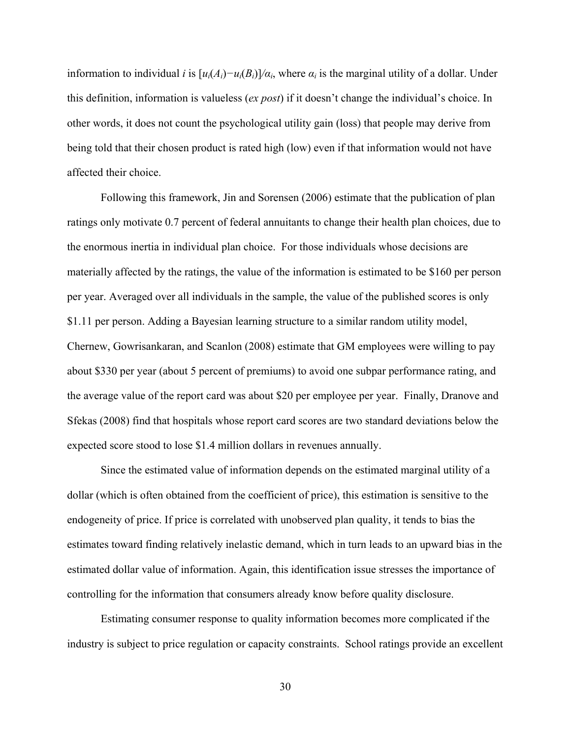information to individual $i$ is $[u_i(A_i)-u_i(B_i)]/\alpha_i$, where $\alpha_i$ is the marginal utility of a dollar. Under this definition, information is valueless (*ex post*) if it doesn't change the individual's choice. In other words, it does not count the psychological utility gain (loss) that people may derive from being told that their chosen product is rated high (low) even if that information would not have affected their choice.

Following this framework, Jin and Sorensen (2006) estimate that the publication of plan ratings only motivate 0.7 percent of federal annuitants to change their health plan choices, due to the enormous inertia in individual plan choice. For those individuals whose decisions are materially affected by the ratings, the value of the information is estimated to be \$160 per person per year. Averaged over all individuals in the sample, the value of the published scores is only \$1.11 per person. Adding a Bayesian learning structure to a similar random utility model, Chernew, Gowrisankaran, and Scanlon (2008) estimate that GM employees were willing to pay about \$330 per year (about 5 percent of premiums) to avoid one subpar performance rating, and the average value of the report card was about \$20 per employee per year. Finally, Dranove and Sfekas (2008) find that hospitals whose report card scores are two standard deviations below the expected score stood to lose \$1.4 million dollars in revenues annually.

Since the estimated value of information depends on the estimated marginal utility of a dollar (which is often obtained from the coefficient of price), this estimation is sensitive to the endogeneity of price. If price is correlated with unobserved plan quality, it tends to bias the estimates toward finding relatively inelastic demand, which in turn leads to an upward bias in the estimated dollar value of information. Again, this identification issue stresses the importance of controlling for the information that consumers already know before quality disclosure.

Estimating consumer response to quality information becomes more complicated if the industry is subject to price regulation or capacity constraints. School ratings provide an excellent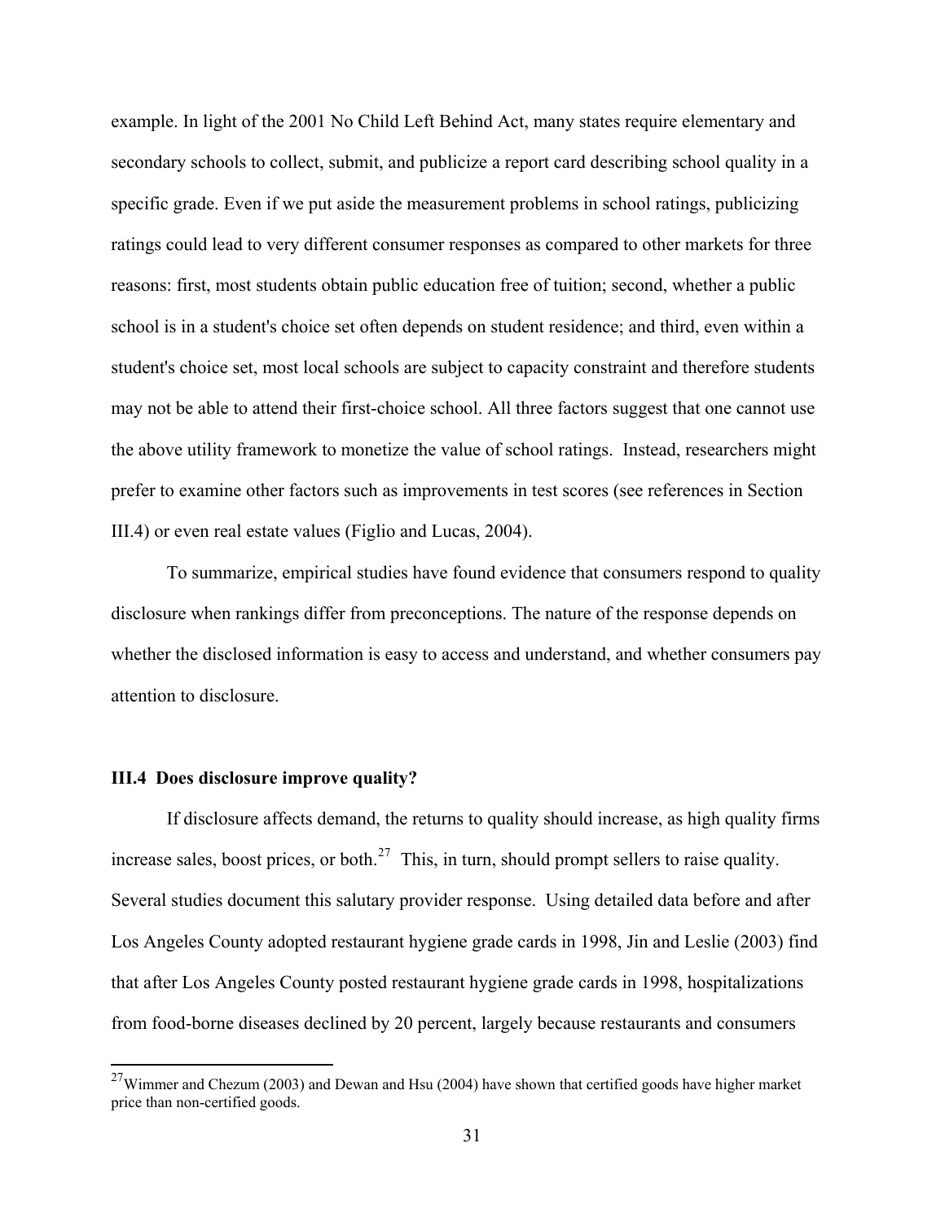example. In light of the 2001 No Child Left Behind Act, many states require elementary and secondary schools to collect, submit, and publicize a report card describing school quality in a specific grade. Even if we put aside the measurement problems in school ratings, publicizing ratings could lead to very different consumer responses as compared to other markets for three reasons: first, most students obtain public education free of tuition; second, whether a public school is in a student's choice set often depends on student residence; and third, even within a student's choice set, most local schools are subject to capacity constraint and therefore students may not be able to attend their first-choice school. All three factors suggest that one cannot use the above utility framework to monetize the value of school ratings. Instead, researchers might prefer to examine other factors such as improvements in test scores (see references in Section III.4) or even real estate values (Figlio and Lucas, 2004).

To summarize, empirical studies have found evidence that consumers respond to quality disclosure when rankings differ from preconceptions. The nature of the response depends on whether the disclosed information is easy to access and understand, and whether consumers pay attention to disclosure.

### III.4 Does disclosure improve quality?

If disclosure affects demand, the returns to quality should increase, as high quality firms increase sales, boost prices, or both.[27] This, in turn, should prompt sellers to raise quality. Several studies document this salutary provider response. Using detailed data before and after Los Angeles County adopted restaurant hygiene grade cards in 1998, Jin and Leslie (2003) find that after Los Angeles County posted restaurant hygiene grade cards in 1998, hospitalizations from food-borne diseases declined by 20 percent, largely because restaurants and consumers

[27] Wimmer and Chezum (2003) and Dewan and Hsu (2004) have shown that certified goods have higher market price than non-certified goods.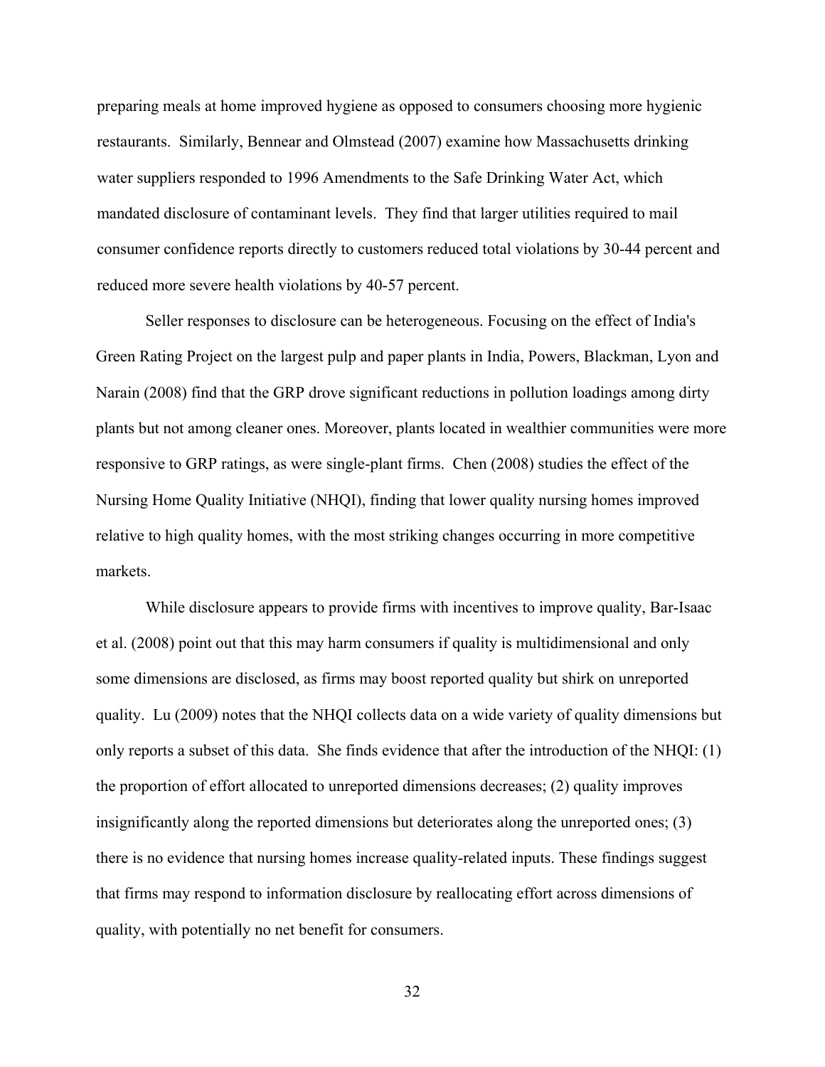preparing meals at home improved hygiene as opposed to consumers choosing more hygienic restaurants. Similarly, Bennear and Olmstead (2007) examine how Massachusetts drinking water suppliers responded to 1996 Amendments to the Safe Drinking Water Act, which mandated disclosure of contaminant levels. They find that larger utilities required to mail consumer confidence reports directly to customers reduced total violations by 30-44 percent and reduced more severe health violations by 40-57 percent.

Seller responses to disclosure can be heterogeneous. Focusing on the effect of India's Green Rating Project on the largest pulp and paper plants in India, Powers, Blackman, Lyon and Narain (2008) find that the GRP drove significant reductions in pollution loadings among dirty plants but not among cleaner ones. Moreover, plants located in wealthier communities were more responsive to GRP ratings, as were single-plant firms. Chen (2008) studies the effect of the Nursing Home Quality Initiative (NHQI), finding that lower quality nursing homes improved relative to high quality homes, with the most striking changes occurring in more competitive markets.

While disclosure appears to provide firms with incentives to improve quality, Bar-Isaac et al. (2008) point out that this may harm consumers if quality is multidimensional and only some dimensions are disclosed, as firms may boost reported quality but shirk on unreported quality. Lu (2009) notes that the NHQI collects data on a wide variety of quality dimensions but only reports a subset of this data. She finds evidence that after the introduction of the NHQI: (1) the proportion of effort allocated to unreported dimensions decreases; (2) quality improves insignificantly along the reported dimensions but deteriorates along the unreported ones; (3) there is no evidence that nursing homes increase quality-related inputs. These findings suggest that firms may respond to information disclosure by reallocating effort across dimensions of quality, with potentially no net benefit for consumers.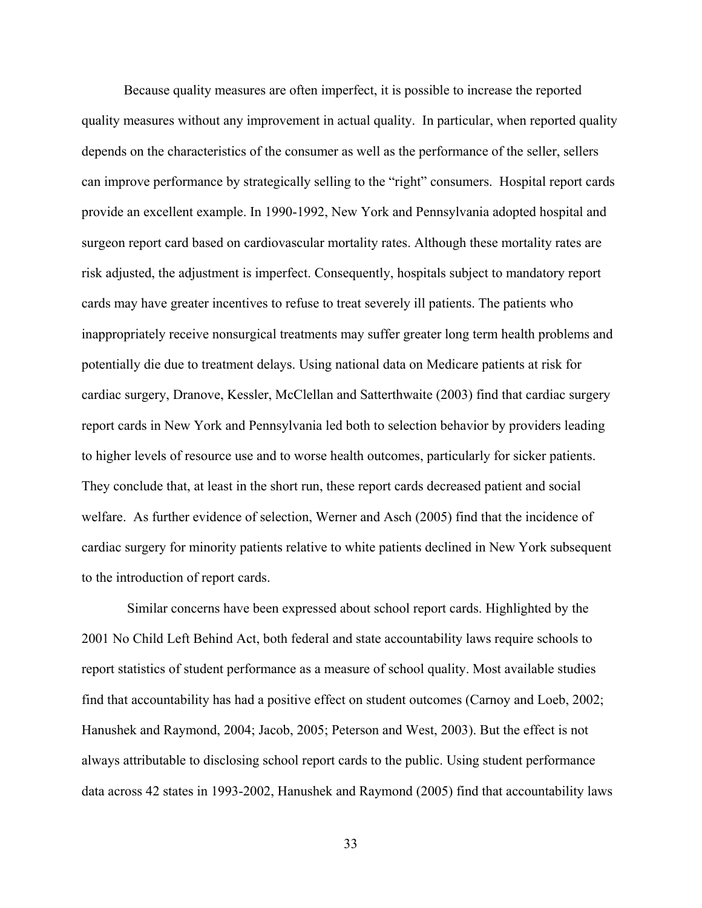Because quality measures are often imperfect, it is possible to increase the reported quality measures without any improvement in actual quality. In particular, when reported quality depends on the characteristics of the consumer as well as the performance of the seller, sellers can improve performance by strategically selling to the "right" consumers. Hospital report cards provide an excellent example. In 1990-1992, New York and Pennsylvania adopted hospital and surgeon report card based on cardiovascular mortality rates. Although these mortality rates are risk adjusted, the adjustment is imperfect. Consequently, hospitals subject to mandatory report cards may have greater incentives to refuse to treat severely ill patients. The patients who inappropriately receive nonsurgical treatments may suffer greater long term health problems and potentially die due to treatment delays. Using national data on Medicare patients at risk for cardiac surgery, Dranove, Kessler, McClellan and Satterthwaite (2003) find that cardiac surgery report cards in New York and Pennsylvania led both to selection behavior by providers leading to higher levels of resource use and to worse health outcomes, particularly for sicker patients. They conclude that, at least in the short run, these report cards decreased patient and social welfare. As further evidence of selection, Werner and Asch (2005) find that the incidence of cardiac surgery for minority patients relative to white patients declined in New York subsequent to the introduction of report cards.

Similar concerns have been expressed about school report cards. Highlighted by the 2001 No Child Left Behind Act, both federal and state accountability laws require schools to report statistics of student performance as a measure of school quality. Most available studies find that accountability has had a positive effect on student outcomes (Carnoy and Loeb, 2002; Hanushek and Raymond, 2004; Jacob, 2005; Peterson and West, 2003). But the effect is not always attributable to disclosing school report cards to the public. Using student performance data across 42 states in 1993-2002, Hanushek and Raymond (2005) find that accountability laws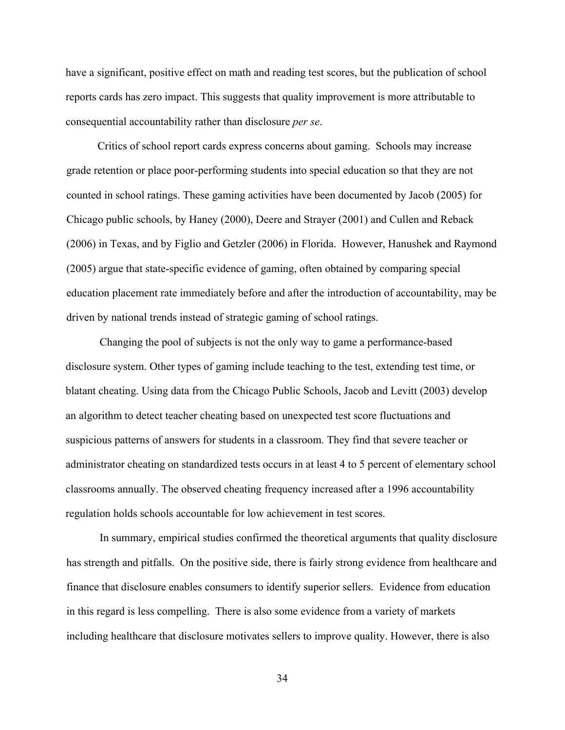have a significant, positive effect on math and reading test scores, but the publication of school reports cards has zero impact. This suggests that quality improvement is more attributable to consequential accountability rather than disclosure *per se*.

Critics of school report cards express concerns about gaming. Schools may increase grade retention or place poor-performing students into special education so that they are not counted in school ratings. These gaming activities have been documented by Jacob (2005) for Chicago public schools, by Haney (2000), Deere and Strayer (2001) and Cullen and Reback (2006) in Texas, and by Figlio and Getzler (2006) in Florida. However, Hanushek and Raymond (2005) argue that state-specific evidence of gaming, often obtained by comparing special education placement rate immediately before and after the introduction of accountability, may be driven by national trends instead of strategic gaming of school ratings.

Changing the pool of subjects is not the only way to game a performance-based disclosure system. Other types of gaming include teaching to the test, extending test time, or blatant cheating. Using data from the Chicago Public Schools, Jacob and Levitt (2003) develop an algorithm to detect teacher cheating based on unexpected test score fluctuations and suspicious patterns of answers for students in a classroom. They find that severe teacher or administrator cheating on standardized tests occurs in at least 4 to 5 percent of elementary school classrooms annually. The observed cheating frequency increased after a 1996 accountability regulation holds schools accountable for low achievement in test scores.

In summary, empirical studies confirmed the theoretical arguments that quality disclosure has strength and pitfalls. On the positive side, there is fairly strong evidence from healthcare and finance that disclosure enables consumers to identify superior sellers. Evidence from education in this regard is less compelling. There is also some evidence from a variety of markets including healthcare that disclosure motivates sellers to improve quality. However, there is also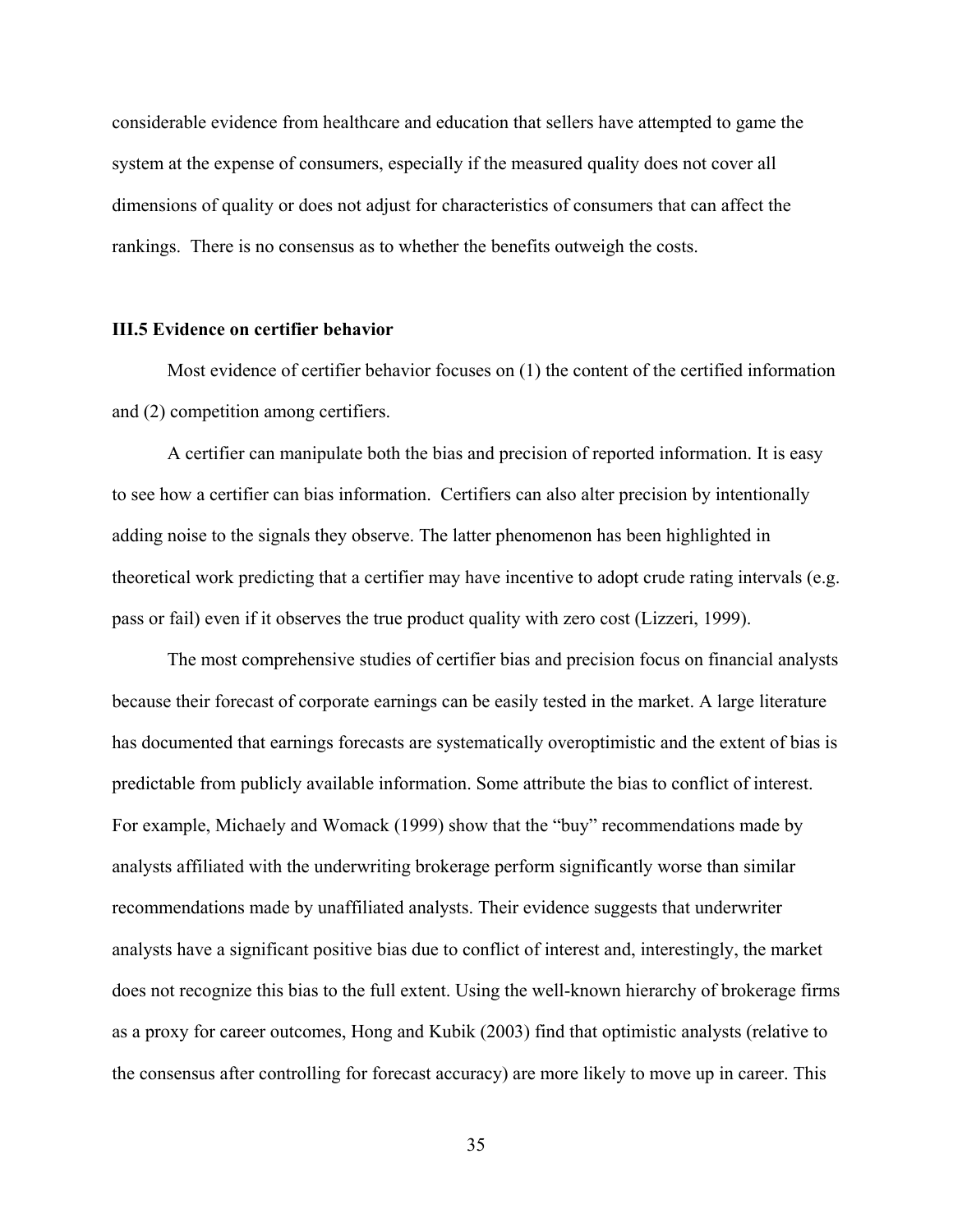considerable evidence from healthcare and education that sellers have attempted to game the system at the expense of consumers, especially if the measured quality does not cover all dimensions of quality or does not adjust for characteristics of consumers that can affect the rankings. There is no consensus as to whether the benefits outweigh the costs.

### III.5 Evidence on certifier behavior

Most evidence of certifier behavior focuses on (1) the content of the certified information and (2) competition among certifiers.

A certifier can manipulate both the bias and precision of reported information. It is easy to see how a certifier can bias information. Certifiers can also alter precision by intentionally adding noise to the signals they observe. The latter phenomenon has been highlighted in theoretical work predicting that a certifier may have incentive to adopt crude rating intervals (e.g. pass or fail) even if it observes the true product quality with zero cost (Lizzeri, 1999).

The most comprehensive studies of certifier bias and precision focus on financial analysts because their forecast of corporate earnings can be easily tested in the market. A large literature has documented that earnings forecasts are systematically overoptimistic and the extent of bias is predictable from publicly available information. Some attribute the bias to conflict of interest. For example, Michaely and Womack (1999) show that the "buy" recommendations made by analysts affiliated with the underwriting brokerage perform significantly worse than similar recommendations made by unaffiliated analysts. Their evidence suggests that underwriter analysts have a significant positive bias due to conflict of interest and, interestingly, the market does not recognize this bias to the full extent. Using the well-known hierarchy of brokerage firms as a proxy for career outcomes, Hong and Kubik (2003) find that optimistic analysts (relative to the consensus after controlling for forecast accuracy) are more likely to move up in career. This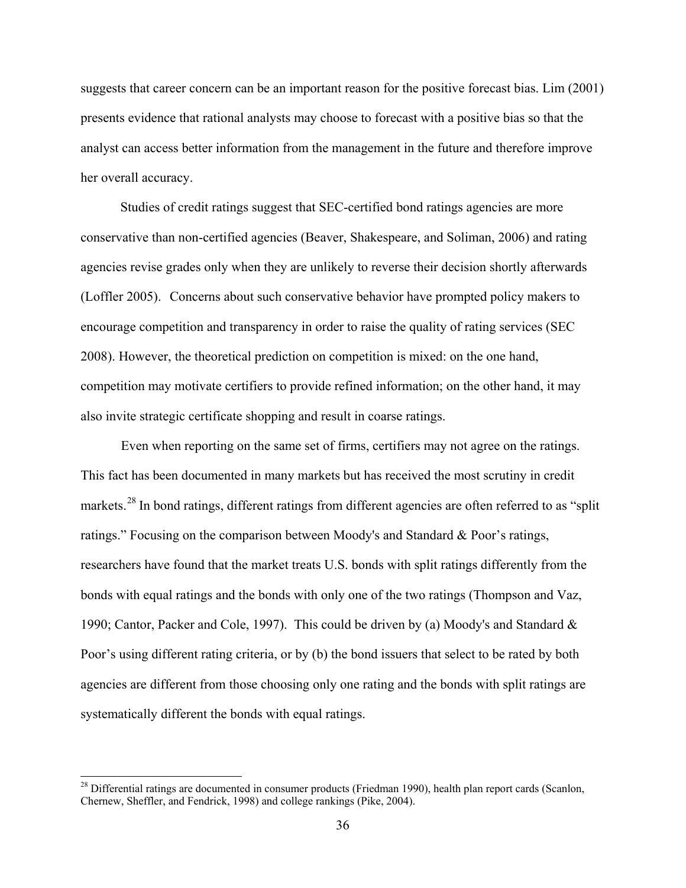suggests that career concern can be an important reason for the positive forecast bias. Lim (2001) presents evidence that rational analysts may choose to forecast with a positive bias so that the analyst can access better information from the management in the future and therefore improve her overall accuracy.

Studies of credit ratings suggest that SEC-certified bond ratings agencies are more conservative than non-certified agencies (Beaver, Shakespeare, and Soliman, 2006) and rating agencies revise grades only when they are unlikely to reverse their decision shortly afterwards (Loffler 2005). Concerns about such conservative behavior have prompted policy makers to encourage competition and transparency in order to raise the quality of rating services (SEC 2008). However, the theoretical prediction on competition is mixed: on the one hand, competition may motivate certifiers to provide refined information; on the other hand, it may also invite strategic certificate shopping and result in coarse ratings.

Even when reporting on the same set of firms, certifiers may not agree on the ratings. This fact has been documented in many markets but has received the most scrutiny in credit markets.[28] In bond ratings, different ratings from different agencies are often referred to as "split ratings." Focusing on the comparison between Moody's and Standard & Poor's ratings, researchers have found that the market treats U.S. bonds with split ratings differently from the bonds with equal ratings and the bonds with only one of the two ratings (Thompson and Vaz, 1990; Cantor, Packer and Cole, 1997). This could be driven by (a) Moody's and Standard & Poor's using different rating criteria, or by (b) the bond issuers that select to be rated by both agencies are different from those choosing only one rating and the bonds with split ratings are systematically different the bonds with equal ratings.

[28] Differential ratings are documented in consumer products (Friedman 1990), health plan report cards (Scanlon, Chernew, Sheffler, and Fendrick, 1998) and college rankings (Pike, 2004).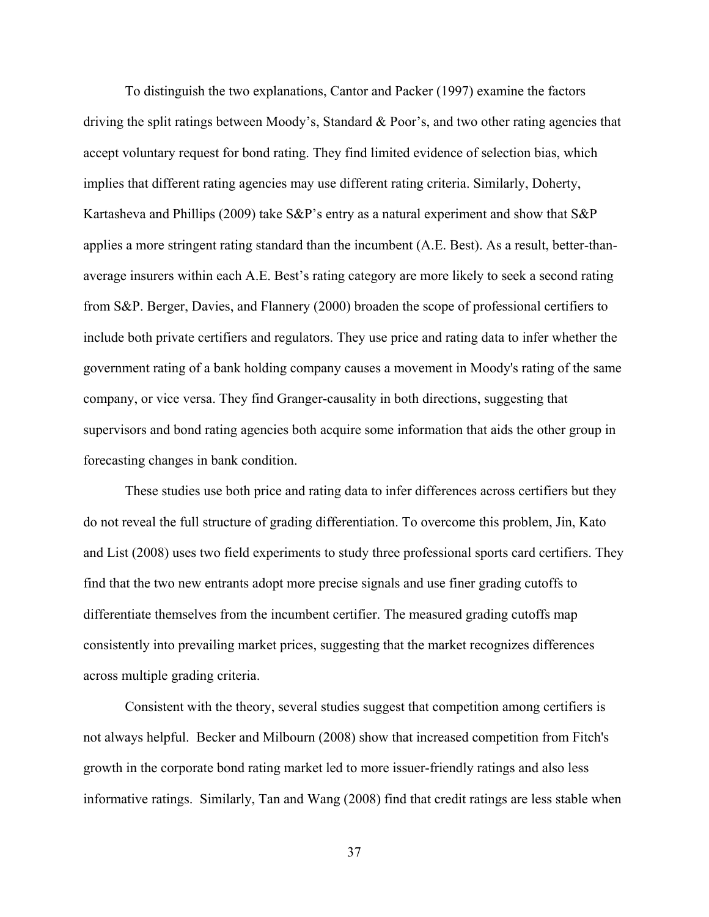To distinguish the two explanations, Cantor and Packer (1997) examine the factors driving the split ratings between Moody's, Standard & Poor's, and two other rating agencies that accept voluntary request for bond rating. They find limited evidence of selection bias, which implies that different rating agencies may use different rating criteria. Similarly, Doherty, Kartasheva and Phillips (2009) take S&P's entry as a natural experiment and show that S&P applies a more stringent rating standard than the incumbent (A.E. Best). As a result, better-than-average insurers within each A.E. Best's rating category are more likely to seek a second rating from S&P. Berger, Davies, and Flannery (2000) broaden the scope of professional certifiers to include both private certifiers and regulators. They use price and rating data to infer whether the government rating of a bank holding company causes a movement in Moody's rating of the same company, or vice versa. They find Granger-causality in both directions, suggesting that supervisors and bond rating agencies both acquire some information that aids the other group in forecasting changes in bank condition.

These studies use both price and rating data to infer differences across certifiers but they do not reveal the full structure of grading differentiation. To overcome this problem, Jin, Kato and List (2008) uses two field experiments to study three professional sports card certifiers. They find that the two new entrants adopt more precise signals and use finer grading cutoffs to differentiate themselves from the incumbent certifier. The measured grading cutoffs map consistently into prevailing market prices, suggesting that the market recognizes differences across multiple grading criteria.

Consistent with the theory, several studies suggest that competition among certifiers is not always helpful. Becker and Milbourn (2008) show that increased competition from Fitch's growth in the corporate bond rating market led to more issuer-friendly ratings and also less informative ratings. Similarly, Tan and Wang (2008) find that credit ratings are less stable when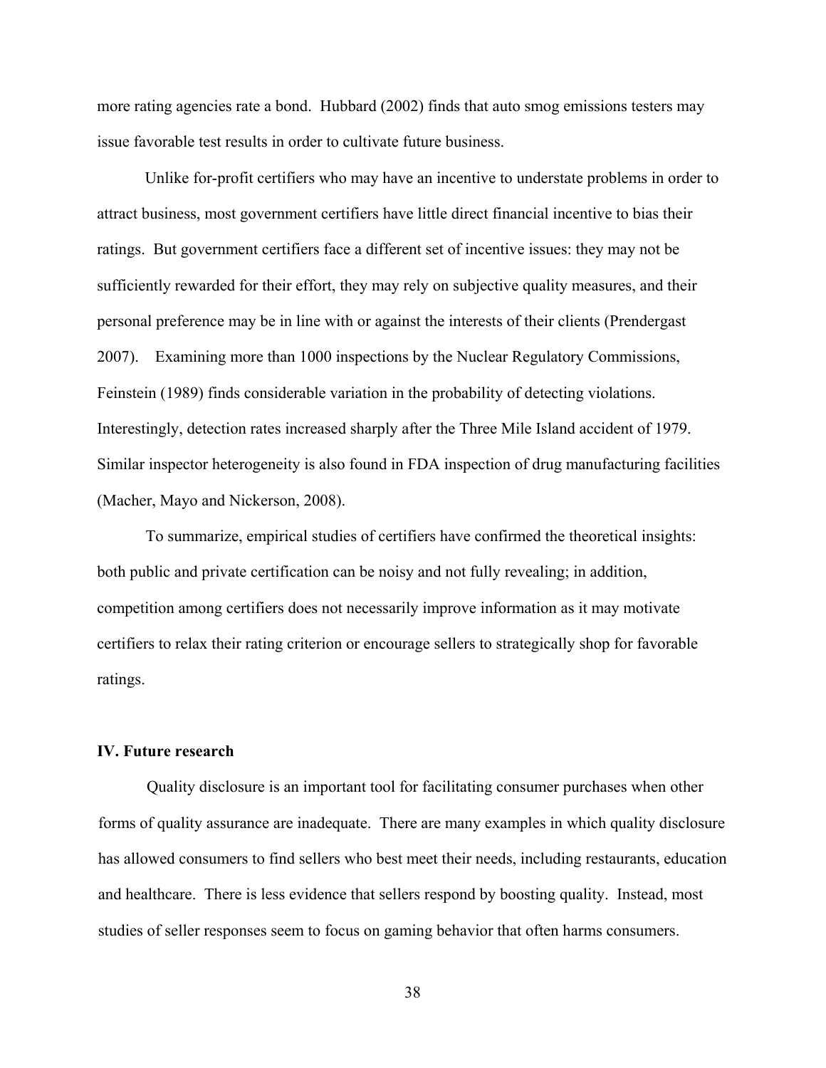more rating agencies rate a bond. Hubbard (2002) finds that auto smog emissions testers may issue favorable test results in order to cultivate future business.

Unlike for-profit certifiers who may have an incentive to understate problems in order to attract business, most government certifiers have little direct financial incentive to bias their ratings. But government certifiers face a different set of incentive issues: they may not be sufficiently rewarded for their effort, they may rely on subjective quality measures, and their personal preference may be in line with or against the interests of their clients (Prendergast 2007). Examining more than 1000 inspections by the Nuclear Regulatory Commissions, Feinstein (1989) finds considerable variation in the probability of detecting violations. Interestingly, detection rates increased sharply after the Three Mile Island accident of 1979. Similar inspector heterogeneity is also found in FDA inspection of drug manufacturing facilities (Macher, Mayo and Nickerson, 2008).

To summarize, empirical studies of certifiers have confirmed the theoretical insights: both public and private certification can be noisy and not fully revealing; in addition, competition among certifiers does not necessarily improve information as it may motivate certifiers to relax their rating criterion or encourage sellers to strategically shop for favorable ratings.

## IV. Future research

Quality disclosure is an important tool for facilitating consumer purchases when other forms of quality assurance are inadequate. There are many examples in which quality disclosure has allowed consumers to find sellers who best meet their needs, including restaurants, education and healthcare. There is less evidence that sellers respond by boosting quality. Instead, most studies of seller responses seem to focus on gaming behavior that often harms consumers.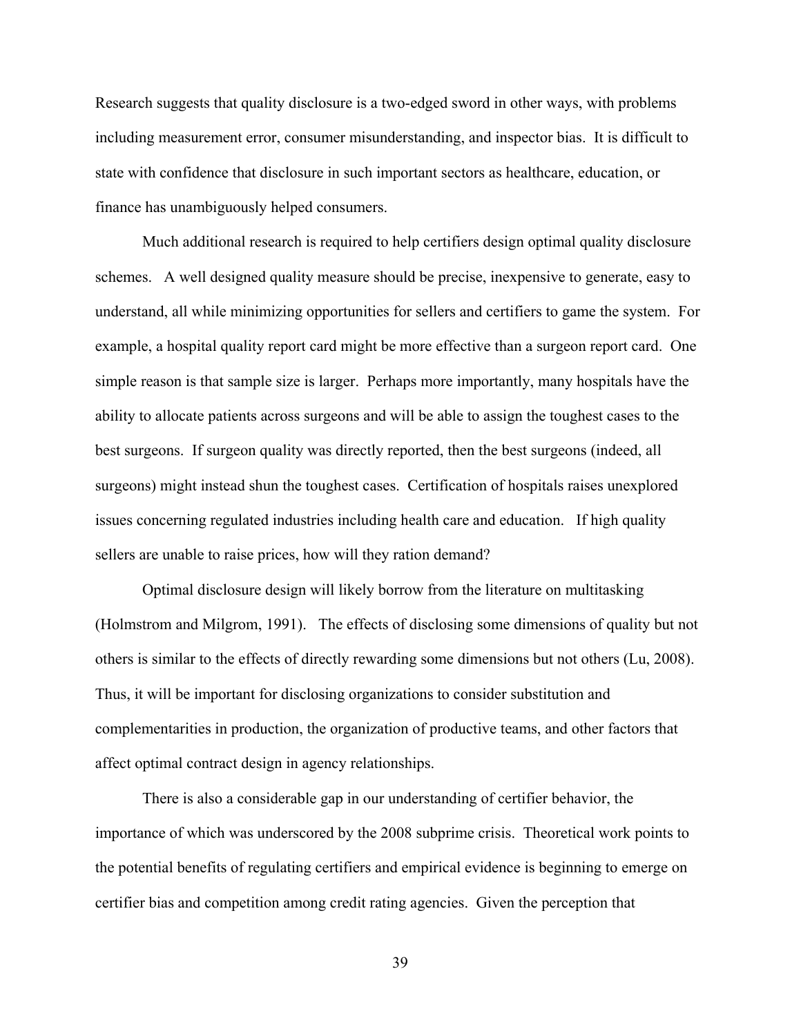Research suggests that quality disclosure is a two-edged sword in other ways, with problems including measurement error, consumer misunderstanding, and inspector bias. It is difficult to state with confidence that disclosure in such important sectors as healthcare, education, or finance has unambiguously helped consumers.

Much additional research is required to help certifiers design optimal quality disclosure schemes. A well designed quality measure should be precise, inexpensive to generate, easy to understand, all while minimizing opportunities for sellers and certifiers to game the system. For example, a hospital quality report card might be more effective than a surgeon report card. One simple reason is that sample size is larger. Perhaps more importantly, many hospitals have the ability to allocate patients across surgeons and will be able to assign the toughest cases to the best surgeons. If surgeon quality was directly reported, then the best surgeons (indeed, all surgeons) might instead shun the toughest cases. Certification of hospitals raises unexplored issues concerning regulated industries including health care and education. If high quality sellers are unable to raise prices, how will they ration demand?

Optimal disclosure design will likely borrow from the literature on multitasking (Holmstrom and Milgrom, 1991). The effects of disclosing some dimensions of quality but not others is similar to the effects of directly rewarding some dimensions but not others (Lu, 2008). Thus, it will be important for disclosing organizations to consider substitution and complementarities in production, the organization of productive teams, and other factors that affect optimal contract design in agency relationships.

There is also a considerable gap in our understanding of certifier behavior, the importance of which was underscored by the 2008 subprime crisis. Theoretical work points to the potential benefits of regulating certifiers and empirical evidence is beginning to emerge on certifier bias and competition among credit rating agencies. Given the perception that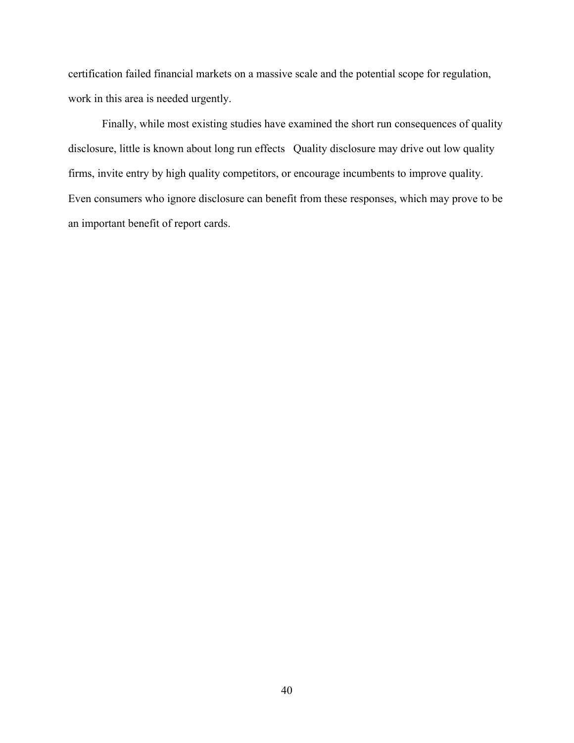certification failed financial markets on a massive scale and the potential scope for regulation, work in this area is needed urgently.

Finally, while most existing studies have examined the short run consequences of quality disclosure, little is known about long run effects   Quality disclosure may drive out low quality firms, invite entry by high quality competitors, or encourage incumbents to improve quality. Even consumers who ignore disclosure can benefit from these responses, which may prove to be an important benefit of report cards.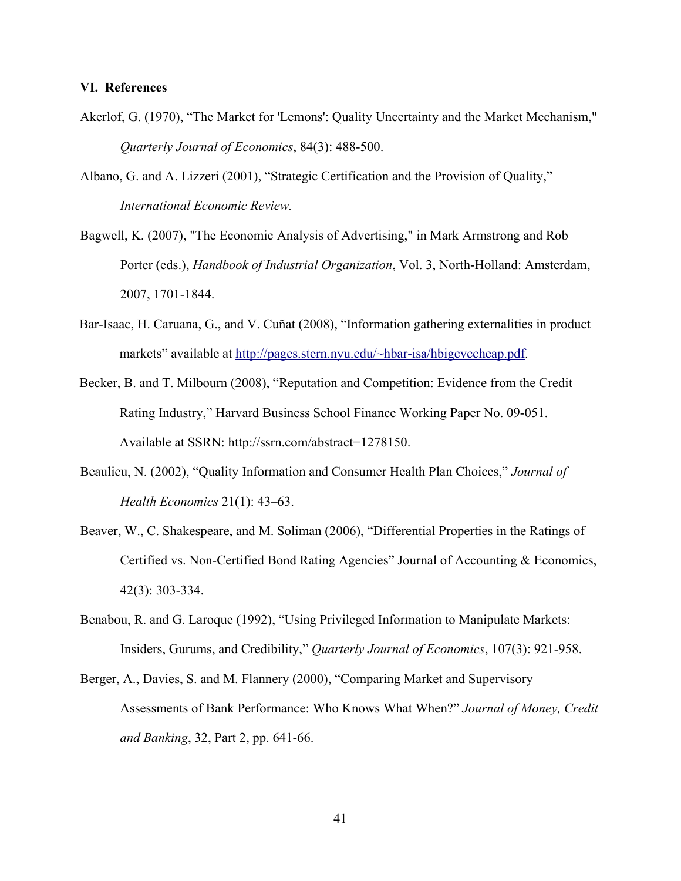## VI. References

Akerlof, G. (1970), "The Market for 'Lemons': Quality Uncertainty and the Market Mechanism," *Quarterly Journal of Economics*, 84(3): 488-500.

Albano, G. and A. Lizzeri (2001), "Strategic Certification and the Provision of Quality," *International Economic Review.*

Bagwell, K. (2007), "The Economic Analysis of Advertising," in Mark Armstrong and Rob Porter (eds.), *Handbook of Industrial Organization*, Vol. 3, North-Holland: Amsterdam, 2007, 1701-1844.

Bar-Isaac, H. Caruana, G., and V. Cuñat (2008), "Information gathering externalities in product markets" available at http://pages.stern.nyu.edu/~hbar-isa/hbigcvccheap.pdf.

Becker, B. and T. Milbourn (2008), "Reputation and Competition: Evidence from the Credit Rating Industry," Harvard Business School Finance Working Paper No. 09-051. Available at SSRN: http://ssrn.com/abstract=1278150.

Beaulieu, N. (2002), "Quality Information and Consumer Health Plan Choices," *Journal of Health Economics* 21(1): 43–63.

Beaver, W., C. Shakespeare, and M. Soliman (2006), "Differential Properties in the Ratings of Certified vs. Non-Certified Bond Rating Agencies" Journal of Accounting & Economics, 42(3): 303-334.

Benabou, R. and G. Laroque (1992), "Using Privileged Information to Manipulate Markets: Insiders, Gurums, and Credibility," *Quarterly Journal of Economics*, 107(3): 921-958.

Berger, A., Davies, S. and M. Flannery (2000), "Comparing Market and Supervisory Assessments of Bank Performance: Who Knows What When?" *Journal of Money, Credit and Banking*, 32, Part 2, pp. 641-66.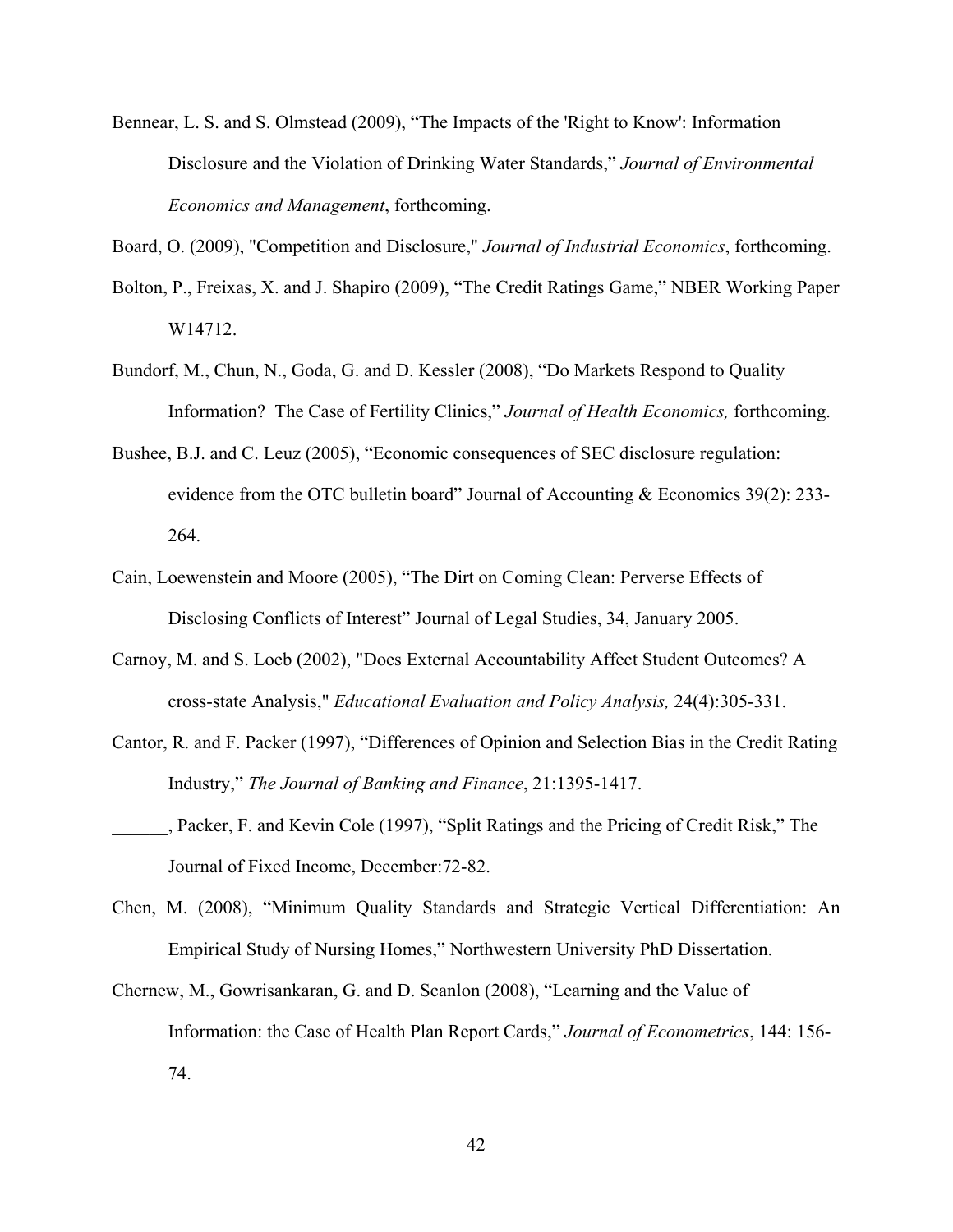Bennear, L. S. and S. Olmstead (2009), "The Impacts of the 'Right to Know': Information Disclosure and the Violation of Drinking Water Standards," *Journal of Environmental Economics and Management*, forthcoming.

Board, O. (2009), "Competition and Disclosure," *Journal of Industrial Economics*, forthcoming.

Bolton, P., Freixas, X. and J. Shapiro (2009), "The Credit Ratings Game," NBER Working Paper W14712.

Bundorf, M., Chun, N., Goda, G. and D. Kessler (2008), "Do Markets Respond to Quality Information? The Case of Fertility Clinics," *Journal of Health Economics,* forthcoming.

Bushee, B.J. and C. Leuz (2005), "Economic consequences of SEC disclosure regulation: evidence from the OTC bulletin board" Journal of Accounting & Economics 39(2): 233-264.

Cain, Loewenstein and Moore (2005), "The Dirt on Coming Clean: Perverse Effects of Disclosing Conflicts of Interest" Journal of Legal Studies, 34, January 2005.

Carnoy, M. and S. Loeb (2002), "Does External Accountability Affect Student Outcomes? A cross-state Analysis," *Educational Evaluation and Policy Analysis,* 24(4):305-331.

Cantor, R. and F. Packer (1997), "Differences of Opinion and Selection Bias in the Credit Rating Industry," *The Journal of Banking and Finance*, 21:1395-1417.

______, Packer, F. and Kevin Cole (1997), "Split Ratings and the Pricing of Credit Risk," The Journal of Fixed Income, December:72-82.

Chen, M. (2008), "Minimum Quality Standards and Strategic Vertical Differentiation: An Empirical Study of Nursing Homes," Northwestern University PhD Dissertation.

Chernew, M., Gowrisankaran, G. and D. Scanlon (2008), "Learning and the Value of Information: the Case of Health Plan Report Cards," *Journal of Econometrics*, 144: 156-74.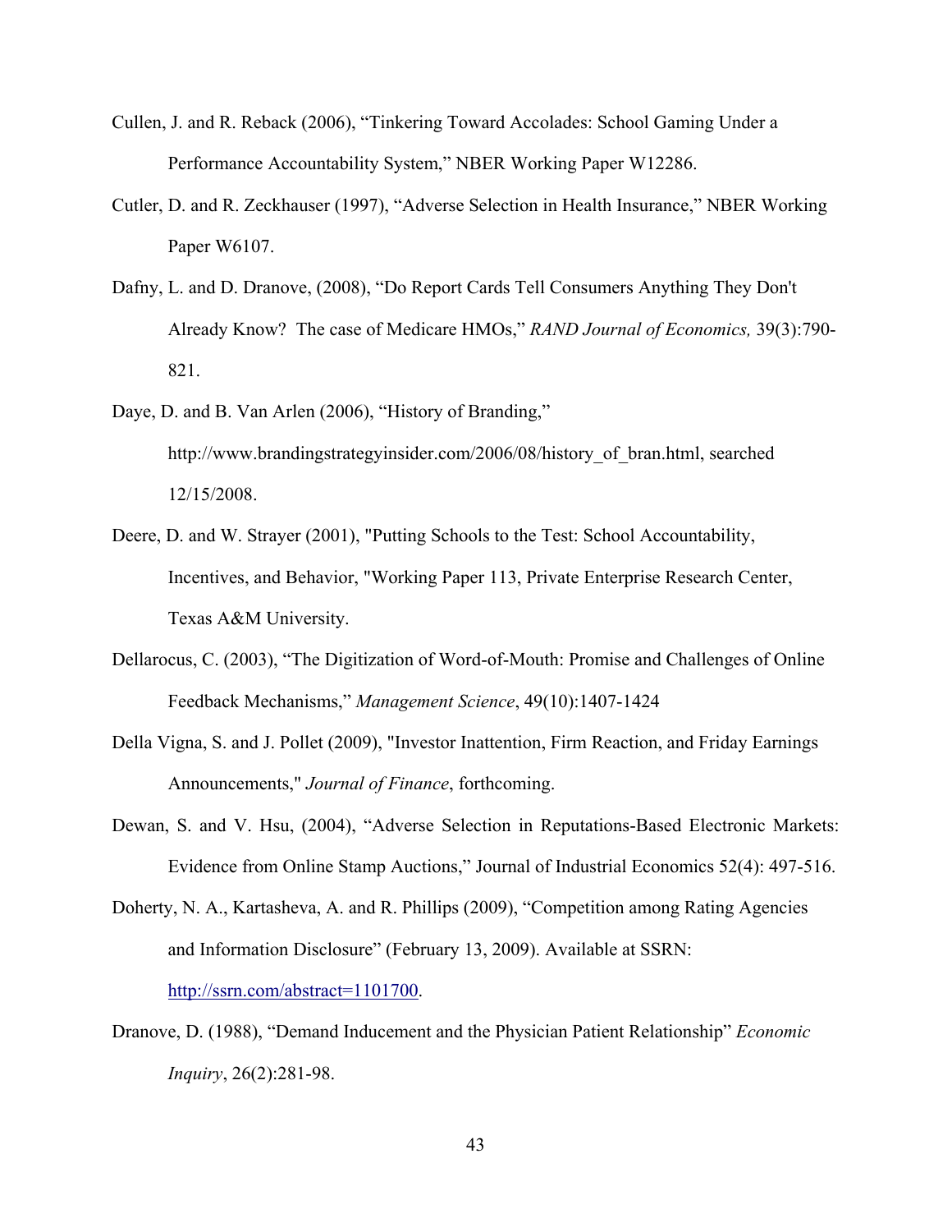Cullen, J. and R. Reback (2006), "Tinkering Toward Accolades: School Gaming Under a Performance Accountability System," NBER Working Paper W12286.

Cutler, D. and R. Zeckhauser (1997), "Adverse Selection in Health Insurance," NBER Working Paper W6107.

Dafny, L. and D. Dranove, (2008), "Do Report Cards Tell Consumers Anything They Don't Already Know? The case of Medicare HMOs," *RAND Journal of Economics,* 39(3):790-821.

Daye, D. and B. Van Arlen (2006), "History of Branding," http://www.brandingstrategyinsider.com/2006/08/history_of_bran.html, searched 12/15/2008.

Deere, D. and W. Strayer (2001), "Putting Schools to the Test: School Accountability, Incentives, and Behavior, "Working Paper 113, Private Enterprise Research Center, Texas A&M University.

Dellarocus, C. (2003), "The Digitization of Word-of-Mouth: Promise and Challenges of Online Feedback Mechanisms," *Management Science*, 49(10):1407-1424

Della Vigna, S. and J. Pollet (2009), "Investor Inattention, Firm Reaction, and Friday Earnings Announcements," *Journal of Finance*, forthcoming.

Dewan, S. and V. Hsu, (2004), "Adverse Selection in Reputations-Based Electronic Markets: Evidence from Online Stamp Auctions," Journal of Industrial Economics 52(4): 497-516.

Doherty, N. A., Kartasheva, A. and R. Phillips (2009), "Competition among Rating Agencies and Information Disclosure" (February 13, 2009). Available at SSRN: http://ssrn.com/abstract=1101700.

Dranove, D. (1988), "Demand Inducement and the Physician Patient Relationship" *Economic Inquiry*, 26(2):281-98.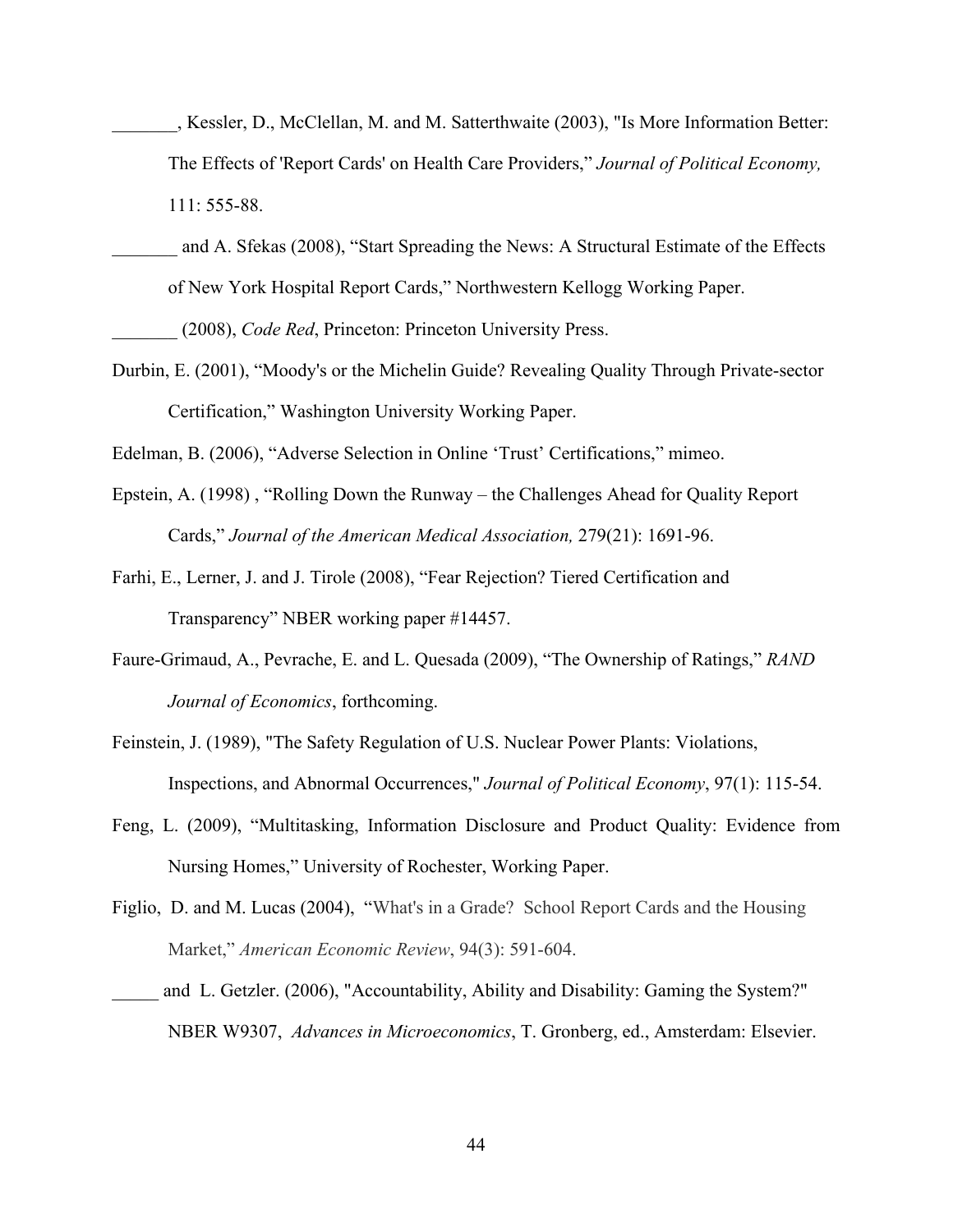_______, Kessler, D., McClellan, M. and M. Satterthwaite (2003), "Is More Information Better: The Effects of 'Report Cards' on Health Care Providers," *Journal of Political Economy,* 111: 555-88.

_______ and A. Sfekas (2008), "Start Spreading the News: A Structural Estimate of the Effects of New York Hospital Report Cards," Northwestern Kellogg Working Paper.

_______ (2008), *Code Red*, Princeton: Princeton University Press.

Durbin, E. (2001), "Moody's or the Michelin Guide? Revealing Quality Through Private-sector Certification," Washington University Working Paper.

Edelman, B. (2006), "Adverse Selection in Online 'Trust' Certifications," mimeo.

Epstein, A. (1998) , "Rolling Down the Runway – the Challenges Ahead for Quality Report Cards," *Journal of the American Medical Association,* 279(21): 1691-96.

Farhi, E., Lerner, J. and J. Tirole (2008), "Fear Rejection? Tiered Certification and Transparency" NBER working paper #14457.

Faure-Grimaud, A., Pevrache, E. and L. Quesada (2009), "The Ownership of Ratings," *RAND Journal of Economics*, forthcoming.

Feinstein, J. (1989), "The Safety Regulation of U.S. Nuclear Power Plants: Violations, Inspections, and Abnormal Occurrences," *Journal of Political Economy*, 97(1): 115-54.

Feng, L. (2009), "Multitasking, Information Disclosure and Product Quality: Evidence from Nursing Homes," University of Rochester, Working Paper.

Figlio, D. and M. Lucas (2004), "What's in a Grade? School Report Cards and the Housing Market," *American Economic Review*, 94(3): 591-604.

_____ and L. Getzler. (2006), "Accountability, Ability and Disability: Gaming the System?" NBER W9307, *Advances in Microeconomics*, T. Gronberg, ed., Amsterdam: Elsevier.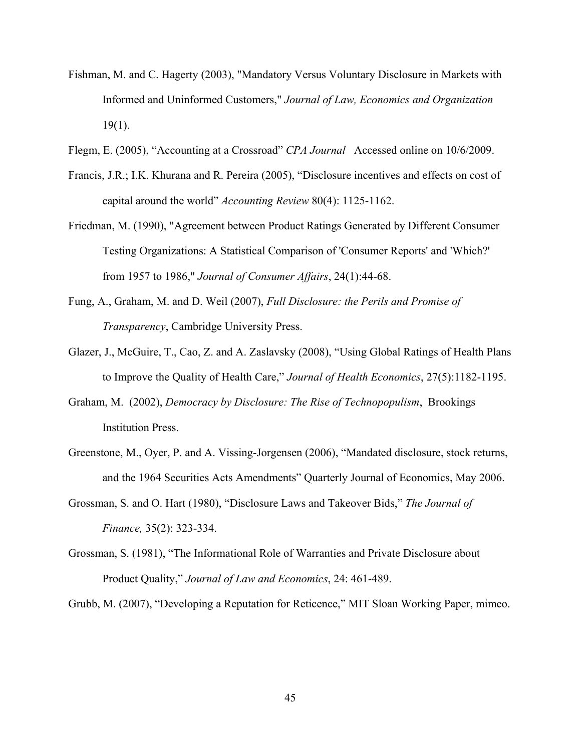Fishman, M. and C. Hagerty (2003), "Mandatory Versus Voluntary Disclosure in Markets with Informed and Uninformed Customers," *Journal of Law, Economics and Organization* 19(1).

Flegm, E. (2005), "Accounting at a Crossroad" *CPA Journal* Accessed online on 10/6/2009.

Francis, J.R.; I.K. Khurana and R. Pereira (2005), "Disclosure incentives and effects on cost of capital around the world" *Accounting Review* 80(4): 1125-1162.

Friedman, M. (1990), "Agreement between Product Ratings Generated by Different Consumer Testing Organizations: A Statistical Comparison of 'Consumer Reports' and 'Which?' from 1957 to 1986," *Journal of Consumer Affairs*, 24(1):44-68.

Fung, A., Graham, M. and D. Weil (2007), *Full Disclosure: the Perils and Promise of Transparency*, Cambridge University Press.

Glazer, J., McGuire, T., Cao, Z. and A. Zaslavsky (2008), "Using Global Ratings of Health Plans to Improve the Quality of Health Care," *Journal of Health Economics*, 27(5):1182-1195.

Graham, M. (2002), *Democracy by Disclosure: The Rise of Technopopulism*, Brookings Institution Press.

Greenstone, M., Oyer, P. and A. Vissing-Jorgensen (2006), "Mandated disclosure, stock returns, and the 1964 Securities Acts Amendments" Quarterly Journal of Economics, May 2006.

Grossman, S. and O. Hart (1980), "Disclosure Laws and Takeover Bids," *The Journal of Finance,* 35(2): 323-334.

Grossman, S. (1981), "The Informational Role of Warranties and Private Disclosure about Product Quality," *Journal of Law and Economics*, 24: 461-489.

Grubb, M. (2007), "Developing a Reputation for Reticence," MIT Sloan Working Paper, mimeo.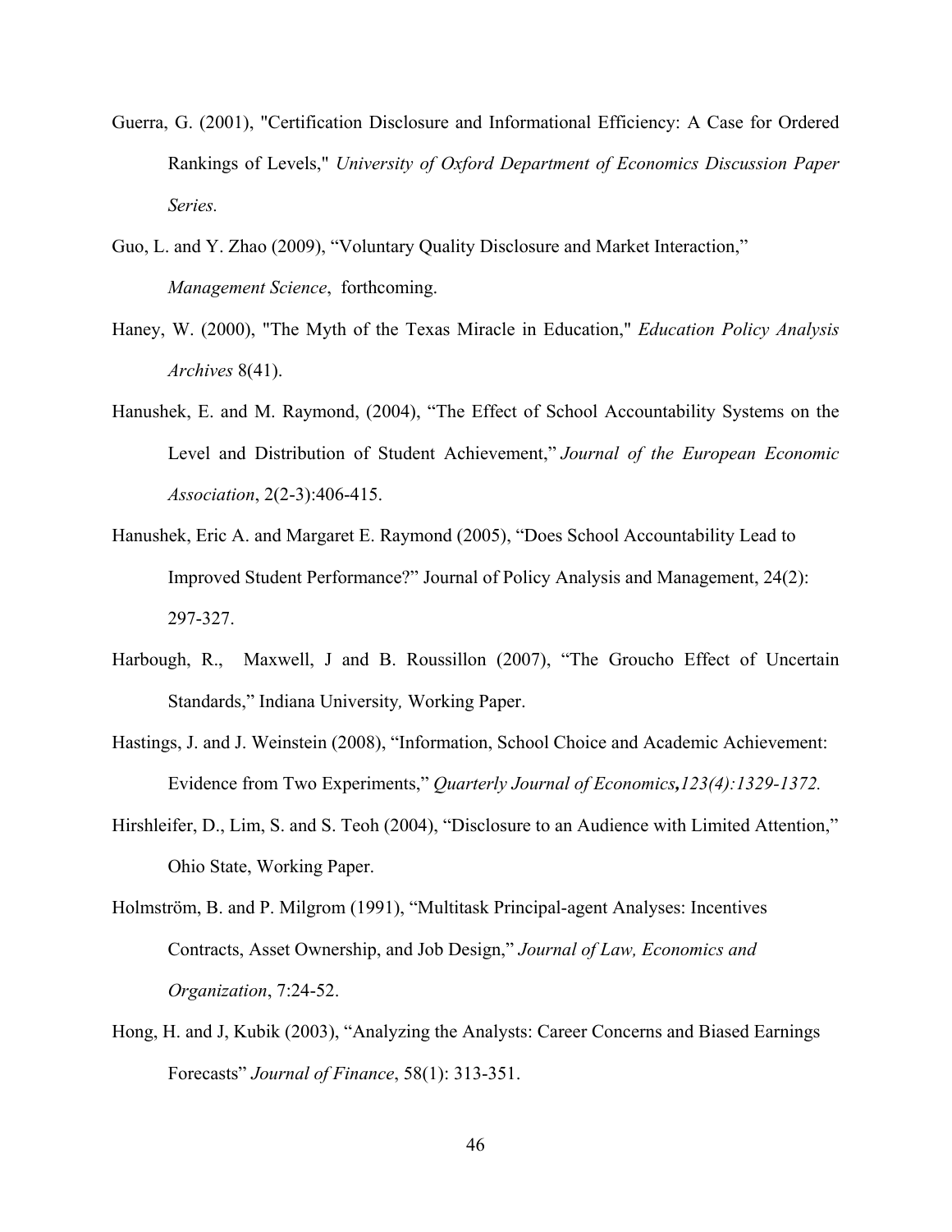Guerra, G. (2001), "Certification Disclosure and Informational Efficiency: A Case for Ordered Rankings of Levels," *University of Oxford Department of Economics Discussion Paper Series.*

Guo, L. and Y. Zhao (2009), "Voluntary Quality Disclosure and Market Interaction," *Management Science*, forthcoming.

Haney, W. (2000), "The Myth of the Texas Miracle in Education," *Education Policy Analysis Archives* 8(41).

Hanushek, E. and M. Raymond, (2004), "The Effect of School Accountability Systems on the Level and Distribution of Student Achievement," *Journal of the European Economic Association*, 2(2-3):406-415.

Hanushek, Eric A. and Margaret E. Raymond (2005), "Does School Accountability Lead to Improved Student Performance?" Journal of Policy Analysis and Management, 24(2): 297-327.

Harbough, R., Maxwell, J and B. Roussillon (2007), "The Groucho Effect of Uncertain Standards," Indiana University*,* Working Paper.

Hastings, J. and J. Weinstein (2008), "Information, School Choice and Academic Achievement: Evidence from Two Experiments," *Quarterly Journal of Economics***,***123(4):1329-1372.*

Hirshleifer, D., Lim, S. and S. Teoh (2004), "Disclosure to an Audience with Limited Attention," Ohio State, Working Paper.

Holmström, B. and P. Milgrom (1991), "Multitask Principal-agent Analyses: Incentives Contracts, Asset Ownership, and Job Design," *Journal of Law, Economics and Organization*, 7:24-52.

Hong, H. and J, Kubik (2003), "Analyzing the Analysts: Career Concerns and Biased Earnings Forecasts" *Journal of Finance*, 58(1): 313-351.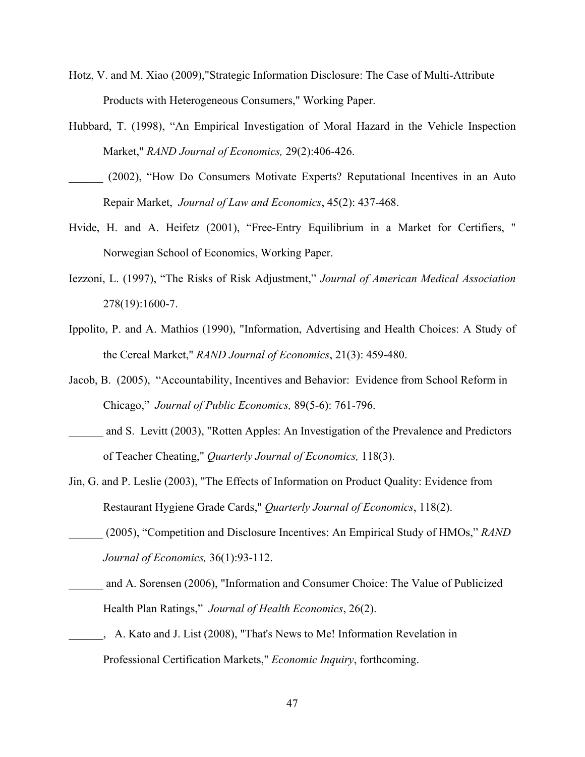Hotz, V. and M. Xiao (2009),"Strategic Information Disclosure: The Case of Multi-Attribute Products with Heterogeneous Consumers," Working Paper.

Hubbard, T. (1998), “An Empirical Investigation of Moral Hazard in the Vehicle Inspection Market," *RAND Journal of Economics,* 29(2):406-426.

______ (2002), “How Do Consumers Motivate Experts? Reputational Incentives in an Auto Repair Market, *Journal of Law and Economics*, 45(2): 437-468.

Hvide, H. and A. Heifetz (2001), “Free-Entry Equilibrium in a Market for Certifiers, " Norwegian School of Economics, Working Paper.

Iezzoni, L. (1997), “The Risks of Risk Adjustment,” *Journal of American Medical Association* 278(19):1600-7.

Ippolito, P. and A. Mathios (1990), "Information, Advertising and Health Choices: A Study of the Cereal Market," *RAND Journal of Economics*, 21(3): 459-480.

Jacob, B. (2005), “Accountability, Incentives and Behavior: Evidence from School Reform in Chicago,” *Journal of Public Economics,* 89(5-6): 761-796.

______ and S. Levitt (2003), "Rotten Apples: An Investigation of the Prevalence and Predictors of Teacher Cheating," *Quarterly Journal of Economics,* 118(3).

Jin, G. and P. Leslie (2003), "The Effects of Information on Product Quality: Evidence from Restaurant Hygiene Grade Cards," *Quarterly Journal of Economics*, 118(2).

______ (2005), “Competition and Disclosure Incentives: An Empirical Study of HMOs,” *RAND Journal of Economics,* 36(1):93-112.

______ and A. Sorensen (2006), "Information and Consumer Choice: The Value of Publicized Health Plan Ratings," *Journal of Health Economics*, 26(2).

______, A. Kato and J. List (2008), "That's News to Me! Information Revelation in Professional Certification Markets," *Economic Inquiry*, forthcoming.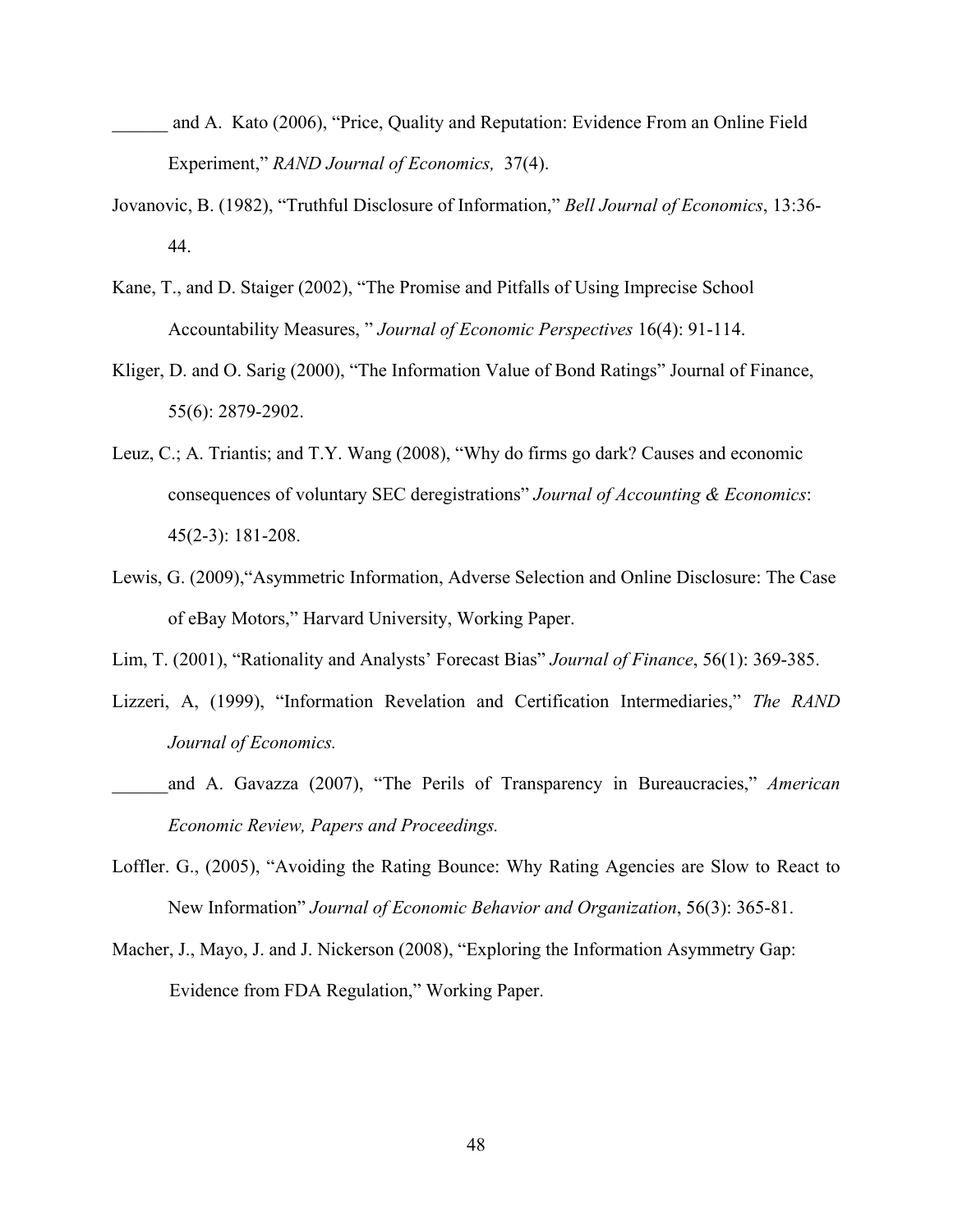______ and A. Kato (2006), "Price, Quality and Reputation: Evidence From an Online Field Experiment," *RAND Journal of Economics,* 37(4).

Jovanovic, B. (1982), "Truthful Disclosure of Information," *Bell Journal of Economics*, 13:36-44.

Kane, T., and D. Staiger (2002), "The Promise and Pitfalls of Using Imprecise School Accountability Measures, " *Journal of Economic Perspectives* 16(4): 91-114.

Kliger, D. and O. Sarig (2000), "The Information Value of Bond Ratings" Journal of Finance, 55(6): 2879-2902.

Leuz, C.; A. Triantis; and T.Y. Wang (2008), "Why do firms go dark? Causes and economic consequences of voluntary SEC deregistrations" *Journal of Accounting & Economics*: 45(2-3): 181-208.

Lewis, G. (2009),"Asymmetric Information, Adverse Selection and Online Disclosure: The Case of eBay Motors," Harvard University, Working Paper.

Lim, T. (2001), "Rationality and Analysts' Forecast Bias" *Journal of Finance*, 56(1): 369-385.

Lizzeri, A, (1999), "Information Revelation and Certification Intermediaries," *The RAND Journal of Economics.*

______and A. Gavazza (2007), "The Perils of Transparency in Bureaucracies," *American Economic Review, Papers and Proceedings.*

Loffler. G., (2005), "Avoiding the Rating Bounce: Why Rating Agencies are Slow to React to New Information" *Journal of Economic Behavior and Organization*, 56(3): 365-81.

Macher, J., Mayo, J. and J. Nickerson (2008), "Exploring the Information Asymmetry Gap: Evidence from FDA Regulation," Working Paper.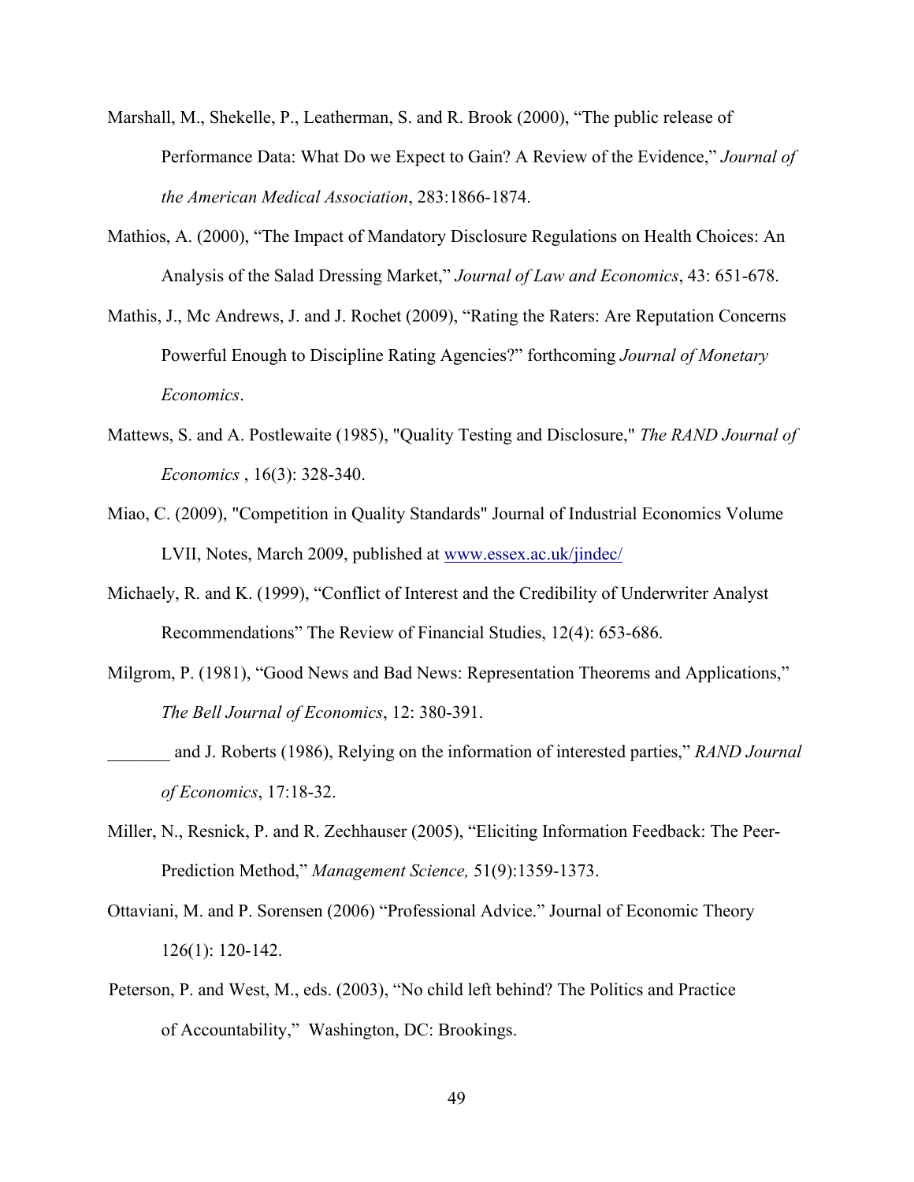Marshall, M., Shekelle, P., Leatherman, S. and R. Brook (2000), "The public release of Performance Data: What Do we Expect to Gain? A Review of the Evidence," *Journal of the American Medical Association*, 283:1866-1874.

Mathios, A. (2000), "The Impact of Mandatory Disclosure Regulations on Health Choices: An Analysis of the Salad Dressing Market," *Journal of Law and Economics*, 43: 651-678.

Mathis, J., Mc Andrews, J. and J. Rochet (2009), "Rating the Raters: Are Reputation Concerns Powerful Enough to Discipline Rating Agencies?" forthcoming *Journal of Monetary Economics*.

Mattews, S. and A. Postlewaite (1985), "Quality Testing and Disclosure," *The RAND Journal of Economics* , 16(3): 328-340.

Miao, C. (2009), "Competition in Quality Standards" Journal of Industrial Economics Volume LVII, Notes, March 2009, published at www.essex.ac.uk/jindec/

Michaely, R. and K. (1999), "Conflict of Interest and the Credibility of Underwriter Analyst Recommendations" The Review of Financial Studies, 12(4): 653-686.

Milgrom, P. (1981), "Good News and Bad News: Representation Theorems and Applications," *The Bell Journal of Economics*, 12: 380-391.

_______ and J. Roberts (1986), Relying on the information of interested parties," *RAND Journal of Economics*, 17:18-32.

Miller, N., Resnick, P. and R. Zechhauser (2005), "Eliciting Information Feedback: The Peer-Prediction Method," *Management Science,* 51(9):1359-1373.

Ottaviani, M. and P. Sorensen (2006) "Professional Advice." Journal of Economic Theory 126(1): 120-142.

Peterson, P. and West, M., eds. (2003), "No child left behind? The Politics and Practice of Accountability," Washington, DC: Brookings.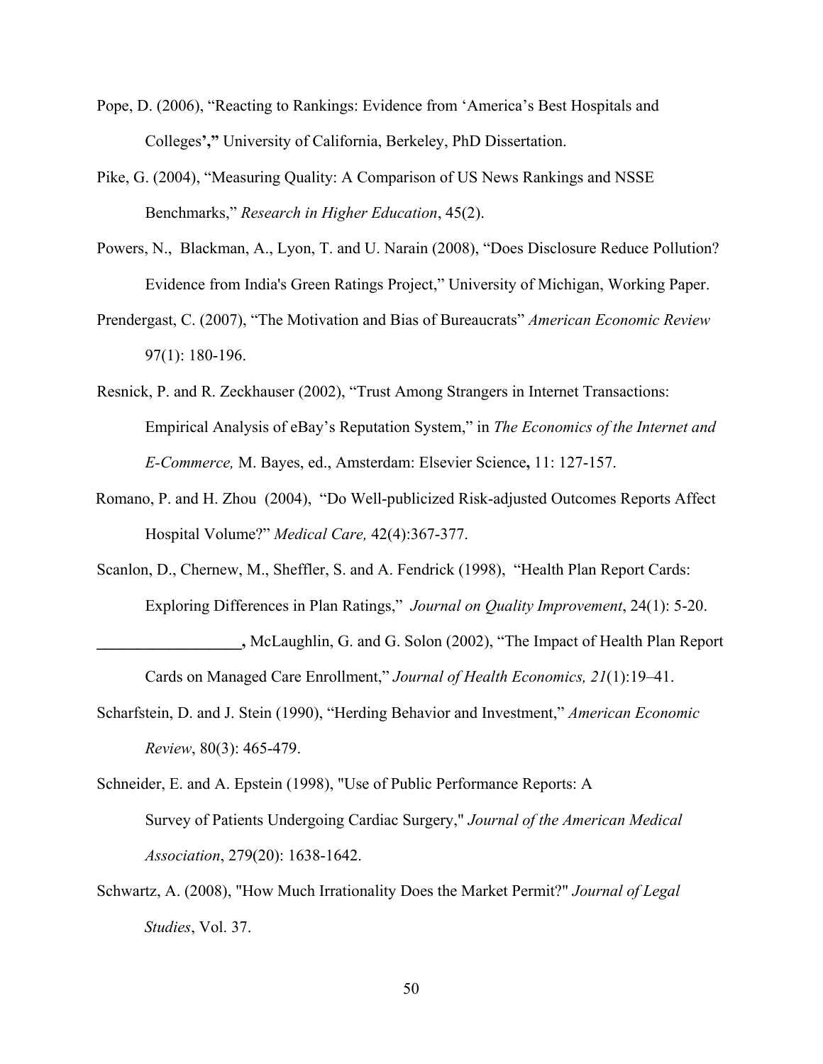Pope, D. (2006), "Reacting to Rankings: Evidence from 'America's Best Hospitals and Colleges'," University of California, Berkeley, PhD Dissertation.

Pike, G. (2004), "Measuring Quality: A Comparison of US News Rankings and NSSE Benchmarks," *Research in Higher Education*, 45(2).

Powers, N., Blackman, A., Lyon, T. and U. Narain (2008), "Does Disclosure Reduce Pollution? Evidence from India's Green Ratings Project," University of Michigan, Working Paper.

Prendergast, C. (2007), "The Motivation and Bias of Bureaucrats" *American Economic Review* 97(1): 180-196.

Resnick, P. and R. Zeckhauser (2002), "Trust Among Strangers in Internet Transactions: Empirical Analysis of eBay's Reputation System," in *The Economics of the Internet and E-Commerce,* M. Bayes, ed., Amsterdam: Elsevier Science**,** 11: 127-157.

Romano, P. and H. Zhou (2004), "Do Well-publicized Risk-adjusted Outcomes Reports Affect Hospital Volume?" *Medical Care,* 42(4):367-377.

Scanlon, D., Chernew, M., Sheffler, S. and A. Fendrick (1998), "Health Plan Report Cards: Exploring Differences in Plan Ratings," *Journal on Quality Improvement*, 24(1): 5-20.

**__________________,** McLaughlin, G. and G. Solon (2002), "The Impact of Health Plan Report Cards on Managed Care Enrollment," *Journal of Health Economics, 21*(1):19–41.

Scharfstein, D. and J. Stein (1990), "Herding Behavior and Investment," *American Economic Review*, 80(3): 465-479.

Schneider, E. and A. Epstein (1998), "Use of Public Performance Reports: A Survey of Patients Undergoing Cardiac Surgery," *Journal of the American Medical Association*, 279(20): 1638-1642.

Schwartz, A. (2008), "How Much Irrationality Does the Market Permit?" *Journal of Legal Studies*, Vol. 37.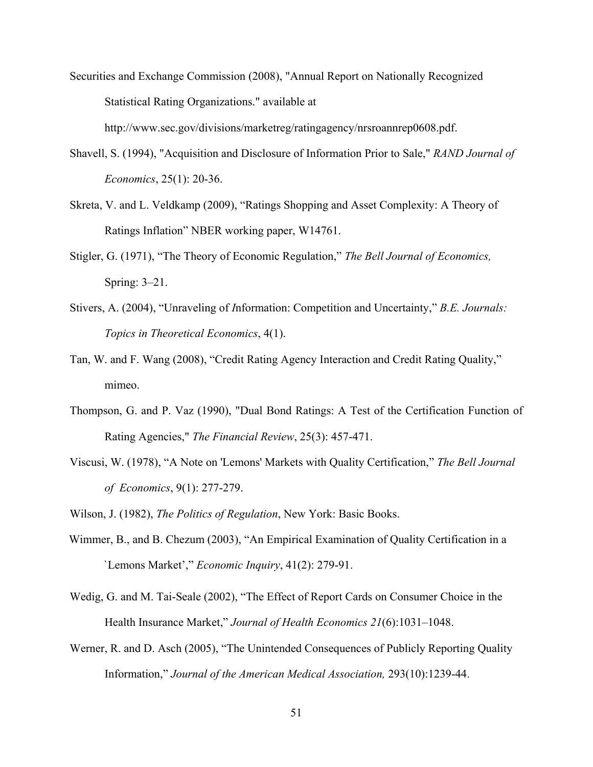Securities and Exchange Commission (2008), "Annual Report on Nationally Recognized Statistical Rating Organizations." available at http://www.sec.gov/divisions/marketreg/ratingagency/nrsroannrep0608.pdf.

Shavell, S. (1994), "Acquisition and Disclosure of Information Prior to Sale," *RAND Journal of Economics*, 25(1): 20-36.

Skreta, V. and L. Veldkamp (2009), "Ratings Shopping and Asset Complexity: A Theory of Ratings Inflation" NBER working paper, W14761.

Stigler, G. (1971), "The Theory of Economic Regulation," *The Bell Journal of Economics,* Spring: 3–21.

Stivers, A. (2004), "Unraveling of *I*nformation: Competition and Uncertainty," *B.E. Journals: Topics in Theoretical Economics*, 4(1).

Tan, W. and F. Wang (2008), "Credit Rating Agency Interaction and Credit Rating Quality," mimeo.

Thompson, G. and P. Vaz (1990), "Dual Bond Ratings: A Test of the Certification Function of Rating Agencies," *The Financial Review*, 25(3): 457-471.

Viscusi, W. (1978), "A Note on 'Lemons' Markets with Quality Certification," *The Bell Journal of Economics*, 9(1): 277-279.

Wilson, J. (1982), *The Politics of Regulation*, New York: Basic Books.

Wimmer, B., and B. Chezum (2003), "An Empirical Examination of Quality Certification in a `Lemons Market'," *Economic Inquiry*, 41(2): 279-91.

Wedig, G. and M. Tai-Seale (2002), "The Effect of Report Cards on Consumer Choice in the Health Insurance Market," *Journal of Health Economics 21*(6):1031–1048.

Werner, R. and D. Asch (2005), "The Unintended Consequences of Publicly Reporting Quality Information," *Journal of the American Medical Association,* 293(10):1239-44.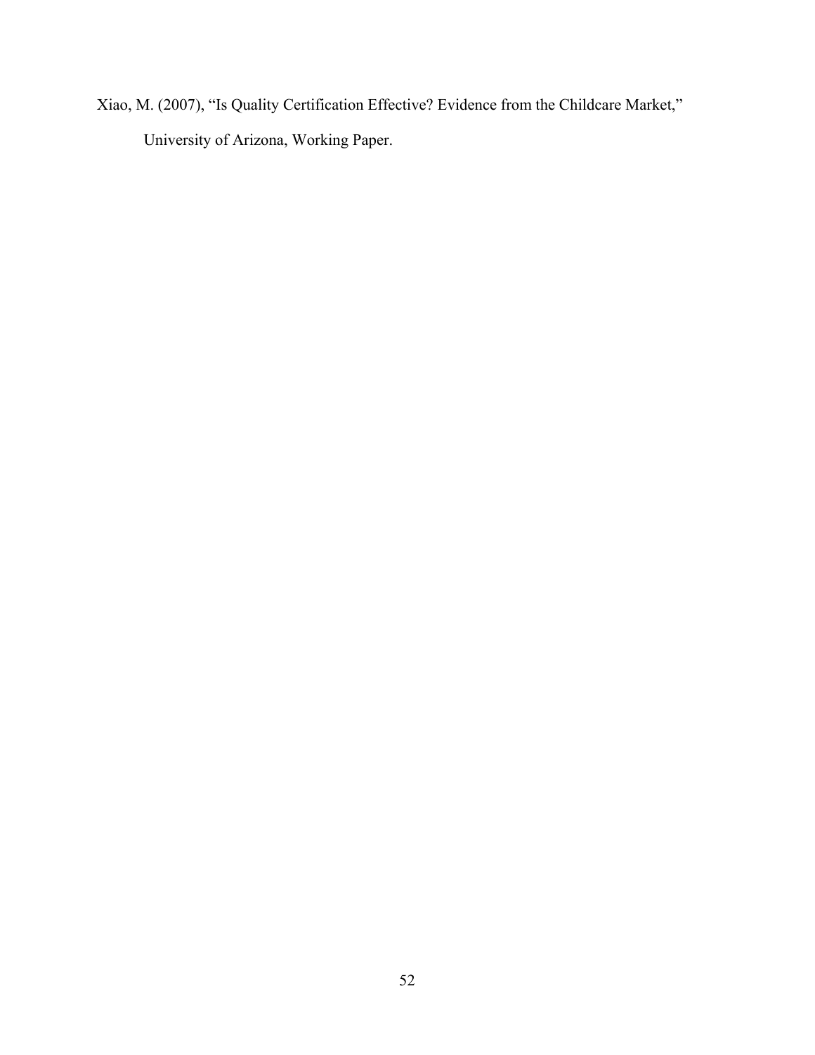Xiao, M. (2007), “Is Quality Certification Effective? Evidence from the Childcare Market,” University of Arizona, Working Paper.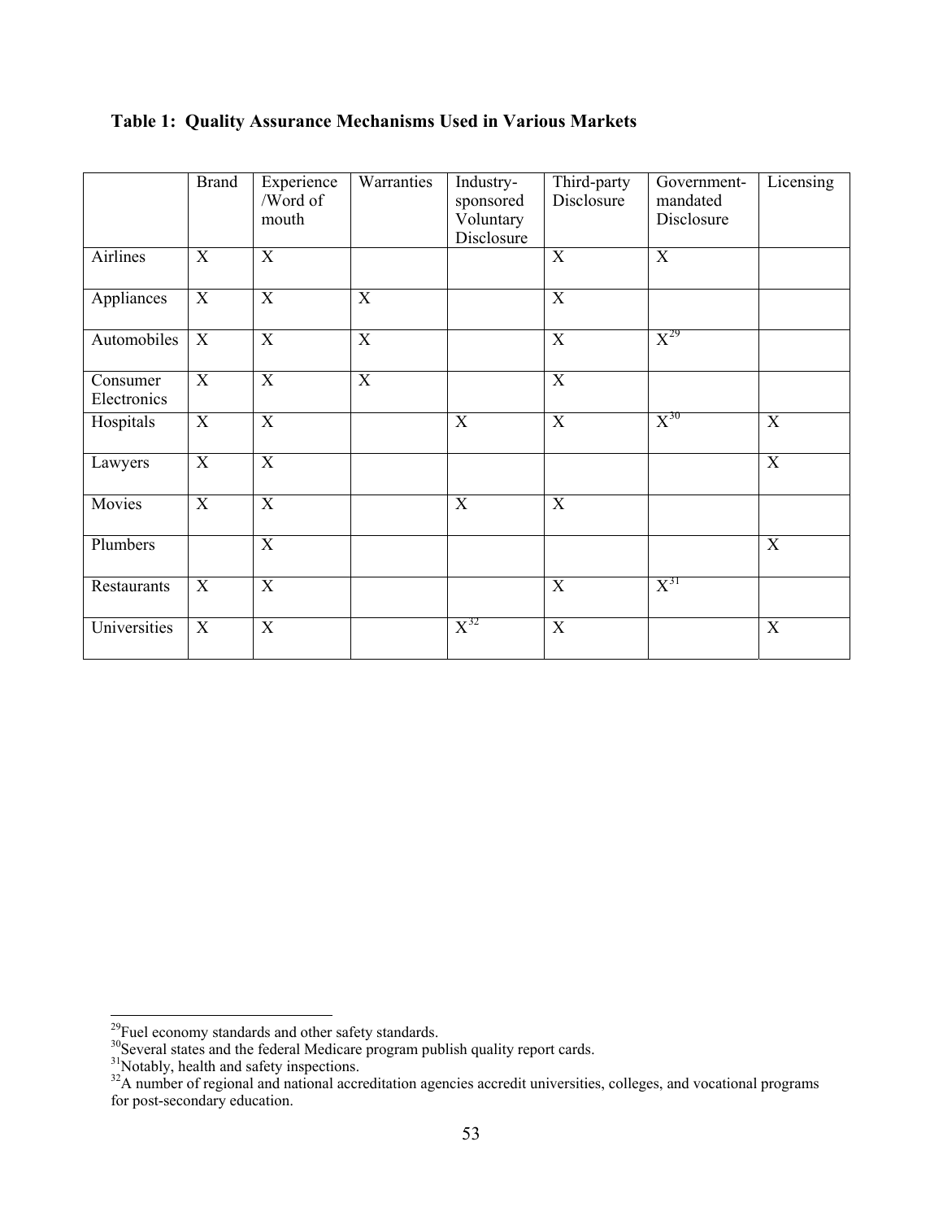**Table 1: Quality Assurance Mechanisms Used in Various Markets**

| | Brand | Experience /Word of mouth | Warranties | Industry-sponsored Voluntary Disclosure | Third-party Disclosure | Government-mandated Disclosure | Licensing |
|---|---|---|---|---|---|---|---|
| Airlines | X | X | | | X | X | |
| Appliances | X | X | X | | X | | |
| Automobiles | X | X | X | | X | X[29] | |
| Consumer Electronics | X | X | X | | X | | |
| Hospitals | X | X | | X | X | X[30] | X |
| Lawyers | X | X | | | | | X |
| Movies | X | X | | X | X | | |
| Plumbers | | X | | | | | X |
| Restaurants | X | X | | | X | X[31] | |
| Universities | X | X | | X[32] | X | | X |

[29]Fuel economy standards and other safety standards.

[30]Several states and the federal Medicare program publish quality report cards.

[31]Notably, health and safety inspections.

[32]A number of regional and national accreditation agencies accredit universities, colleges, and vocational programs for post-secondary education.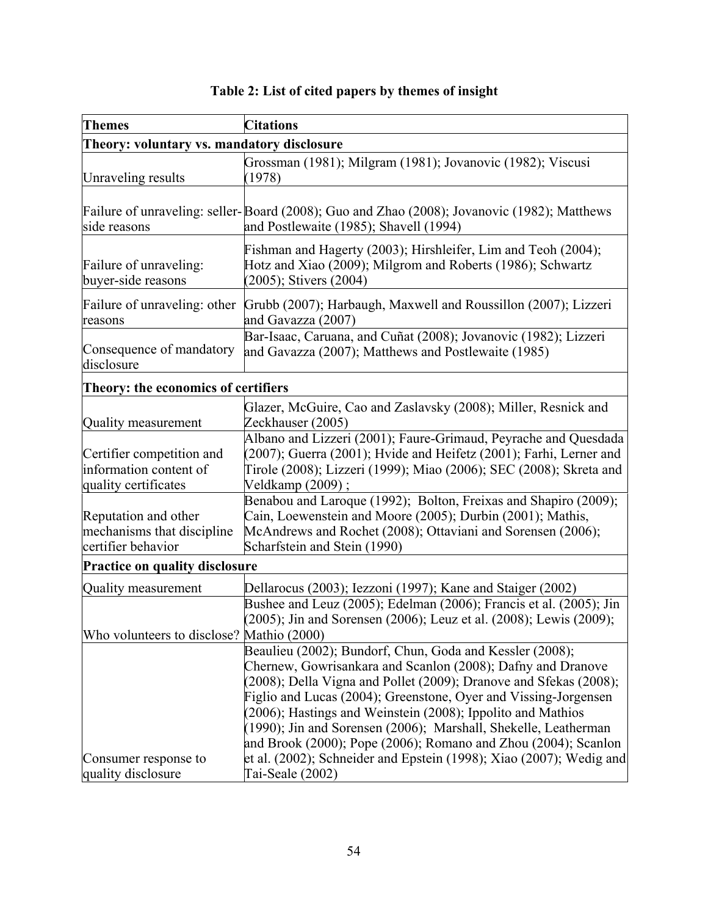**Table 2: List of cited papers by themes of insight**

| Themes | Citations |
|---|---|
| **Theory: voluntary vs. mandatory disclosure** | |
| Unraveling results | Grossman (1981); Milgram (1981); Jovanovic (1982); Viscusi (1978) |
| Failure of unraveling: seller-side reasons | Board (2008); Guo and Zhao (2008); Jovanovic (1982); Matthews and Postlewaite (1985); Shavell (1994) |
| Failure of unraveling: buyer-side reasons | Fishman and Hagerty (2003); Hirshleifer, Lim and Teoh (2004); Hotz and Xiao (2009); Milgrom and Roberts (1986); Schwartz (2005); Stivers (2004) |
| Failure of unraveling: other reasons | Grubb (2007); Harbaugh, Maxwell and Roussillon (2007); Lizzeri and Gavazza (2007) |
| Consequence of mandatory disclosure | Bar-Isaac, Caruana, and Cuñat (2008); Jovanovic (1982); Lizzeri and Gavazza (2007); Matthews and Postlewaite (1985) |
| **Theory: the economics of certifiers** | |
| Quality measurement | Glazer, McGuire, Cao and Zaslavsky (2008); Miller, Resnick and Zeckhauser (2005) |
| Certifier competition and information content of quality certificates | Albano and Lizzeri (2001); Faure-Grimaud, Peyrache and Quesdada (2007); Guerra (2001); Hvide and Heifetz (2001); Farhi, Lerner and Tirole (2008); Lizzeri (1999); Miao (2006); SEC (2008); Skreta and Veldkamp (2009) ; |
| Reputation and other mechanisms that discipline certifier behavior | Benabou and Laroque (1992); Bolton, Freixas and Shapiro (2009); Cain, Loewenstein and Moore (2005); Durbin (2001); Mathis, McAndrews and Rochet (2008); Ottaviani and Sorensen (2006); Scharfstein and Stein (1990) |
| **Practice on quality disclosure** | |
| Quality measurement | Dellarocus (2003); Iezzoni (1997); Kane and Staiger (2002) |
| Who volunteers to disclose? | Bushee and Leuz (2005); Edelman (2006); Francis et al. (2005); Jin (2005); Jin and Sorensen (2006); Leuz et al. (2008); Lewis (2009); Mathio (2000) |
| Consumer response to quality disclosure | Beaulieu (2002); Bundorf, Chun, Goda and Kessler (2008); Chernew, Gowrisankara and Scanlon (2008); Dafny and Dranove (2008); Della Vigna and Pollet (2009); Dranove and Sfekas (2008); Figlio and Lucas (2004); Greenstone, Oyer and Vissing-Jorgensen (2006); Hastings and Weinstein (2008); Ippolito and Mathios (1990); Jin and Sorensen (2006); Marshall, Shekelle, Leatherman and Brook (2000); Pope (2006); Romano and Zhou (2004); Scanlon et al. (2002); Schneider and Epstein (1998); Xiao (2007); Wedig and Tai-Seale (2002) |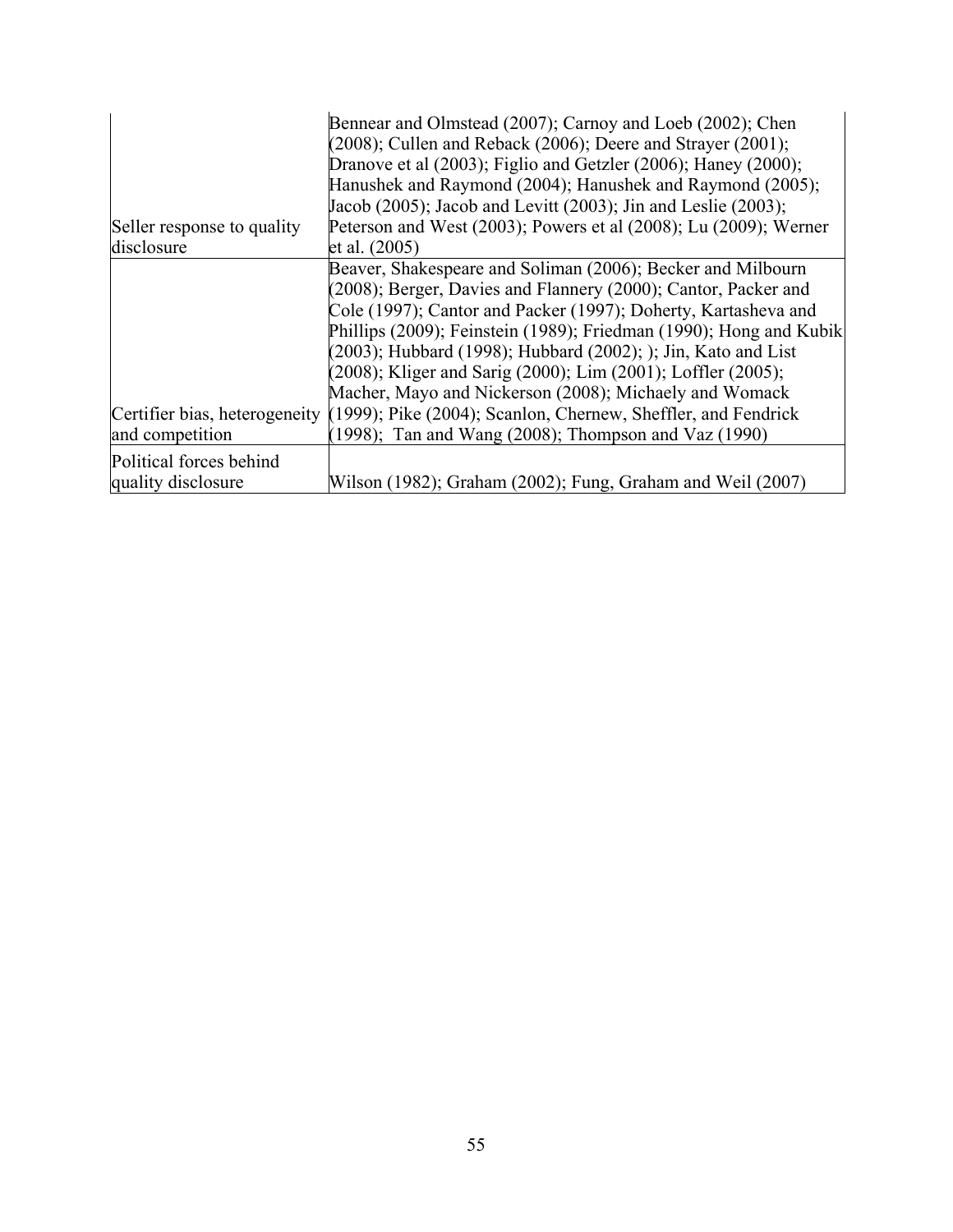| | |
|---|---|
| Seller response to quality disclosure | Bennear and Olmstead (2007); Carnoy and Loeb (2002); Chen (2008); Cullen and Reback (2006); Deere and Strayer (2001); Dranove et al (2003); Figlio and Getzler (2006); Haney (2000); Hanushek and Raymond (2004); Hanushek and Raymond (2005); Jacob (2005); Jacob and Levitt (2003); Jin and Leslie (2003); Peterson and West (2003); Powers et al (2008); Lu (2009); Werner et al. (2005) |
| Certifier bias, heterogeneity and competition | Beaver, Shakespeare and Soliman (2006); Becker and Milbourn (2008); Berger, Davies and Flannery (2000); Cantor, Packer and Cole (1997); Cantor and Packer (1997); Doherty, Kartasheva and Phillips (2009); Feinstein (1989); Friedman (1990); Hong and Kubik (2003); Hubbard (1998); Hubbard (2002); ); Jin, Kato and List (2008); Kliger and Sarig (2000); Lim (2001); Loffler (2005); Macher, Mayo and Nickerson (2008); Michaely and Womack (1999); Pike (2004); Scanlon, Chernew, Sheffler, and Fendrick (1998); Tan and Wang (2008); Thompson and Vaz (1990) |
| Political forces behind quality disclosure | Wilson (1982); Graham (2002); Fung, Graham and Weil (2007) |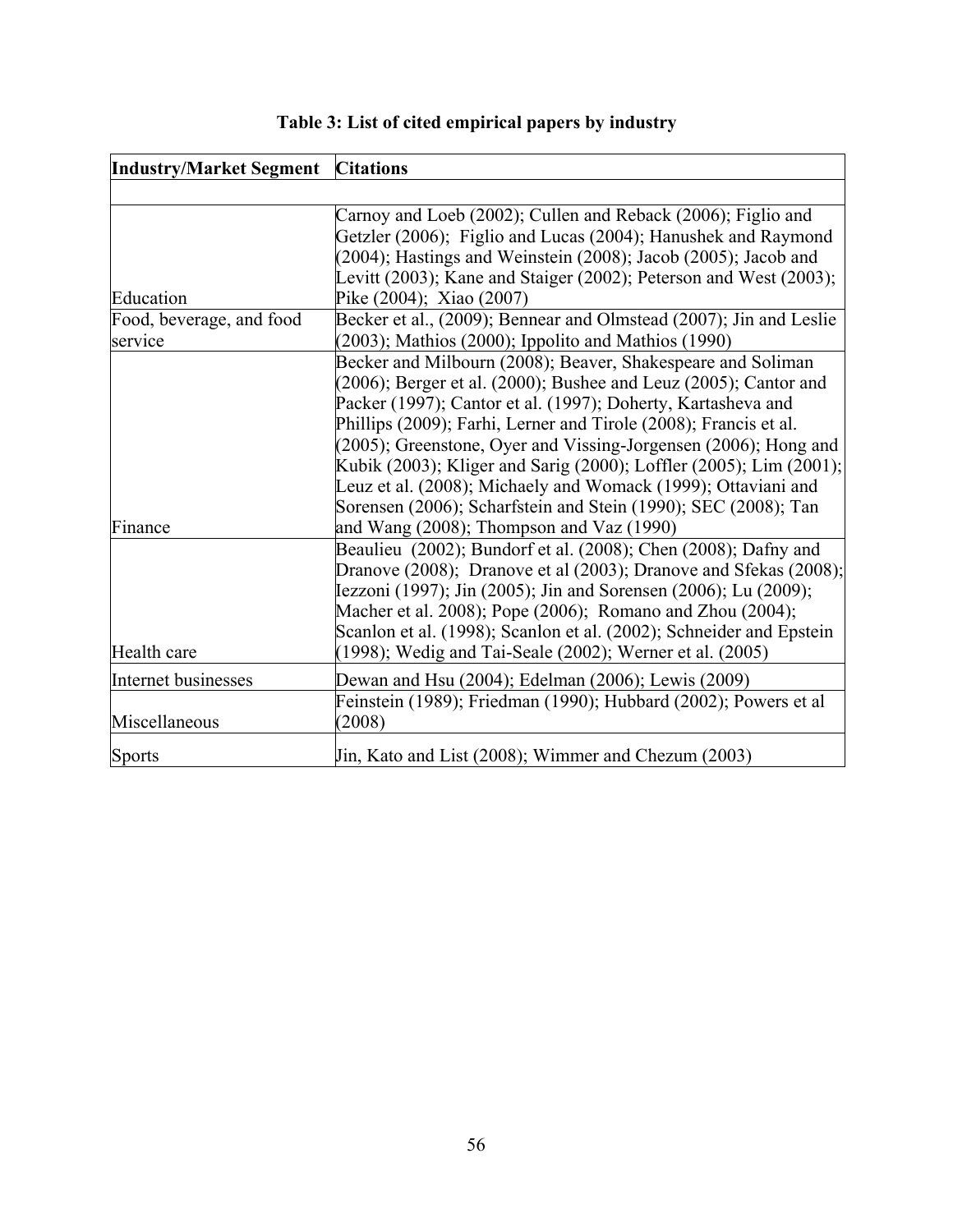**Table 3: List of cited empirical papers by industry**

| Industry/Market Segment | Citations |
|---|---|
| | |
| Education | Carnoy and Loeb (2002); Cullen and Reback (2006); Figlio and Getzler (2006); Figlio and Lucas (2004); Hanushek and Raymond (2004); Hastings and Weinstein (2008); Jacob (2005); Jacob and Levitt (2003); Kane and Staiger (2002); Peterson and West (2003); Pike (2004); Xiao (2007) |
| Food, beverage, and food service | Becker et al., (2009); Bennear and Olmstead (2007); Jin and Leslie (2003); Mathios (2000); Ippolito and Mathios (1990) |
| Finance | Becker and Milbourn (2008); Beaver, Shakespeare and Soliman (2006); Berger et al. (2000); Bushee and Leuz (2005); Cantor and Packer (1997); Cantor et al. (1997); Doherty, Kartasheva and Phillips (2009); Farhi, Lerner and Tirole (2008); Francis et al. (2005); Greenstone, Oyer and Vissing-Jorgensen (2006); Hong and Kubik (2003); Kliger and Sarig (2000); Loffler (2005); Lim (2001); Leuz et al. (2008); Michaely and Womack (1999); Ottaviani and Sorensen (2006); Scharfstein and Stein (1990); SEC (2008); Tan and Wang (2008); Thompson and Vaz (1990) |
| Health care | Beaulieu (2002); Bundorf et al. (2008); Chen (2008); Dafny and Dranove (2008); Dranove et al (2003); Dranove and Sfekas (2008); Iezzoni (1997); Jin (2005); Jin and Sorensen (2006); Lu (2009); Macher et al. 2008); Pope (2006); Romano and Zhou (2004); Scanlon et al. (1998); Scanlon et al. (2002); Schneider and Epstein (1998); Wedig and Tai-Seale (2002); Werner et al. (2005) |
| Internet businesses | Dewan and Hsu (2004); Edelman (2006); Lewis (2009) |
| Miscellaneous | Feinstein (1989); Friedman (1990); Hubbard (2002); Powers et al (2008) |
| Sports | Jin, Kato and List (2008); Wimmer and Chezum (2003) |